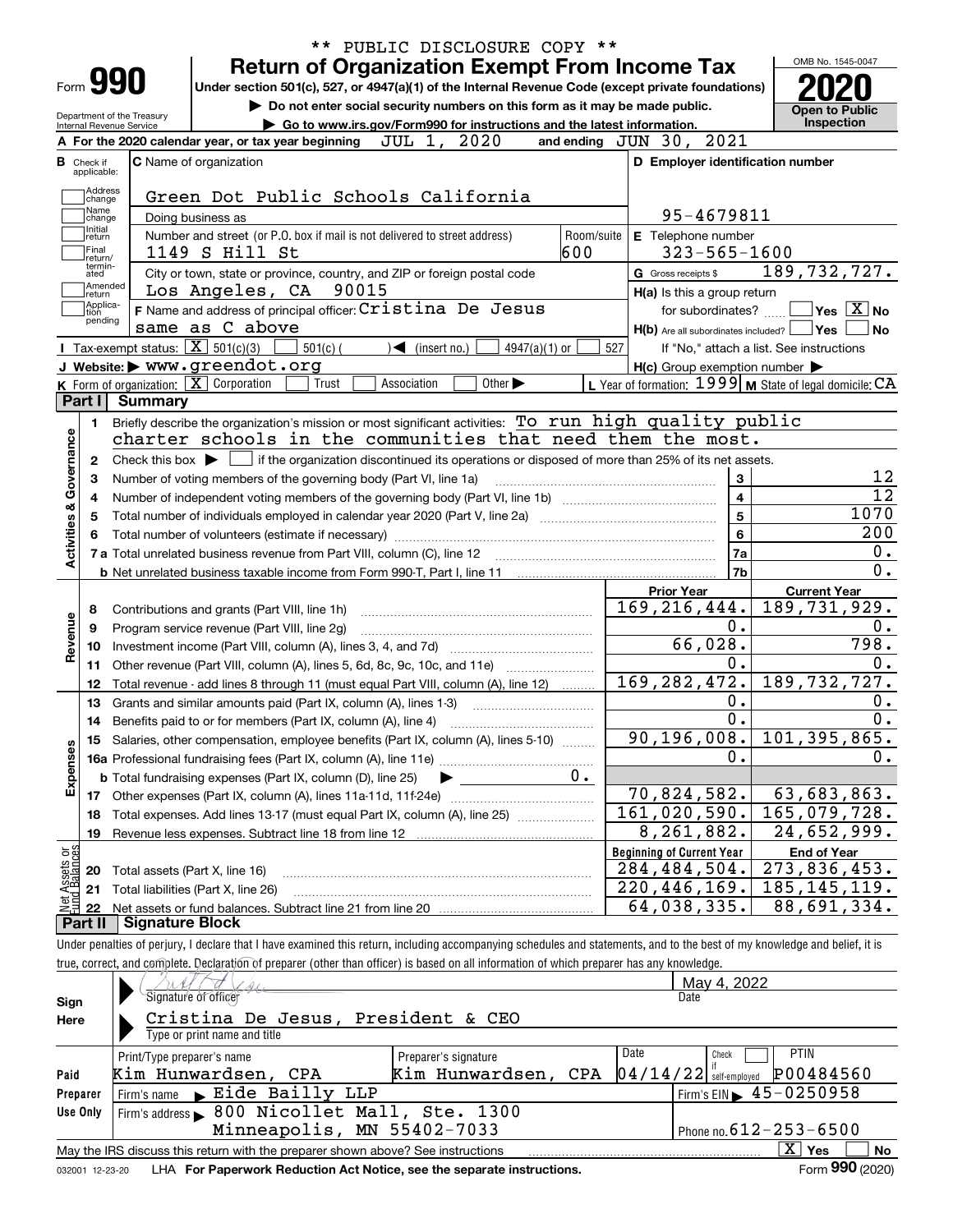** PUBLIC DISCLOSURE COPY **

# Form 990 — Return of Organization Exempt From Income Tax

Under section 501(c), 527, or 4947(a)(1) of the Internal Revenue Code (except private foundations)

▶ Do not enter social security numbers on this form as it may be made public.

▶ Go to www.irs.gov/Form990 for instructions and the latest information.

Department of the Treasury
Internal Revenue Service

OMB No. 1545-0047

**2020**

Open to Public Inspection

**A** For the 2020 calendar year, or tax year beginning JUL 1, 2020 and ending JUN 30, 2021

**B** Check if applicable: Address change, Name change, Initial return, Final return/terminated, Amended return, Application pending

**C** Name of organization: Green Dot Public Schools California

Doing business as

Number and street (or P.O. box if mail is not delivered to street address): 1149 S Hill St — Room/suite: 600

City or town, state or province, country, and ZIP or foreign postal code: Los Angeles, CA 90015

**D** Employer identification number: 95-4679811

**E** Telephone number: 323-565-1600

**G** Gross receipts $ 189,732,727.

**F** Name and address of principal officer: Cristina De Jesus, same as C above

**H(a)** Is this a group return for subordinates? ☐ Yes ☒ No

**H(b)** Are all subordinates included? ☐ Yes ☐ No — If "No," attach a list. See instructions

**H(c)** Group exemption number ▶

**I** Tax-exempt status: ☒ 501(c)(3) ☐ 501(c) ( ) ◀ (insert no.) ☐ 4947(a)(1) or ☐ 527

**J** Website: ▶ www.greendot.org

**K** Form of organization: ☒ Corporation ☐ Trust ☐ Association ☐ Other ▶

**L** Year of formation: 1999 **M** State of legal domicile: CA

## Part I Summary

**Activities & Governance**

1. Briefly describe the organization's mission or most significant activities: To run high quality public charter schools in the communities that need them the most.
2. Check this box ▶ ☐ if the organization discontinued its operations or disposed of more than 25% of its net assets.

| | | Line | |
|---|---|---|---|
| 3 | Number of voting members of the governing body (Part VI, line 1a) | 3 | 12 |
| 4 | Number of independent voting members of the governing body (Part VI, line 1b) | 4 | 12 |
| 5 | Total number of individuals employed in calendar year 2020 (Part V, line 2a) | 5 | 1070 |
| 6 | Total number of volunteers (estimate if necessary) | 6 | 200 |
| 7a | Total unrelated business revenue from Part VIII, column (C), line 12 | 7a | 0. |
| b | Net unrelated business taxable income from Form 990-T, Part I, line 11 | 7b | 0. |

| | | Prior Year | Current Year |
|---|---|---|---|
| **Revenue** | | | |
| 8 | Contributions and grants (Part VIII, line 1h) | 169,216,444. | 189,731,929. |
| 9 | Program service revenue (Part VIII, line 2g) | 0. | 0. |
| 10 | Investment income (Part VIII, column (A), lines 3, 4, and 7d) | 66,028. | 798. |
| 11 | Other revenue (Part VIII, column (A), lines 5, 6d, 8c, 9c, 10c, and 11e) | 0. | 0. |
| 12 | Total revenue - add lines 8 through 11 (must equal Part VIII, column (A), line 12) | 169,282,472. | 189,732,727. |
| **Expenses** | | | |
| 13 | Grants and similar amounts paid (Part IX, column (A), lines 1-3) | 0. | 0. |
| 14 | Benefits paid to or for members (Part IX, column (A), line 4) | 0. | 0. |
| 15 | Salaries, other compensation, employee benefits (Part IX, column (A), lines 5-10) | 90,196,008. | 101,395,865. |
| 16a | Professional fundraising fees (Part IX, column (A), line 11e) | 0. | 0. |
| b | Total fundraising expenses (Part IX, column (D), line 25) ▶ 0. | | |
| 17 | Other expenses (Part IX, column (A), lines 11a-11d, 11f-24e) | 70,824,582. | 63,683,863. |
| 18 | Total expenses. Add lines 13-17 (must equal Part IX, column (A), line 25) | 161,020,590. | 165,079,728. |
| 19 | Revenue less expenses. Subtract line 18 from line 12 | 8,261,882. | 24,652,999. |
| **Net Assets or Fund Balances** | | **Beginning of Current Year** | **End of Year** |
| 20 | Total assets (Part X, line 16) | 284,484,504. | 273,836,453. |
| 21 | Total liabilities (Part X, line 26) | 220,446,169. | 185,145,119. |
| 22 | Net assets or fund balances. Subtract line 21 from line 20 | 64,038,335. | 88,691,334. |

## Part II Signature Block

Under penalties of perjury, I declare that I have examined this return, including accompanying schedules and statements, and to the best of my knowledge and belief, it is true, correct, and complete. Declaration of preparer (other than officer) is based on all information of which preparer has any knowledge.

**Sign Here**

Signature of officer — Date: May 4, 2022

Cristina De Jesus, President & CEO
Type or print name and title

**Paid Preparer Use Only**

| Print/Type preparer's name | Preparer's signature | Date | Check if self-employed | PTIN |
|---|---|---|---|---|
| Kim Hunwardsen, CPA | Kim Hunwardsen, CPA | 04/14/22 | ☐ | P00484560 |

Firm's name ▶ Eide Bailly LLP — Firm's EIN ▶ 45-0250958

Firm's address ▶ 800 Nicollet Mall, Ste. 1300, Minneapolis, MN 55402-7033 — Phone no. 612-253-6500

May the IRS discuss this return with the preparer shown above? See instructions ☒ Yes ☐ No

032001 12-23-20 LHA For Paperwork Reduction Act Notice, see the separate instructions. Form **990** (2020)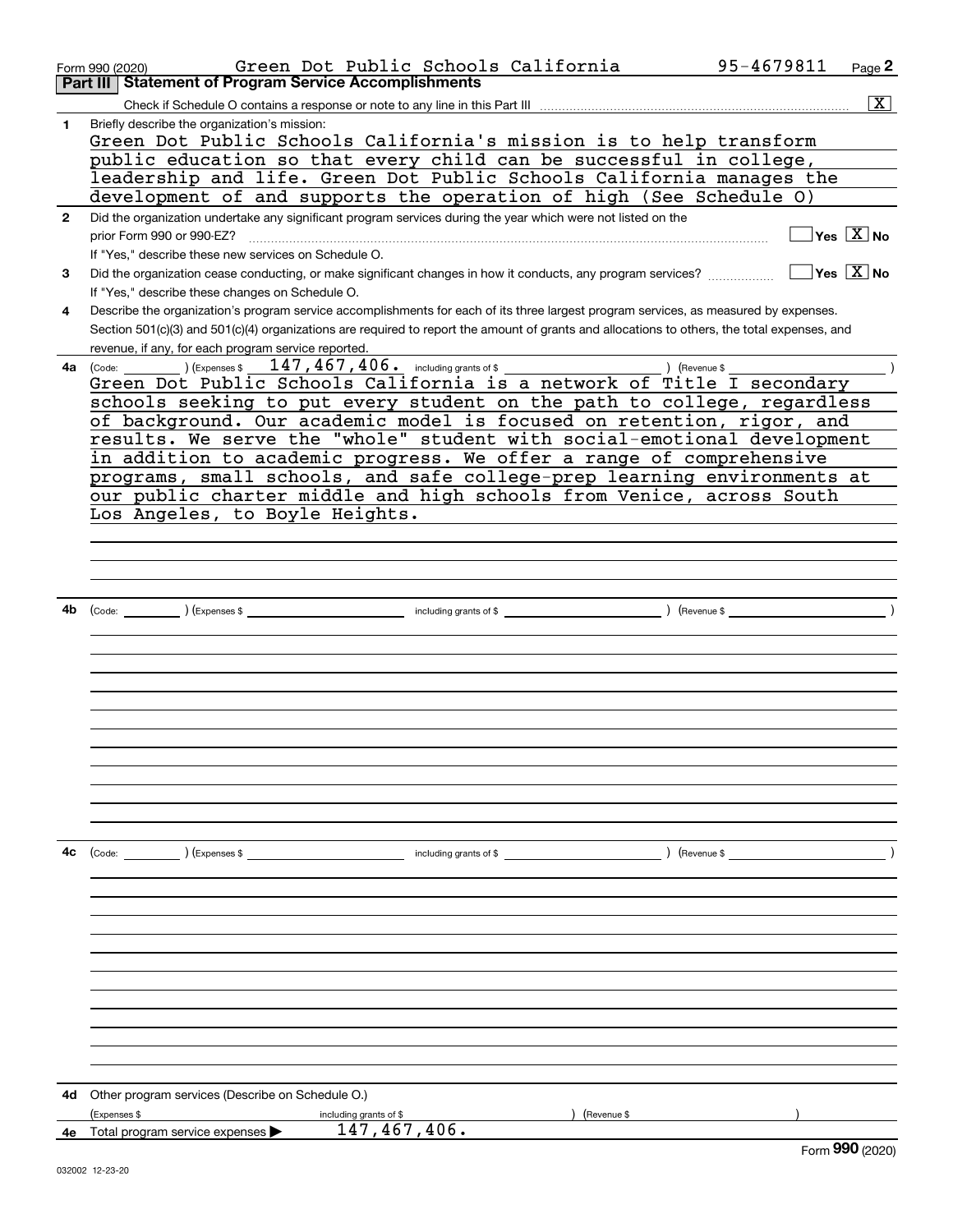Form 990 (2020) Green Dot Public Schools California 95-4679811 Page 2

## Part III | Statement of Program Service Accomplishments

Check if Schedule O contains a response or note to any line in this Part III .......... [X]

**1** Briefly describe the organization's mission:

Green Dot Public Schools California's mission is to help transform public education so that every child can be successful in college, leadership and life. Green Dot Public Schools California manages the development of and supports the operation of high (See Schedule O)

**2** Did the organization undertake any significant program services during the year which were not listed on the prior Form 990 or 990-EZ? .......... [ ] Yes [X] No

If "Yes," describe these new services on Schedule O.

**3** Did the organization cease conducting, or make significant changes in how it conducts, any program services? .......... [ ] Yes [X] No

If "Yes," describe these changes on Schedule O.

**4** Describe the organization's program service accomplishments for each of its three largest program services, as measured by expenses. Section 501(c)(3) and 501(c)(4) organizations are required to report the amount of grants and allocations to others, the total expenses, and revenue, if any, for each program service reported.

**4a** (Code: ) (Expenses $ 147,467,406. including grants of $ ) (Revenue $ )

Green Dot Public Schools California is a network of Title I secondary schools seeking to put every student on the path to college, regardless of background. Our academic model is focused on retention, rigor, and results. We serve the "whole" student with social-emotional development in addition to academic progress. We offer a range of comprehensive programs, small schools, and safe college-prep learning environments at our public charter middle and high schools from Venice, across South Los Angeles, to Boyle Heights.

**4b** (Code: ) (Expenses $ including grants of $ ) (Revenue $ )

**4c** (Code: ) (Expenses $ including grants of $ ) (Revenue $ )

**4d** Other program services (Describe on Schedule O.)

(Expenses $ including grants of $ ) (Revenue $ )

**4e** Total program service expenses ▶ 147,467,406.

Form **990** (2020)

032002 12-23-20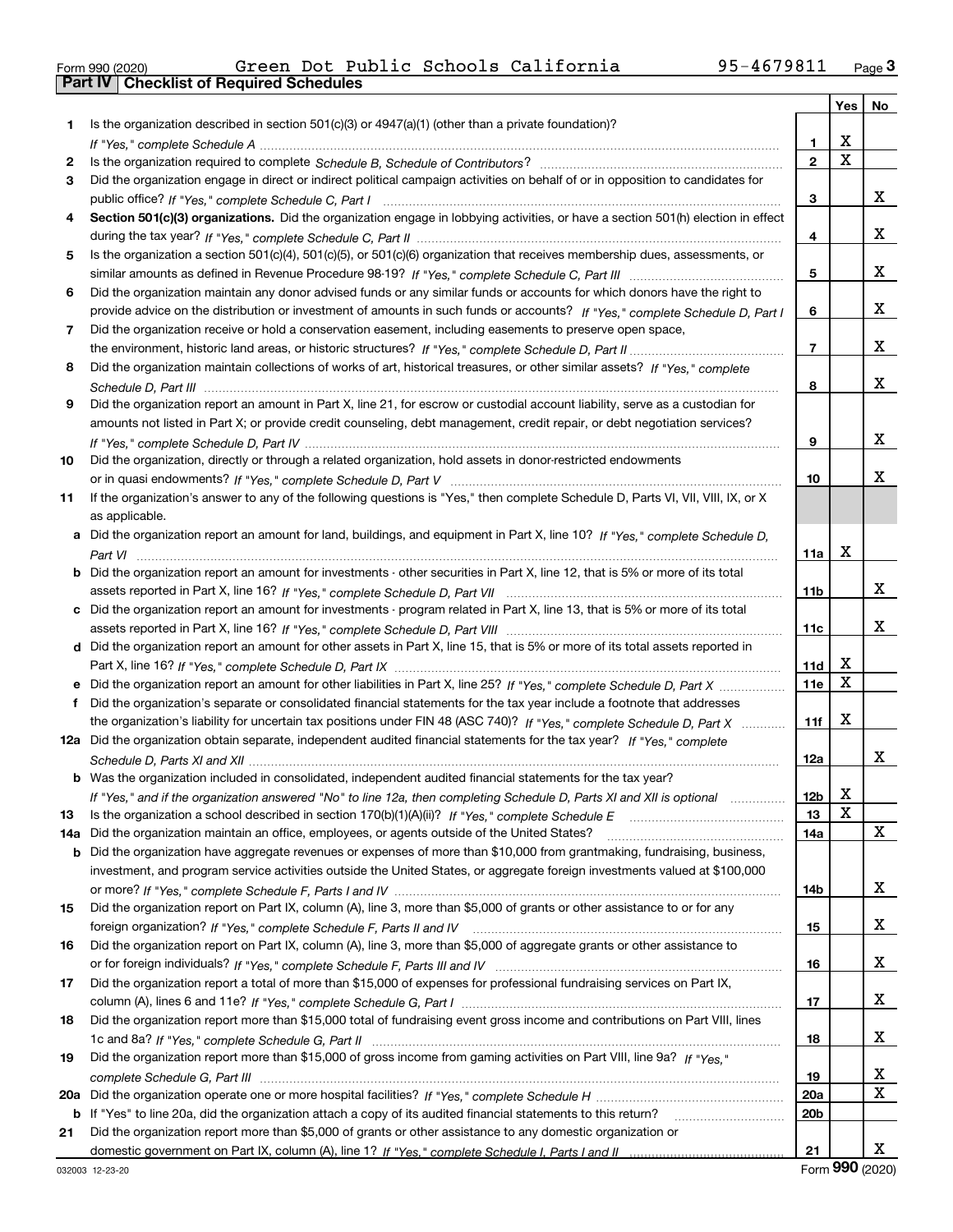Form 990 (2020) Green Dot Public Schools California 95-4679811 Page **3**

## Part IV Checklist of Required Schedules

| | | | Yes | No |
|---|---|---|---|---|
| 1 | Is the organization described in section 501(c)(3) or 4947(a)(1) (other than a private foundation)? *If "Yes," complete Schedule A* | 1 | X | |
| 2 | Is the organization required to complete *Schedule B, Schedule of Contributors*? | 2 | X | |
| 3 | Did the organization engage in direct or indirect political campaign activities on behalf of or in opposition to candidates for public office? *If "Yes," complete Schedule C, Part I* | 3 | | X |
| 4 | **Section 501(c)(3) organizations.** Did the organization engage in lobbying activities, or have a section 501(h) election in effect during the tax year? *If "Yes," complete Schedule C, Part II* | 4 | | X |
| 5 | Is the organization a section 501(c)(4), 501(c)(5), or 501(c)(6) organization that receives membership dues, assessments, or similar amounts as defined in Revenue Procedure 98-19? *If "Yes," complete Schedule C, Part III* | 5 | | X |
| 6 | Did the organization maintain any donor advised funds or any similar funds or accounts for which donors have the right to provide advice on the distribution or investment of amounts in such funds or accounts? *If "Yes," complete Schedule D, Part I* | 6 | | X |
| 7 | Did the organization receive or hold a conservation easement, including easements to preserve open space, the environment, historic land areas, or historic structures? *If "Yes," complete Schedule D, Part II* | 7 | | X |
| 8 | Did the organization maintain collections of works of art, historical treasures, or other similar assets? *If "Yes," complete Schedule D, Part III* | 8 | | X |
| 9 | Did the organization report an amount in Part X, line 21, for escrow or custodial account liability, serve as a custodian for amounts not listed in Part X; or provide credit counseling, debt management, credit repair, or debt negotiation services? *If "Yes," complete Schedule D, Part IV* | 9 | | X |
| 10 | Did the organization, directly or through a related organization, hold assets in donor-restricted endowments or in quasi endowments? *If "Yes," complete Schedule D, Part V* | 10 | | X |
| 11 | If the organization's answer to any of the following questions is "Yes," then complete Schedule D, Parts VI, VII, VIII, IX, or X as applicable. | | | |
| a | Did the organization report an amount for land, buildings, and equipment in Part X, line 10? *If "Yes," complete Schedule D, Part VI* | 11a | X | |
| b | Did the organization report an amount for investments - other securities in Part X, line 12, that is 5% or more of its total assets reported in Part X, line 16? *If "Yes," complete Schedule D, Part VII* | 11b | | X |
| c | Did the organization report an amount for investments - program related in Part X, line 13, that is 5% or more of its total assets reported in Part X, line 16? *If "Yes," complete Schedule D, Part VIII* | 11c | | X |
| d | Did the organization report an amount for other assets in Part X, line 15, that is 5% or more of its total assets reported in Part X, line 16? *If "Yes," complete Schedule D, Part IX* | 11d | X | |
| e | Did the organization report an amount for other liabilities in Part X, line 25? *If "Yes," complete Schedule D, Part X* | 11e | X | |
| f | Did the organization's separate or consolidated financial statements for the tax year include a footnote that addresses the organization's liability for uncertain tax positions under FIN 48 (ASC 740)? *If "Yes," complete Schedule D, Part X* | 11f | X | |
| 12a | Did the organization obtain separate, independent audited financial statements for the tax year? *If "Yes," complete Schedule D, Parts XI and XII* | 12a | | X |
| b | Was the organization included in consolidated, independent audited financial statements for the tax year? *If "Yes," and if the organization answered "No" to line 12a, then completing Schedule D, Parts XI and XII is optional* | 12b | X | |
| 13 | Is the organization a school described in section 170(b)(1)(A)(ii)? *If "Yes," complete Schedule E* | 13 | X | |
| 14a | Did the organization maintain an office, employees, or agents outside of the United States? | 14a | | X |
| b | Did the organization have aggregate revenues or expenses of more than $10,000 from grantmaking, fundraising, business, investment, and program service activities outside the United States, or aggregate foreign investments valued at $100,000 or more? *If "Yes," complete Schedule F, Parts I and IV* | 14b | | X |
| 15 | Did the organization report on Part IX, column (A), line 3, more than $5,000 of grants or other assistance to or for any foreign organization? *If "Yes," complete Schedule F, Parts II and IV* | 15 | | X |
| 16 | Did the organization report on Part IX, column (A), line 3, more than $5,000 of aggregate grants or other assistance to or for foreign individuals? *If "Yes," complete Schedule F, Parts III and IV* | 16 | | X |
| 17 | Did the organization report a total of more than $15,000 of expenses for professional fundraising services on Part IX, column (A), lines 6 and 11e? *If "Yes," complete Schedule G, Part I* | 17 | | X |
| 18 | Did the organization report more than $15,000 total of fundraising event gross income and contributions on Part VIII, lines 1c and 8a? *If "Yes," complete Schedule G, Part II* | 18 | | X |
| 19 | Did the organization report more than $15,000 of gross income from gaming activities on Part VIII, line 9a? *If "Yes," complete Schedule G, Part III* | 19 | | X |
| 20a | Did the organization operate one or more hospital facilities? *If "Yes," complete Schedule H* | 20a | | X |
| b | If "Yes" to line 20a, did the organization attach a copy of its audited financial statements to this return? | 20b | | |
| 21 | Did the organization report more than $5,000 of grants or other assistance to any domestic organization or domestic government on Part IX, column (A), line 1? *If "Yes," complete Schedule I, Parts I and II* | 21 | | X |

032003 12-23-20 Form **990** (2020)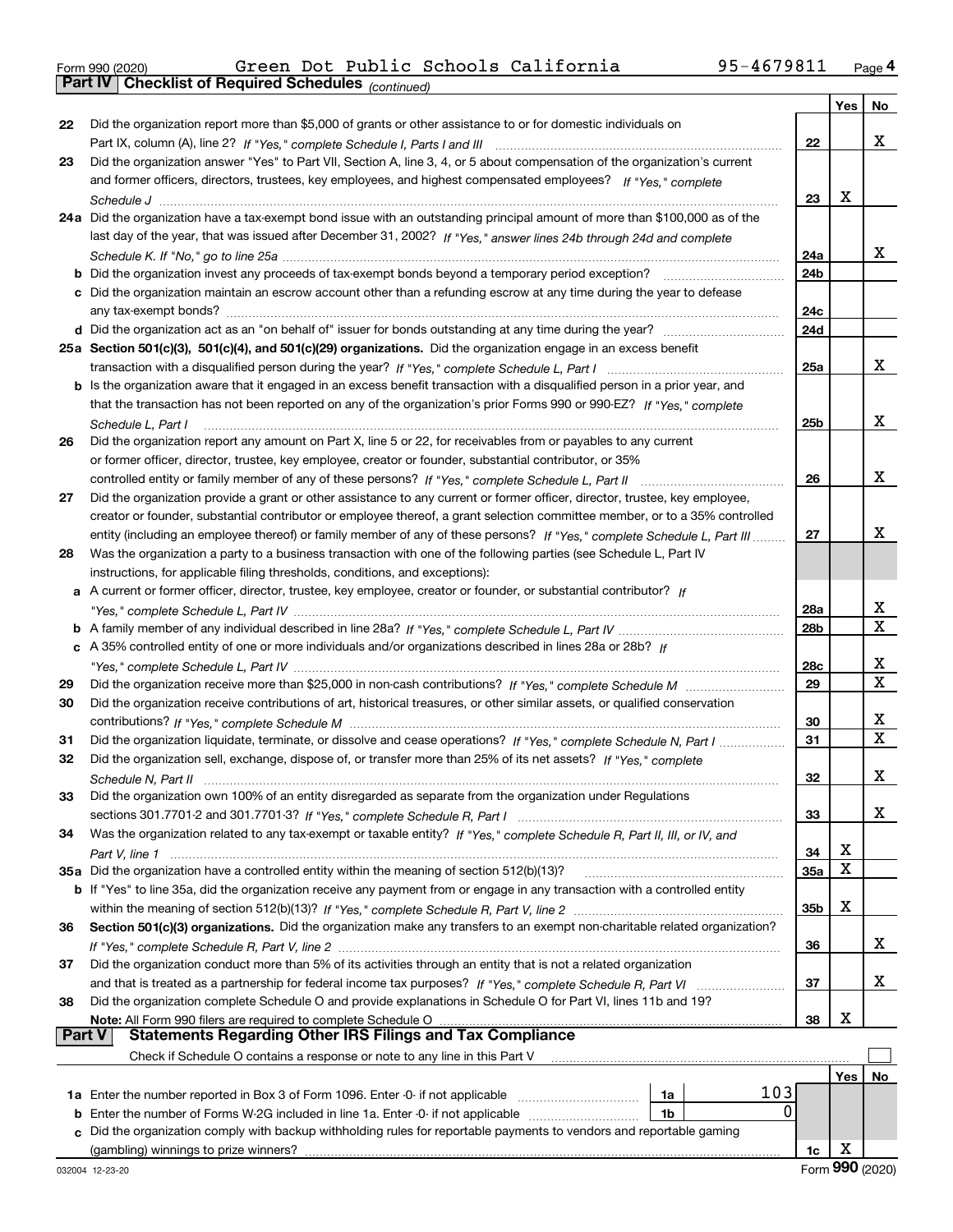Form 990 (2020) Green Dot Public Schools California 95-4679811 Page 4

**Part IV | Checklist of Required Schedules** *(continued)*

| | | | Yes | No |
|---|---|---|---|---|
| 22 | Did the organization report more than $5,000 of grants or other assistance to or for domestic individuals on Part IX, column (A), line 2? *If "Yes," complete Schedule I, Parts I and III* | 22 | | X |
| 23 | Did the organization answer "Yes" to Part VII, Section A, line 3, 4, or 5 about compensation of the organization's current and former officers, directors, trustees, key employees, and highest compensated employees? *If "Yes," complete Schedule J* | 23 | X | |
| 24a | Did the organization have a tax-exempt bond issue with an outstanding principal amount of more than $100,000 as of the last day of the year, that was issued after December 31, 2002? *If "Yes," answer lines 24b through 24d and complete Schedule K. If "No," go to line 25a* | 24a | | X |
| b | Did the organization invest any proceeds of tax-exempt bonds beyond a temporary period exception? | 24b | | |
| c | Did the organization maintain an escrow account other than a refunding escrow at any time during the year to defease any tax-exempt bonds? | 24c | | |
| d | Did the organization act as an "on behalf of" issuer for bonds outstanding at any time during the year? | 24d | | |
| 25a | **Section 501(c)(3), 501(c)(4), and 501(c)(29) organizations.** Did the organization engage in an excess benefit transaction with a disqualified person during the year? *If "Yes," complete Schedule L, Part I* | 25a | | X |
| b | Is the organization aware that it engaged in an excess benefit transaction with a disqualified person in a prior year, and that the transaction has not been reported on any of the organization's prior Forms 990 or 990-EZ? *If "Yes," complete Schedule L, Part I* | 25b | | X |
| 26 | Did the organization report any amount on Part X, line 5 or 22, for receivables from or payables to any current or former officer, director, trustee, key employee, creator or founder, substantial contributor, or 35% controlled entity or family member of any of these persons? *If "Yes," complete Schedule L, Part II* | 26 | | X |
| 27 | Did the organization provide a grant or other assistance to any current or former officer, director, trustee, key employee, creator or founder, substantial contributor or employee thereof, a grant selection committee member, or to a 35% controlled entity (including an employee thereof) or family member of any of these persons? *If "Yes," complete Schedule L, Part III* | 27 | | X |
| 28 | Was the organization a party to a business transaction with one of the following parties (see Schedule L, Part IV instructions, for applicable filing thresholds, conditions, and exceptions): | | | |
| a | A current or former officer, director, trustee, key employee, creator or founder, or substantial contributor? *If "Yes," complete Schedule L, Part IV* | 28a | | X |
| b | A family member of any individual described in line 28a? *If "Yes," complete Schedule L, Part IV* | 28b | | X |
| c | A 35% controlled entity of one or more individuals and/or organizations described in lines 28a or 28b? *If "Yes," complete Schedule L, Part IV* | 28c | | X |
| 29 | Did the organization receive more than $25,000 in non-cash contributions? *If "Yes," complete Schedule M* | 29 | | X |
| 30 | Did the organization receive contributions of art, historical treasures, or other similar assets, or qualified conservation contributions? *If "Yes," complete Schedule M* | 30 | | X |
| 31 | Did the organization liquidate, terminate, or dissolve and cease operations? *If "Yes," complete Schedule N, Part I* | 31 | | X |
| 32 | Did the organization sell, exchange, dispose of, or transfer more than 25% of its net assets? *If "Yes," complete Schedule N, Part II* | 32 | | X |
| 33 | Did the organization own 100% of an entity disregarded as separate from the organization under Regulations sections 301.7701-2 and 301.7701-3? *If "Yes," complete Schedule R, Part I* | 33 | | X |
| 34 | Was the organization related to any tax-exempt or taxable entity? *If "Yes," complete Schedule R, Part II, III, or IV, and Part V, line 1* | 34 | X | |
| 35a | Did the organization have a controlled entity within the meaning of section 512(b)(13)? | 35a | X | |
| b | If "Yes" to line 35a, did the organization receive any payment from or engage in any transaction with a controlled entity within the meaning of section 512(b)(13)? *If "Yes," complete Schedule R, Part V, line 2* | 35b | X | |
| 36 | **Section 501(c)(3) organizations.** Did the organization make any transfers to an exempt non-charitable related organization? *If "Yes," complete Schedule R, Part V, line 2* | 36 | | X |
| 37 | Did the organization conduct more than 5% of its activities through an entity that is not a related organization and that is treated as a partnership for federal income tax purposes? *If "Yes," complete Schedule R, Part VI* | 37 | | X |
| 38 | Did the organization complete Schedule O and provide explanations in Schedule O for Part VI, lines 11b and 19? **Note:** All Form 990 filers are required to complete Schedule O | 38 | X | |

**Part V | Statements Regarding Other IRS Filings and Tax Compliance**

Check if Schedule O contains a response or note to any line in this Part V ☐

| | | | | | Yes | No |
|---|---|---|---|---|---|---|
| 1a | Enter the number reported in Box 3 of Form 1096. Enter -0- if not applicable | 1a | 103 | | | |
| b | Enter the number of Forms W-2G included in line 1a. Enter -0- if not applicable | 1b | 0 | | | |
| c | Did the organization comply with backup withholding rules for reportable payments to vendors and reportable gaming (gambling) winnings to prize winners? | | | 1c | X | |

Form **990** (2020)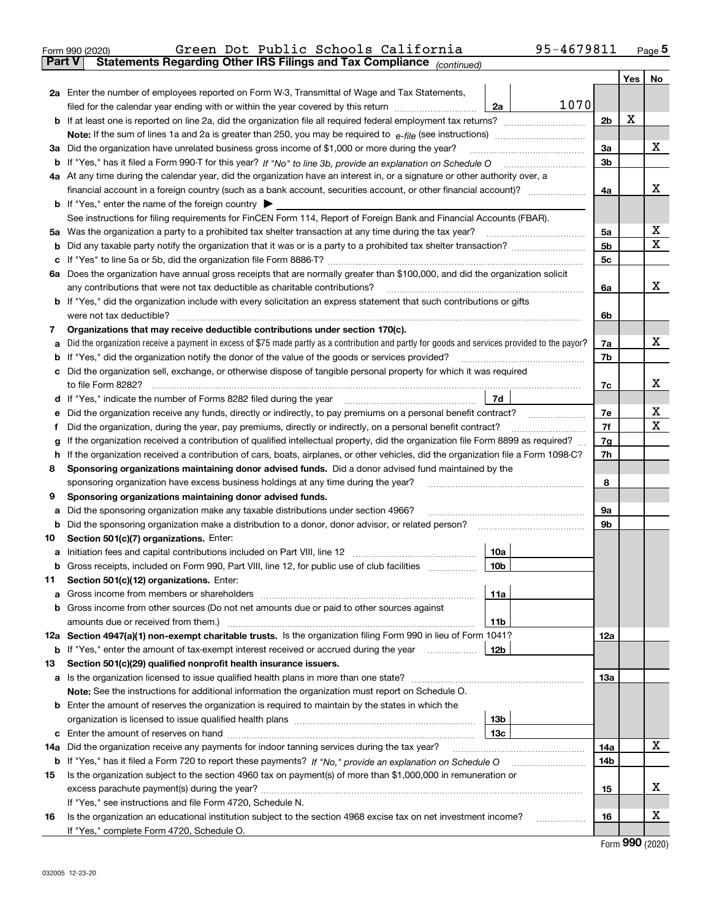Form 990 (2020) Green Dot Public Schools California 95-4679811 Page 5

**Part V Statements Regarding Other IRS Filings and Tax Compliance** *(continued)*

| | | | | Yes | No |
|---|---|---|---|---|---|
| **2a** | Enter the number of employees reported on Form W-3, Transmittal of Wage and Tax Statements, filed for the calendar year ending with or within the year covered by this return | 2a | 1070 | | |
| **b** | If at least one is reported on line 2a, did the organization file all required federal employment tax returns? | | 2b | X | |
| | **Note:** If the sum of lines 1a and 2a is greater than 250, you may be required to *e-file* (see instructions) | | | | |
| **3a** | Did the organization have unrelated business gross income of $1,000 or more during the year? | | 3a | | X |
| **b** | If "Yes," has it filed a Form 990-T for this year? *If "No" to line 3b, provide an explanation on Schedule O* | | 3b | | |
| **4a** | At any time during the calendar year, did the organization have an interest in, or a signature or other authority over, a financial account in a foreign country (such as a bank account, securities account, or other financial account)? | | 4a | | X |
| **b** | If "Yes," enter the name of the foreign country ▶ | | | | |
| | See instructions for filing requirements for FinCEN Form 114, Report of Foreign Bank and Financial Accounts (FBAR). | | | | |
| **5a** | Was the organization a party to a prohibited tax shelter transaction at any time during the tax year? | | 5a | | X |
| **b** | Did any taxable party notify the organization that it was or is a party to a prohibited tax shelter transaction? | | 5b | | X |
| **c** | If "Yes" to line 5a or 5b, did the organization file Form 8886-T? | | 5c | | |
| **6a** | Does the organization have annual gross receipts that are normally greater than $100,000, and did the organization solicit any contributions that were not tax deductible as charitable contributions? | | 6a | | X |
| **b** | If "Yes," did the organization include with every solicitation an express statement that such contributions or gifts were not tax deductible? | | 6b | | |
| **7** | **Organizations that may receive deductible contributions under section 170(c).** | | | | |
| **a** | Did the organization receive a payment in excess of $75 made partly as a contribution and partly for goods and services provided to the payor? | | 7a | | X |
| **b** | If "Yes," did the organization notify the donor of the value of the goods or services provided? | | 7b | | |
| **c** | Did the organization sell, exchange, or otherwise dispose of tangible personal property for which it was required to file Form 8282? | | 7c | | X |
| **d** | If "Yes," indicate the number of Forms 8282 filed during the year | 7d | | | |
| **e** | Did the organization receive any funds, directly or indirectly, to pay premiums on a personal benefit contract? | | 7e | | X |
| **f** | Did the organization, during the year, pay premiums, directly or indirectly, on a personal benefit contract? | | 7f | | X |
| **g** | If the organization received a contribution of qualified intellectual property, did the organization file Form 8899 as required? | | 7g | | |
| **h** | If the organization received a contribution of cars, boats, airplanes, or other vehicles, did the organization file a Form 1098-C? | | 7h | | |
| **8** | **Sponsoring organizations maintaining donor advised funds.** Did a donor advised fund maintained by the sponsoring organization have excess business holdings at any time during the year? | | 8 | | |
| **9** | **Sponsoring organizations maintaining donor advised funds.** | | | | |
| **a** | Did the sponsoring organization make any taxable distributions under section 4966? | | 9a | | |
| **b** | Did the sponsoring organization make a distribution to a donor, donor advisor, or related person? | | 9b | | |
| **10** | **Section 501(c)(7) organizations.** Enter: | | | | |
| **a** | Initiation fees and capital contributions included on Part VIII, line 12 | 10a | | | |
| **b** | Gross receipts, included on Form 990, Part VIII, line 12, for public use of club facilities | 10b | | | |
| **11** | **Section 501(c)(12) organizations.** Enter: | | | | |
| **a** | Gross income from members or shareholders | 11a | | | |
| **b** | Gross income from other sources (Do not net amounts due or paid to other sources against amounts due or received from them.) | 11b | | | |
| **12a** | **Section 4947(a)(1) non-exempt charitable trusts.** Is the organization filing Form 990 in lieu of Form 1041? | | 12a | | |
| **b** | If "Yes," enter the amount of tax-exempt interest received or accrued during the year | 12b | | | |
| **13** | **Section 501(c)(29) qualified nonprofit health insurance issuers.** | | | | |
| **a** | Is the organization licensed to issue qualified health plans in more than one state? | | 13a | | |
| | **Note:** See the instructions for additional information the organization must report on Schedule O. | | | | |
| **b** | Enter the amount of reserves the organization is required to maintain by the states in which the organization is licensed to issue qualified health plans | 13b | | | |
| **c** | Enter the amount of reserves on hand | 13c | | | |
| **14a** | Did the organization receive any payments for indoor tanning services during the tax year? | | 14a | | X |
| **b** | If "Yes," has it filed a Form 720 to report these payments? *If "No," provide an explanation on Schedule O* | | 14b | | |
| **15** | Is the organization subject to the section 4960 tax on payment(s) of more than $1,000,000 in remuneration or excess parachute payment(s) during the year? | | 15 | | X |
| | If "Yes," see instructions and file Form 4720, Schedule N. | | | | |
| **16** | Is the organization an educational institution subject to the section 4968 excise tax on net investment income? | | 16 | | X |
| | If "Yes," complete Form 4720, Schedule O. | | | | |

Form **990** (2020)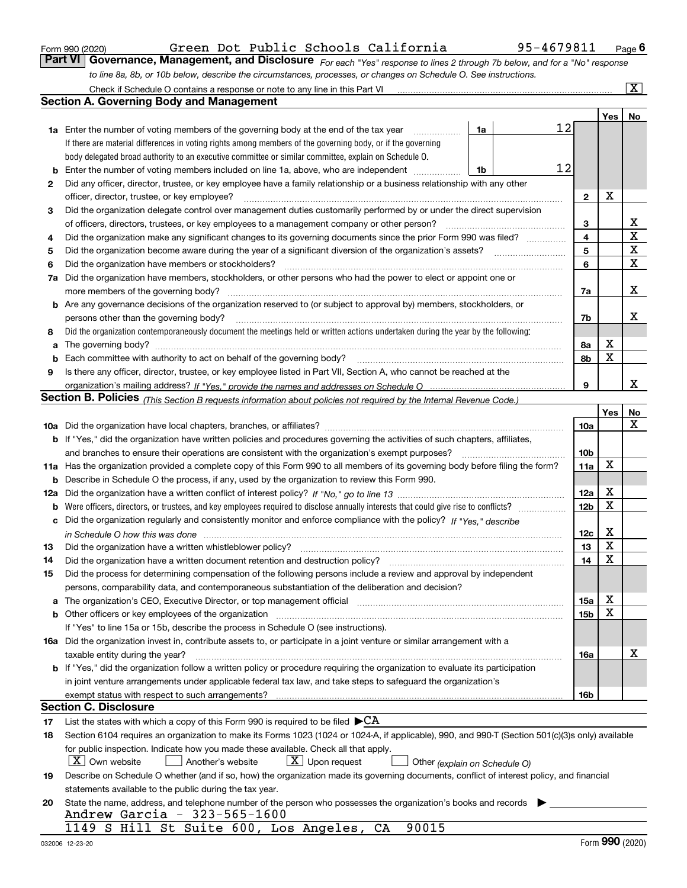Form 990 (2020) Green Dot Public Schools California 95-4679811 Page 6

## Part VI Governance, Management, and Disclosure

*For each "Yes" response to lines 2 through 7b below, and for a "No" response to line 8a, 8b, or 10b below, describe the circumstances, processes, or changes on Schedule O. See instructions.*

Check if Schedule O contains a response or note to any line in this Part VI [X]

### Section A. Governing Body and Management

| | | | | Yes | No |
|---|---|---|---|---|---|
| **1a** | Enter the number of voting members of the governing body at the end of the tax year. If there are material differences in voting rights among members of the governing body, or if the governing body delegated broad authority to an executive committee or similar committee, explain on Schedule O. | 1a | 12 | | |
| **b** | Enter the number of voting members included on line 1a, above, who are independent | 1b | 12 | | |
| **2** | Did any officer, director, trustee, or key employee have a family relationship or a business relationship with any other officer, director, trustee, or key employee? | | 2 | X | |
| **3** | Did the organization delegate control over management duties customarily performed by or under the direct supervision of officers, directors, trustees, or key employees to a management company or other person? | | 3 | | X |
| **4** | Did the organization make any significant changes to its governing documents since the prior Form 990 was filed? | | 4 | | X |
| **5** | Did the organization become aware during the year of a significant diversion of the organization's assets? | | 5 | | X |
| **6** | Did the organization have members or stockholders? | | 6 | | X |
| **7a** | Did the organization have members, stockholders, or other persons who had the power to elect or appoint one or more members of the governing body? | | 7a | | X |
| **b** | Are any governance decisions of the organization reserved to (or subject to approval by) members, stockholders, or persons other than the governing body? | | 7b | | X |
| **8** | Did the organization contemporaneously document the meetings held or written actions undertaken during the year by the following: | | | | |
| **a** | The governing body? | | 8a | X | |
| **b** | Each committee with authority to act on behalf of the governing body? | | 8b | X | |
| **9** | Is there any officer, director, trustee, or key employee listed in Part VII, Section A, who cannot be reached at the organization's mailing address? *If "Yes," provide the names and addresses on Schedule O* | | 9 | | X |

### Section B. Policies *(This Section B requests information about policies not required by the Internal Revenue Code.)*

| | | | Yes | No |
|---|---|---|---|---|
| **10a** | Did the organization have local chapters, branches, or affiliates? | 10a | | X |
| **b** | If "Yes," did the organization have written policies and procedures governing the activities of such chapters, affiliates, and branches to ensure their operations are consistent with the organization's exempt purposes? | 10b | | |
| **11a** | Has the organization provided a complete copy of this Form 990 to all members of its governing body before filing the form? | 11a | X | |
| **b** | Describe in Schedule O the process, if any, used by the organization to review this Form 990. | | | |
| **12a** | Did the organization have a written conflict of interest policy? *If "No," go to line 13* | 12a | X | |
| **b** | Were officers, directors, or trustees, and key employees required to disclose annually interests that could give rise to conflicts? | 12b | X | |
| **c** | Did the organization regularly and consistently monitor and enforce compliance with the policy? *If "Yes," describe in Schedule O how this was done* | 12c | X | |
| **13** | Did the organization have a written whistleblower policy? | 13 | X | |
| **14** | Did the organization have a written document retention and destruction policy? | 14 | X | |
| **15** | Did the process for determining compensation of the following persons include a review and approval by independent persons, comparability data, and contemporaneous substantiation of the deliberation and decision? | | | |
| **a** | The organization's CEO, Executive Director, or top management official | 15a | X | |
| **b** | Other officers or key employees of the organization | 15b | X | |
| | If "Yes" to line 15a or 15b, describe the process in Schedule O (see instructions). | | | |
| **16a** | Did the organization invest in, contribute assets to, or participate in a joint venture or similar arrangement with a taxable entity during the year? | 16a | | X |
| **b** | If "Yes," did the organization follow a written policy or procedure requiring the organization to evaluate its participation in joint venture arrangements under applicable federal tax law, and take steps to safeguard the organization's exempt status with respect to such arrangements? | 16b | | |

### Section C. Disclosure

**17** List the states with which a copy of this Form 990 is required to be filed ▶ CA

**18** Section 6104 requires an organization to make its Forms 1023 (1024 or 1024-A, if applicable), 990, and 990-T (Section 501(c)(3)s only) available for public inspection. Indicate how you made these available. Check all that apply.

[X] Own website [ ] Another's website [X] Upon request [ ] Other *(explain on Schedule O)*

**19** Describe on Schedule O whether (and if so, how) the organization made its governing documents, conflict of interest policy, and financial statements available to the public during the tax year.

**20** State the name, address, and telephone number of the person who possesses the organization's books and records ▶

Andrew Garcia - 323-565-1600
1149 S Hill St Suite 600, Los Angeles, CA 90015

032006 12-23-20 Form **990** (2020)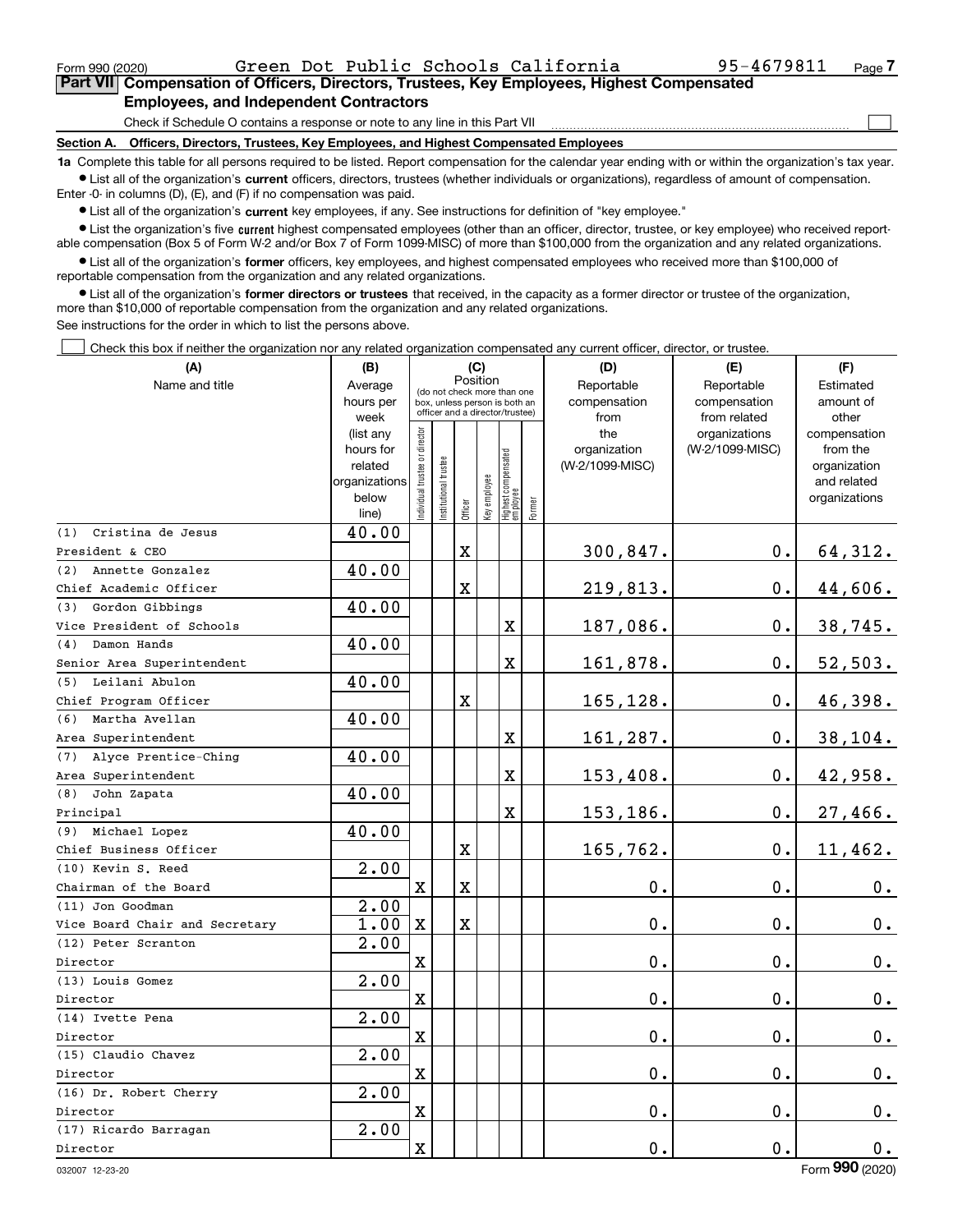Form 990 (2020) Green Dot Public Schools California 95-4679811

## Part VII Compensation of Officers, Directors, Trustees, Key Employees, Highest Compensated Employees, and Independent Contractors

Check if Schedule O contains a response or note to any line in this Part VII ☐

**Section A. Officers, Directors, Trustees, Key Employees, and Highest Compensated Employees**

**1a** Complete this table for all persons required to be listed. Report compensation for the calendar year ending with or within the organization's tax year.

- List all of the organization's **current** officers, directors, trustees (whether individuals or organizations), regardless of amount of compensation. Enter -0- in columns (D), (E), and (F) if no compensation was paid.
- List all of the organization's **current** key employees, if any. See instructions for definition of "key employee."
- List the organization's five **current** highest compensated employees (other than an officer, director, trustee, or key employee) who received reportable compensation (Box 5 of Form W-2 and/or Box 7 of Form 1099-MISC) of more than $100,000 from the organization and any related organizations.
- List all of the organization's **former** officers, key employees, and highest compensated employees who received more than $100,000 of reportable compensation from the organization and any related organizations.
- List all of the organization's **former directors or trustees** that received, in the capacity as a former director or trustee of the organization, more than $10,000 of reportable compensation from the organization and any related organizations.

See instructions for the order in which to list the persons above.

☐ Check this box if neither the organization nor any related organization compensated any current officer, director, or trustee.

| (A) Name and title | (B) Average hours per week (list any hours for related organizations below line) | (C) Position: Individual trustee or director | Institutional trustee | Officer | Key employee | Highest compensated employee | Former | (D) Reportable compensation from the organization (W-2/1099-MISC) | (E) Reportable compensation from related organizations (W-2/1099-MISC) | (F) Estimated amount of other compensation from the organization and related organizations |
|---|---|---|---|---|---|---|---|---|---|---|
| (1) Cristina de Jesus<br>President & CEO | 40.00 | | | X | | | | 300,847. | 0. | 64,312. |
| (2) Annette Gonzalez<br>Chief Academic Officer | 40.00 | | | X | | | | 219,813. | 0. | 44,606. |
| (3) Gordon Gibbings<br>Vice President of Schools | 40.00 | | | | | X | | 187,086. | 0. | 38,745. |
| (4) Damon Hands<br>Senior Area Superintendent | 40.00 | | | | | X | | 161,878. | 0. | 52,503. |
| (5) Leilani Abulon<br>Chief Program Officer | 40.00 | | | X | | | | 165,128. | 0. | 46,398. |
| (6) Martha Avellan<br>Area Superintendent | 40.00 | | | | | X | | 161,287. | 0. | 38,104. |
| (7) Alyce Prentice-Ching<br>Area Superintendent | 40.00 | | | | | X | | 153,408. | 0. | 42,958. |
| (8) John Zapata<br>Principal | 40.00 | | | | | X | | 153,186. | 0. | 27,466. |
| (9) Michael Lopez<br>Chief Business Officer | 40.00 | | | X | | | | 165,762. | 0. | 11,462. |
| (10) Kevin S. Reed<br>Chairman of the Board | 2.00 | X | | X | | | | 0. | 0. | 0. |
| (11) Jon Goodman<br>Vice Board Chair and Secretary | 2.00<br>1.00 | X | | X | | | | 0. | 0. | 0. |
| (12) Peter Scranton<br>Director | 2.00 | X | | | | | | 0. | 0. | 0. |
| (13) Louis Gomez<br>Director | 2.00 | X | | | | | | 0. | 0. | 0. |
| (14) Ivette Pena<br>Director | 2.00 | X | | | | | | 0. | 0. | 0. |
| (15) Claudio Chavez<br>Director | 2.00 | X | | | | | | 0. | 0. | 0. |
| (16) Dr. Robert Cherry<br>Director | 2.00 | X | | | | | | 0. | 0. | 0. |
| (17) Ricardo Barragan<br>Director | 2.00 | X | | | | | | 0. | 0. | 0. |

032007 12-23-20 Form **990** (2020)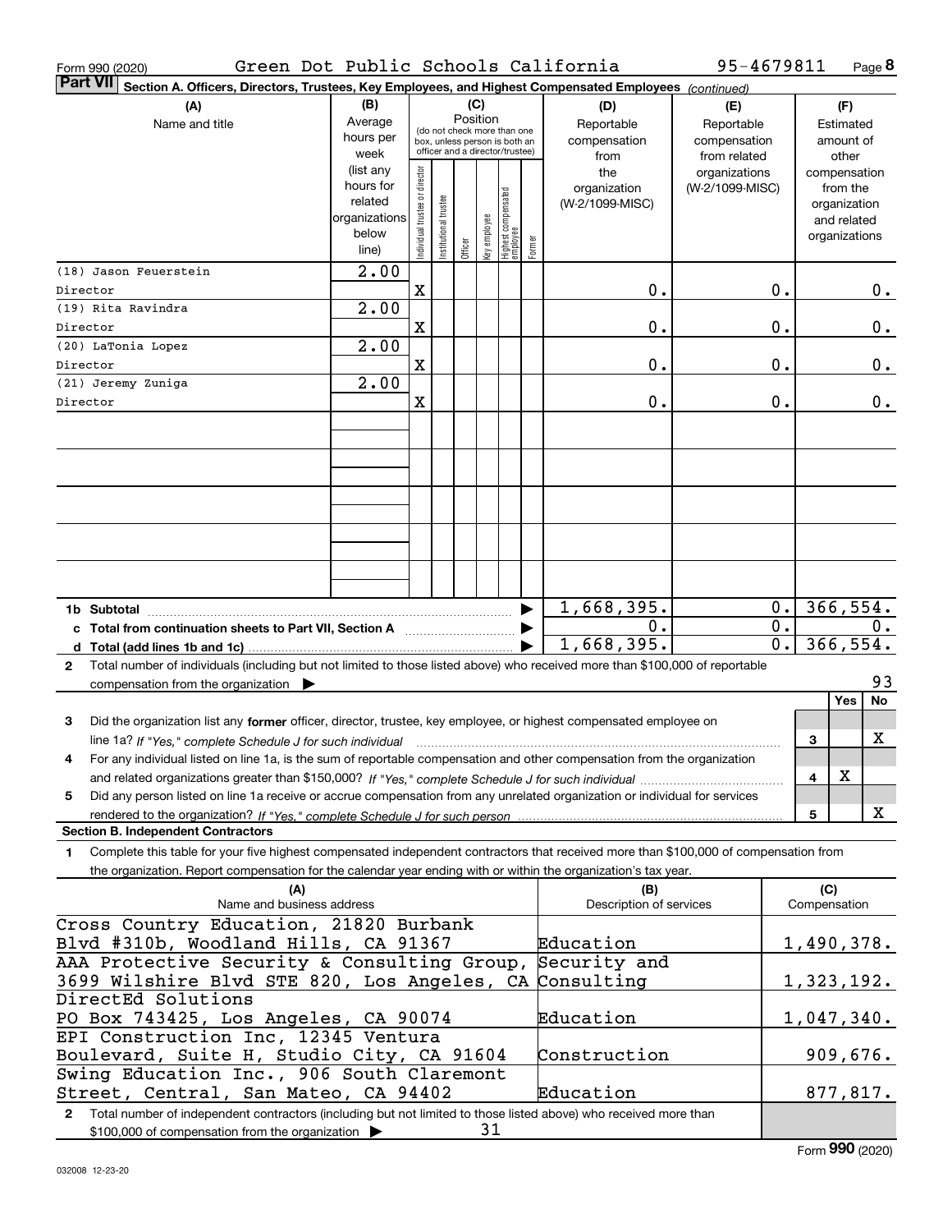Form 990 (2020) Green Dot Public Schools California 95-4679811 Page 8

**Part VII** Section A. Officers, Directors, Trustees, Key Employees, and Highest Compensated Employees *(continued)*

| (A) Name and title | (B) Average hours per week (list any hours for related organizations below line) | Individual trustee or director | Institutional trustee | Officer | Key employee | Highest compensated employee | Former | (D) Reportable compensation from the organization (W-2/1099-MISC) | (E) Reportable compensation from related organizations (W-2/1099-MISC) | (F) Estimated amount of other compensation from the organization and related organizations |
|---|---|---|---|---|---|---|---|---|---|---|
| (18) Jason Feuerstein<br>Director | 2.00 | X | | | | | | 0. | 0. | 0. |
| (19) Rita Ravindra<br>Director | 2.00 | X | | | | | | 0. | 0. | 0. |
| (20) LaTonia Lopez<br>Director | 2.00 | X | | | | | | 0. | 0. | 0. |
| (21) Jeremy Zuniga<br>Director | 2.00 | X | | | | | | 0. | 0. | 0. |
| **1b Subtotal** | | | | | | | | 1,668,395. | 0. | 366,554. |
| **c Total from continuation sheets to Part VII, Section A** | | | | | | | | 0. | 0. | 0. |
| **d Total (add lines 1b and 1c)** | | | | | | | | 1,668,395. | 0. | 366,554. |

2 Total number of individuals (including but not limited to those listed above) who received more than $100,000 of reportable compensation from the organization ▶ 93

| | | Yes | No |
|---|---|---|---|
| 3 Did the organization list any **former** officer, director, trustee, key employee, or highest compensated employee on line 1a? *If "Yes," complete Schedule J for such individual* | 3 | | X |
| 4 For any individual listed on line 1a, is the sum of reportable compensation and other compensation from the organization and related organizations greater than $150,000? *If "Yes," complete Schedule J for such individual* | 4 | X | |
| 5 Did any person listed on line 1a receive or accrue compensation from any unrelated organization or individual for services rendered to the organization? *If "Yes," complete Schedule J for such person* | 5 | | X |

**Section B. Independent Contractors**

1 Complete this table for your five highest compensated independent contractors that received more than $100,000 of compensation from the organization. Report compensation for the calendar year ending with or within the organization's tax year.

| (A) Name and business address | (B) Description of services | (C) Compensation |
|---|---|---|
| Cross Country Education, 21820 Burbank Blvd #310b, Woodland Hills, CA 91367 | Education | 1,490,378. |
| AAA Protective Security & Consulting Group, 3699 Wilshire Blvd STE 820, Los Angeles, CA | Security and Consulting | 1,323,192. |
| DirectEd Solutions PO Box 743425, Los Angeles, CA 90074 | Education | 1,047,340. |
| EPI Construction Inc, 12345 Ventura Boulevard, Suite H, Studio City, CA 91604 | Construction | 909,676. |
| Swing Education Inc., 906 South Claremont Street, Central, San Mateo, CA 94402 | Education | 877,817. |

2 Total number of independent contractors (including but not limited to those listed above) who received more than $100,000 of compensation from the organization ▶ 31

Form **990** (2020)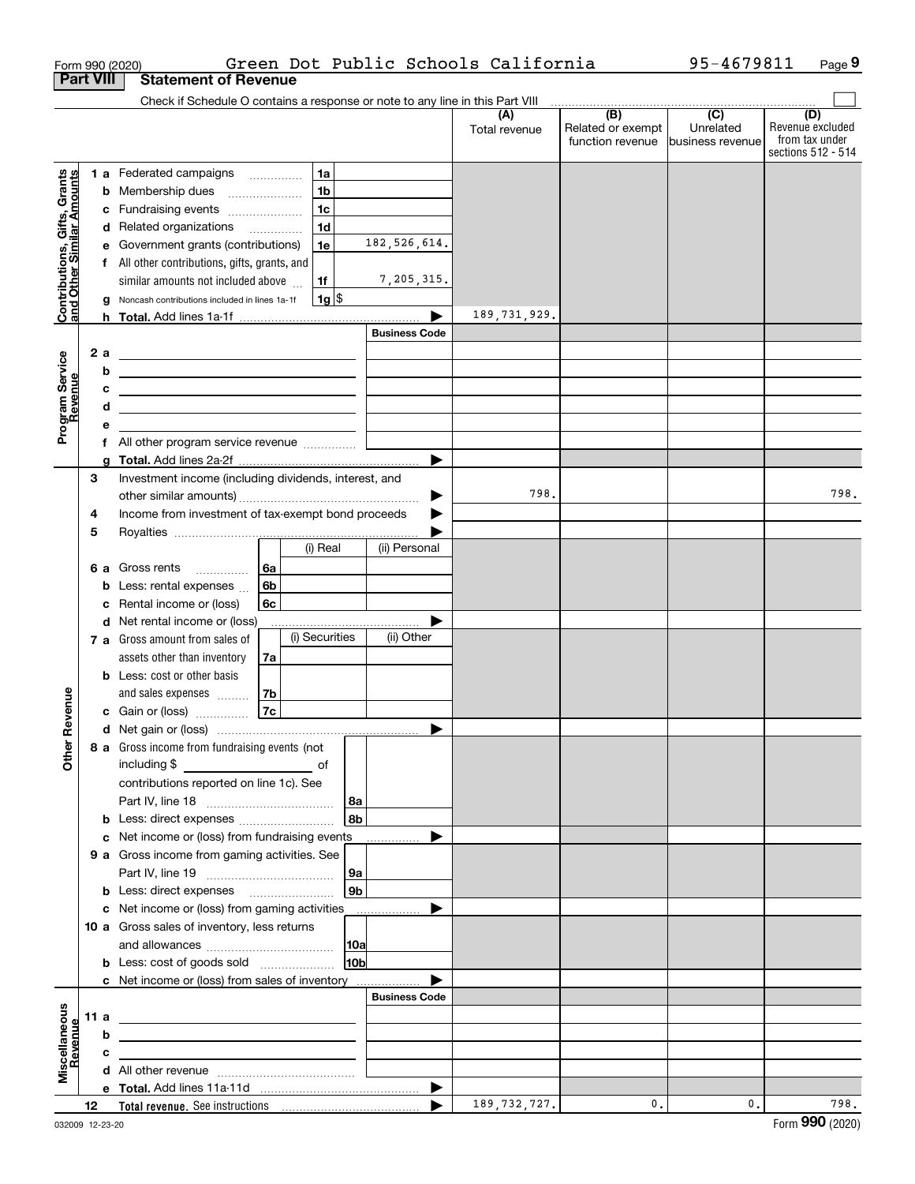Form 990 (2020) Green Dot Public Schools California 95-4679811

## Part VIII Statement of Revenue

Check if Schedule O contains a response or note to any line in this Part VIII

| | | | | (A) Total revenue | (B) Related or exempt function revenue | (C) Unrelated business revenue | (D) Revenue excluded from tax under sections 512 - 514 |
|---|---|---|---|---|---|---|---|
| **Contributions, Gifts, Grants and Other Similar Amounts** | 1 a Federated campaigns | 1a | | | | | |
| | b Membership dues | 1b | | | | | |
| | c Fundraising events | 1c | | | | | |
| | d Related organizations | 1d | | | | | |
| | e Government grants (contributions) | 1e | 182,526,614. | | | | |
| | f All other contributions, gifts, grants, and similar amounts not included above | 1f | 7,205,315. | | | | |
| | g Noncash contributions included in lines 1a-1f | 1g | $ | | | | |
| | h **Total.** Add lines 1a-1f | | | 189,731,929. | | | |
| **Program Service Revenue** | | | Business Code | | | | |
| | 2 a | | | | | | |
| | b | | | | | | |
| | c | | | | | | |
| | d | | | | | | |
| | e | | | | | | |
| | f All other program service revenue | | | | | | |
| | g **Total.** Add lines 2a-2f | | | | | | |
| **Other Revenue** | 3 Investment income (including dividends, interest, and other similar amounts) | | | 798. | | | 798. |
| | 4 Income from investment of tax-exempt bond proceeds | | | | | | |
| | 5 Royalties | | | | | | |
| | | (i) Real | (ii) Personal | | | | |
| | 6 a Gross rents 6a | | | | | | |
| | b Less: rental expenses 6b | | | | | | |
| | c Rental income or (loss) 6c | | | | | | |
| | d Net rental income or (loss) | | | | | | |
| | 7 a Gross amount from sales of assets other than inventory 7a | (i) Securities | (ii) Other | | | | |
| | b Less: cost or other basis and sales expenses 7b | | | | | | |
| | c Gain or (loss) 7c | | | | | | |
| | d Net gain or (loss) | | | | | | |
| | 8 a Gross income from fundraising events (not including $ of contributions reported on line 1c). See Part IV, line 18 | 8a | | | | | |
| | b Less: direct expenses | 8b | | | | | |
| | c Net income or (loss) from fundraising events | | | | | | |
| | 9 a Gross income from gaming activities. See Part IV, line 19 | 9a | | | | | |
| | b Less: direct expenses | 9b | | | | | |
| | c Net income or (loss) from gaming activities | | | | | | |
| | 10 a Gross sales of inventory, less returns and allowances | 10a | | | | | |
| | b Less: cost of goods sold | 10b | | | | | |
| | c Net income or (loss) from sales of inventory | | | | | | |
| **Miscellaneous Revenue** | | | Business Code | | | | |
| | 11 a | | | | | | |
| | b | | | | | | |
| | c | | | | | | |
| | d All other revenue | | | | | | |
| | e **Total.** Add lines 11a-11d | | | | | | |
| | 12 **Total revenue.** See instructions | | | 189,732,727. | 0. | 0. | 798. |

032009 12-23-20 Form **990** (2020)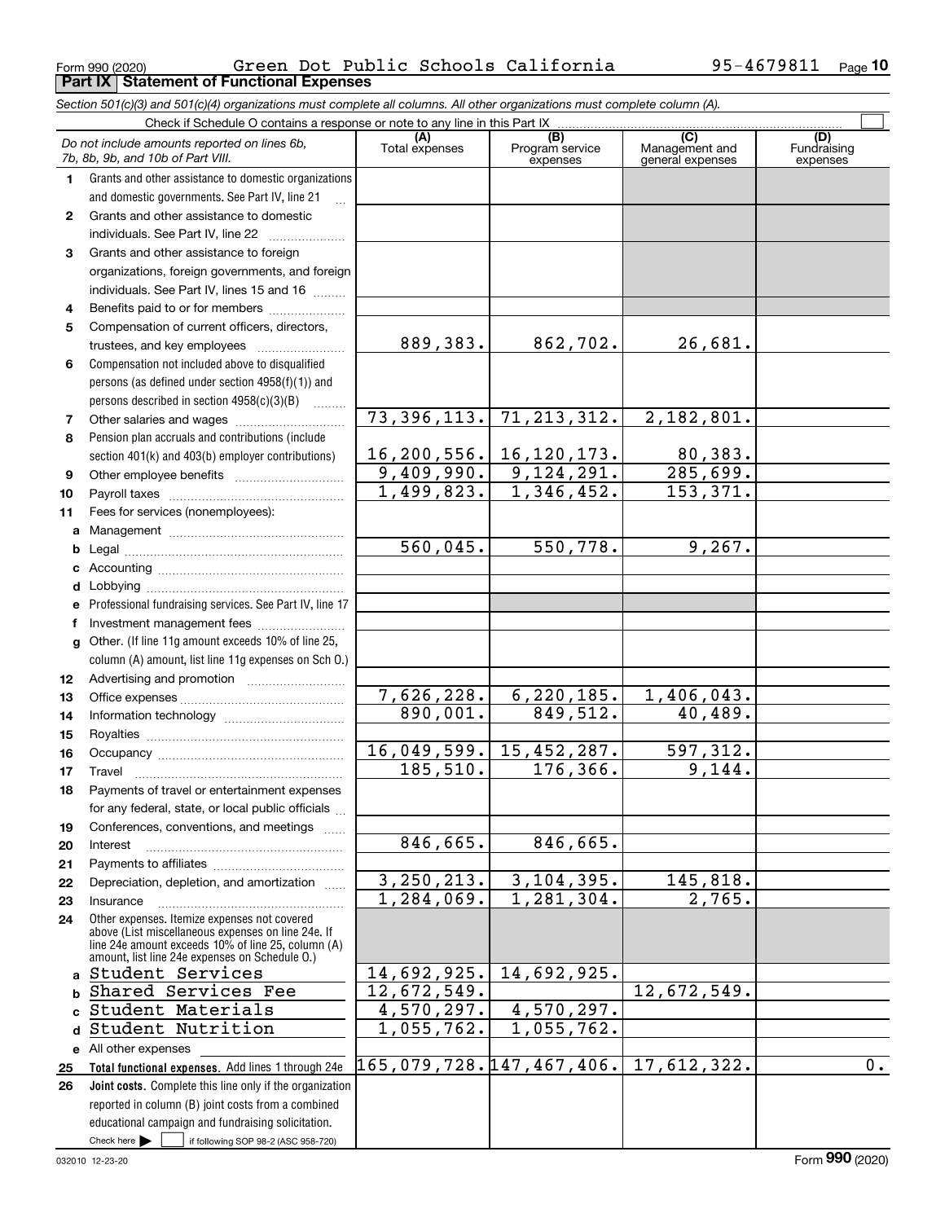Form 990 (2020) Green Dot Public Schools California 95-4679811 Page 10

**Part IX Statement of Functional Expenses**

*Section 501(c)(3) and 501(c)(4) organizations must complete all columns. All other organizations must complete column (A).*

Check if Schedule O contains a response or note to any line in this Part IX

| | *Do not include amounts reported on lines 6b, 7b, 8b, 9b, and 10b of Part VIII.* | (A) Total expenses | (B) Program service expenses | (C) Management and general expenses | (D) Fundraising expenses |
|---|---|---|---|---|---|
| 1 | Grants and other assistance to domestic organizations and domestic governments. See Part IV, line 21 | | | | |
| 2 | Grants and other assistance to domestic individuals. See Part IV, line 22 | | | | |
| 3 | Grants and other assistance to foreign organizations, foreign governments, and foreign individuals. See Part IV, lines 15 and 16 | | | | |
| 4 | Benefits paid to or for members | | | | |
| 5 | Compensation of current officers, directors, trustees, and key employees | 889,383. | 862,702. | 26,681. | |
| 6 | Compensation not included above to disqualified persons (as defined under section 4958(f)(1)) and persons described in section 4958(c)(3)(B) | | | | |
| 7 | Other salaries and wages | 73,396,113. | 71,213,312. | 2,182,801. | |
| 8 | Pension plan accruals and contributions (include section 401(k) and 403(b) employer contributions) | 16,200,556. | 16,120,173. | 80,383. | |
| 9 | Other employee benefits | 9,409,990. | 9,124,291. | 285,699. | |
| 10 | Payroll taxes | 1,499,823. | 1,346,452. | 153,371. | |
| 11 | Fees for services (nonemployees): | | | | |
| a | Management | | | | |
| b | Legal | 560,045. | 550,778. | 9,267. | |
| c | Accounting | | | | |
| d | Lobbying | | | | |
| e | Professional fundraising services. See Part IV, line 17 | | | | |
| f | Investment management fees | | | | |
| g | Other. (If line 11g amount exceeds 10% of line 25, column (A) amount, list line 11g expenses on Sch O.) | | | | |
| 12 | Advertising and promotion | | | | |
| 13 | Office expenses | 7,626,228. | 6,220,185. | 1,406,043. | |
| 14 | Information technology | 890,001. | 849,512. | 40,489. | |
| 15 | Royalties | | | | |
| 16 | Occupancy | 16,049,599. | 15,452,287. | 597,312. | |
| 17 | Travel | 185,510. | 176,366. | 9,144. | |
| 18 | Payments of travel or entertainment expenses for any federal, state, or local public officials | | | | |
| 19 | Conferences, conventions, and meetings | | | | |
| 20 | Interest | 846,665. | 846,665. | | |
| 21 | Payments to affiliates | | | | |
| 22 | Depreciation, depletion, and amortization | 3,250,213. | 3,104,395. | 145,818. | |
| 23 | Insurance | 1,284,069. | 1,281,304. | 2,765. | |
| 24 | Other expenses. Itemize expenses not covered above (List miscellaneous expenses on line 24e. If line 24e amount exceeds 10% of line 25, column (A) amount, list line 24e expenses on Schedule O.) | | | | |
| a | Student Services | 14,692,925. | 14,692,925. | | |
| b | Shared Services Fee | 12,672,549. | | 12,672,549. | |
| c | Student Materials | 4,570,297. | 4,570,297. | | |
| d | Student Nutrition | 1,055,762. | 1,055,762. | | |
| e | All other expenses | | | | |
| 25 | **Total functional expenses.** Add lines 1 through 24e | 165,079,728. | 147,467,406. | 17,612,322. | 0. |
| 26 | **Joint costs.** Complete this line only if the organization reported in column (B) joint costs from a combined educational campaign and fundraising solicitation. Check here ☐ if following SOP 98-2 (ASC 958-720) | | | | |

032010 12-23-20 Form **990** (2020)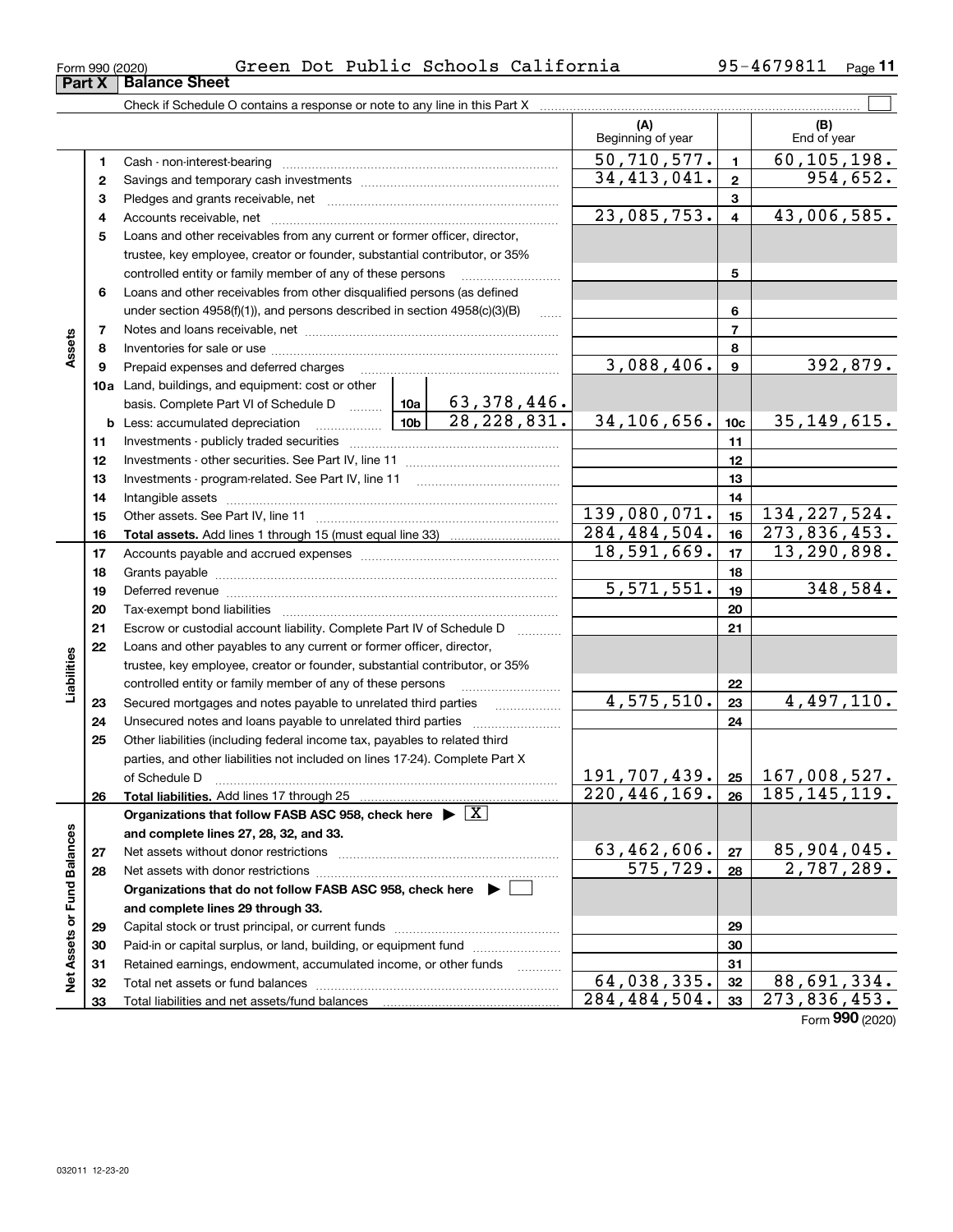Form 990 (2020) Green Dot Public Schools California 95-4679811

## Part X Balance Sheet

Check if Schedule O contains a response or note to any line in this Part X ☐

| | | | | (A) Beginning of year | | (B) End of year |
|---|---|---|---|---|---|---|
| Assets | 1 | Cash - non-interest-bearing | | 50,710,577. | 1 | 60,105,198. |
| | 2 | Savings and temporary cash investments | | 34,413,041. | 2 | 954,652. |
| | 3 | Pledges and grants receivable, net | | | 3 | |
| | 4 | Accounts receivable, net | | 23,085,753. | 4 | 43,006,585. |
| | 5 | Loans and other receivables from any current or former officer, director, trustee, key employee, creator or founder, substantial contributor, or 35% controlled entity or family member of any of these persons | | | 5 | |
| | 6 | Loans and other receivables from other disqualified persons (as defined under section 4958(f)(1)), and persons described in section 4958(c)(3)(B) | | | 6 | |
| | 7 | Notes and loans receivable, net | | | 7 | |
| | 8 | Inventories for sale or use | | | 8 | |
| | 9 | Prepaid expenses and deferred charges | | 3,088,406. | 9 | 392,879. |
| | 10a | Land, buildings, and equipment: cost or other basis. Complete Part VI of Schedule D | 10a 63,378,446. | | | |
| | b | Less: accumulated depreciation | 10b 28,228,831. | 34,106,656. | 10c | 35,149,615. |
| | 11 | Investments - publicly traded securities | | | 11 | |
| | 12 | Investments - other securities. See Part IV, line 11 | | | 12 | |
| | 13 | Investments - program-related. See Part IV, line 11 | | | 13 | |
| | 14 | Intangible assets | | | 14 | |
| | 15 | Other assets. See Part IV, line 11 | | 139,080,071. | 15 | 134,227,524. |
| | 16 | **Total assets.** Add lines 1 through 15 (must equal line 33) | | 284,484,504. | 16 | 273,836,453. |
| Liabilities | 17 | Accounts payable and accrued expenses | | 18,591,669. | 17 | 13,290,898. |
| | 18 | Grants payable | | | 18 | |
| | 19 | Deferred revenue | | 5,571,551. | 19 | 348,584. |
| | 20 | Tax-exempt bond liabilities | | | 20 | |
| | 21 | Escrow or custodial account liability. Complete Part IV of Schedule D | | | 21 | |
| | 22 | Loans and other payables to any current or former officer, director, trustee, key employee, creator or founder, substantial contributor, or 35% controlled entity or family member of any of these persons | | | 22 | |
| | 23 | Secured mortgages and notes payable to unrelated third parties | | 4,575,510. | 23 | 4,497,110. |
| | 24 | Unsecured notes and loans payable to unrelated third parties | | | 24 | |
| | 25 | Other liabilities (including federal income tax, payables to related third parties, and other liabilities not included on lines 17-24). Complete Part X of Schedule D | | 191,707,439. | 25 | 167,008,527. |
| | 26 | **Total liabilities.** Add lines 17 through 25 | | 220,446,169. | 26 | 185,145,119. |
| Net Assets or Fund Balances | | **Organizations that follow FASB ASC 958, check here ▶ ☒ and complete lines 27, 28, 32, and 33.** | | | | |
| | 27 | Net assets without donor restrictions | | 63,462,606. | 27 | 85,904,045. |
| | 28 | Net assets with donor restrictions | | 575,729. | 28 | 2,787,289. |
| | | **Organizations that do not follow FASB ASC 958, check here ▶ ☐ and complete lines 29 through 33.** | | | | |
| | 29 | Capital stock or trust principal, or current funds | | | 29 | |
| | 30 | Paid-in or capital surplus, or land, building, or equipment fund | | | 30 | |
| | 31 | Retained earnings, endowment, accumulated income, or other funds | | | 31 | |
| | 32 | Total net assets or fund balances | | 64,038,335. | 32 | 88,691,334. |
| | 33 | Total liabilities and net assets/fund balances | | 284,484,504. | 33 | 273,836,453. |

Form **990** (2020)

032011 12-23-20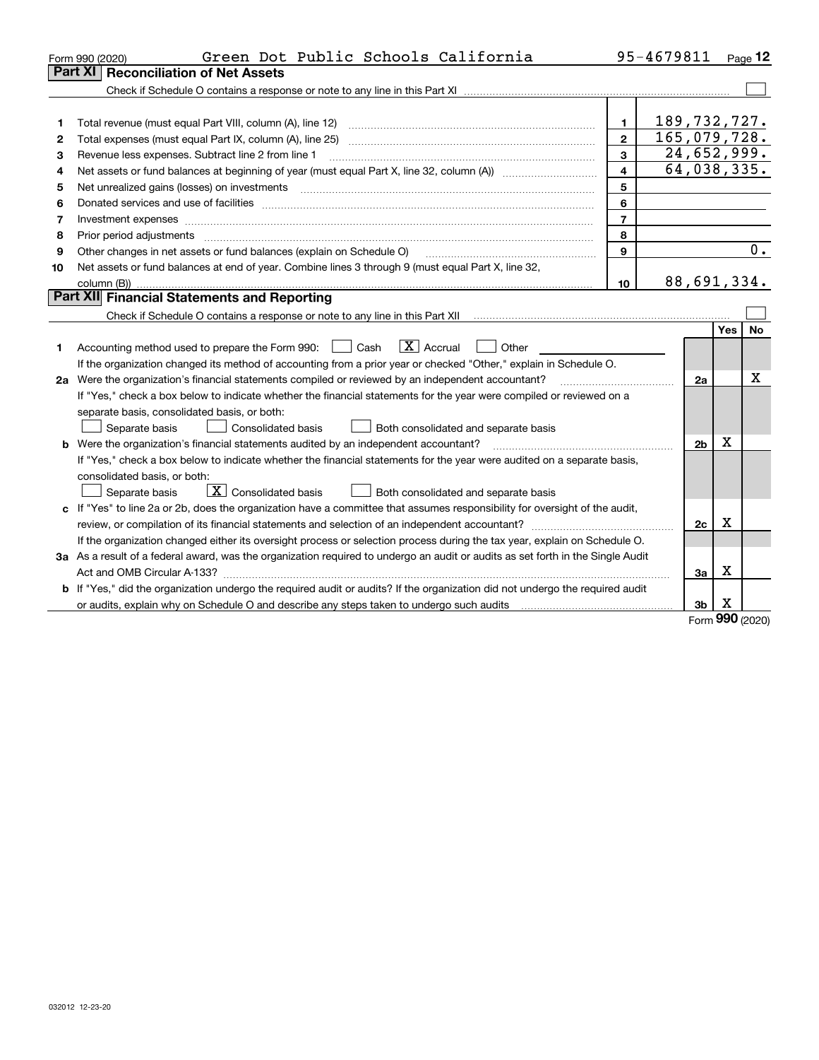Form 990 (2020) Green Dot Public Schools California 95-4679811

## Part XI Reconciliation of Net Assets

Check if Schedule O contains a response or note to any line in this Part XI ☐

| | | | |
|---|---|---|---|
| 1 | Total revenue (must equal Part VIII, column (A), line 12) | 1 | 189,732,727. |
| 2 | Total expenses (must equal Part IX, column (A), line 25) | 2 | 165,079,728. |
| 3 | Revenue less expenses. Subtract line 2 from line 1 | 3 | 24,652,999. |
| 4 | Net assets or fund balances at beginning of year (must equal Part X, line 32, column (A)) | 4 | 64,038,335. |
| 5 | Net unrealized gains (losses) on investments | 5 | |
| 6 | Donated services and use of facilities | 6 | |
| 7 | Investment expenses | 7 | |
| 8 | Prior period adjustments | 8 | |
| 9 | Other changes in net assets or fund balances (explain on Schedule O) | 9 | 0. |
| 10 | Net assets or fund balances at end of year. Combine lines 3 through 9 (must equal Part X, line 32, column (B)) | 10 | 88,691,334. |

## Part XII Financial Statements and Reporting

Check if Schedule O contains a response or note to any line in this Part XII ☐

| | | | Yes | No |
|---|---|---|---|---|
| 1 | Accounting method used to prepare the Form 990: ☐ Cash ☒ Accrual ☐ Other<br>If the organization changed its method of accounting from a prior year or checked "Other," explain in Schedule O. | | | |
| 2a | Were the organization's financial statements compiled or reviewed by an independent accountant?<br>If "Yes," check a box below to indicate whether the financial statements for the year were compiled or reviewed on a separate basis, consolidated basis, or both:<br>☐ Separate basis ☐ Consolidated basis ☐ Both consolidated and separate basis | 2a | | X |
| b | Were the organization's financial statements audited by an independent accountant?<br>If "Yes," check a box below to indicate whether the financial statements for the year were audited on a separate basis, consolidated basis, or both:<br>☐ Separate basis ☒ Consolidated basis ☐ Both consolidated and separate basis | 2b | X | |
| c | If "Yes" to line 2a or 2b, does the organization have a committee that assumes responsibility for oversight of the audit, review, or compilation of its financial statements and selection of an independent accountant?<br>If the organization changed either its oversight process or selection process during the tax year, explain on Schedule O. | 2c | X | |
| 3a | As a result of a federal award, was the organization required to undergo an audit or audits as set forth in the Single Audit Act and OMB Circular A-133? | 3a | X | |
| b | If "Yes," did the organization undergo the required audit or audits? If the organization did not undergo the required audit or audits, explain why on Schedule O and describe any steps taken to undergo such audits | 3b | X | |

Form **990** (2020)

032012 12-23-20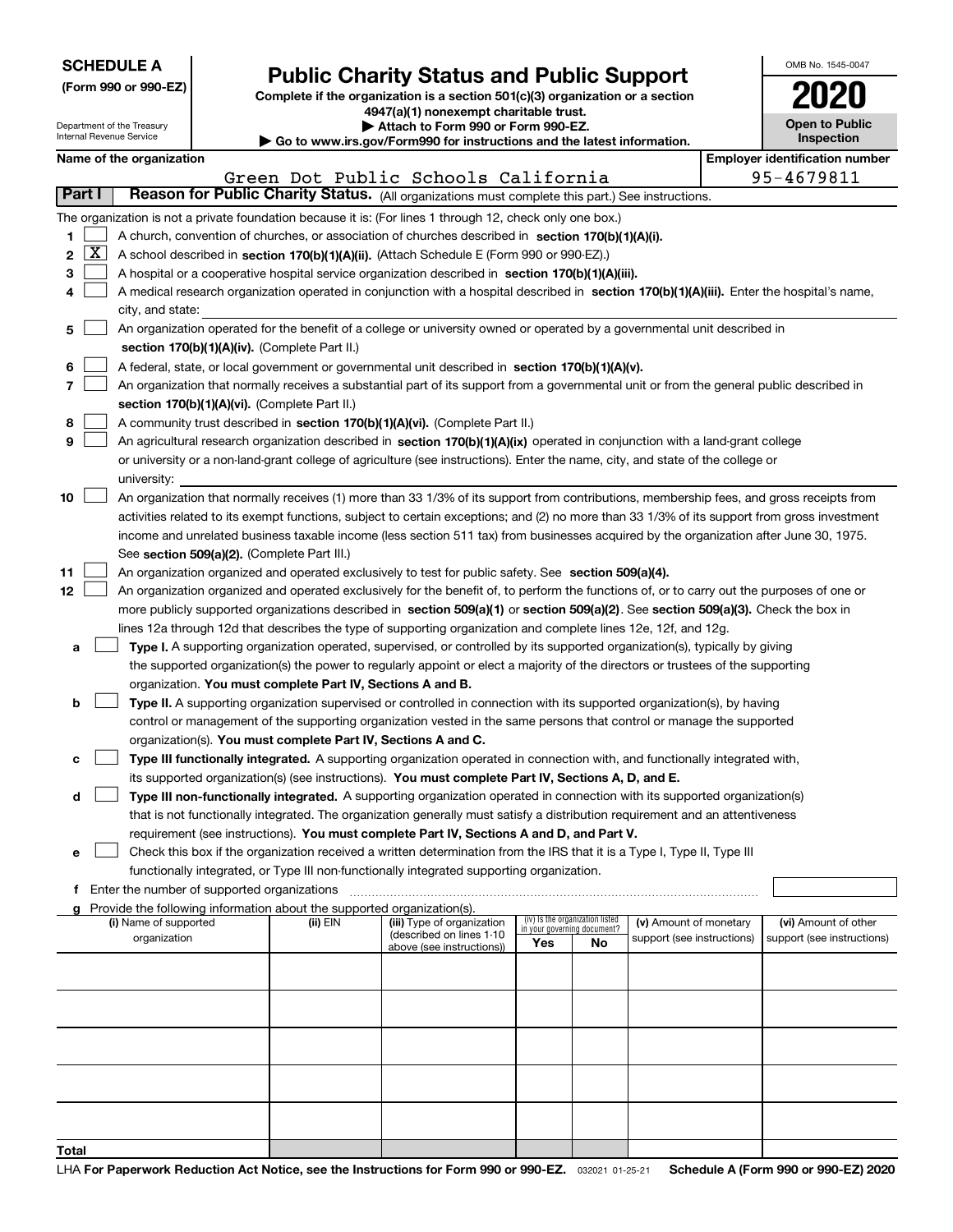**SCHEDULE A**
**(Form 990 or 990-EZ)**

Department of the Treasury
Internal Revenue Service

# Public Charity Status and Public Support

**Complete if the organization is a section 501(c)(3) organization or a section 4947(a)(1) nonexempt charitable trust.**
**▶ Attach to Form 990 or Form 990-EZ.**
**▶ Go to www.irs.gov/Form990 for instructions and the latest information.**

OMB No. 1545-0047

**2020**

**Open to Public Inspection**

**Name of the organization:** Green Dot Public Schools California

**Employer identification number:** 95-4679811

**Part I — Reason for Public Charity Status.** (All organizations must complete this part.) See instructions.

The organization is not a private foundation because it is: (For lines 1 through 12, check only one box.)

1. [ ] A church, convention of churches, or association of churches described in **section 170(b)(1)(A)(i).**
2. [X] A school described in **section 170(b)(1)(A)(ii).** (Attach Schedule E (Form 990 or 990-EZ).)
3. [ ] A hospital or a cooperative hospital service organization described in **section 170(b)(1)(A)(iii).**
4. [ ] A medical research organization operated in conjunction with a hospital described in **section 170(b)(1)(A)(iii).** Enter the hospital's name, city, and state:
5. [ ] An organization operated for the benefit of a college or university owned or operated by a governmental unit described in **section 170(b)(1)(A)(iv).** (Complete Part II.)
6. [ ] A federal, state, or local government or governmental unit described in **section 170(b)(1)(A)(v).**
7. [ ] An organization that normally receives a substantial part of its support from a governmental unit or from the general public described in **section 170(b)(1)(A)(vi).** (Complete Part II.)
8. [ ] A community trust described in **section 170(b)(1)(A)(vi).** (Complete Part II.)
9. [ ] An agricultural research organization described in **section 170(b)(1)(A)(ix)** operated in conjunction with a land-grant college or university or a non-land-grant college of agriculture (see instructions). Enter the name, city, and state of the college or university:
10. [ ] An organization that normally receives (1) more than 33 1/3% of its support from contributions, membership fees, and gross receipts from activities related to its exempt functions, subject to certain exceptions; and (2) no more than 33 1/3% of its support from gross investment income and unrelated business taxable income (less section 511 tax) from businesses acquired by the organization after June 30, 1975. See **section 509(a)(2).** (Complete Part III.)
11. [ ] An organization organized and operated exclusively to test for public safety. See **section 509(a)(4).**
12. [ ] An organization organized and operated exclusively for the benefit of, to perform the functions of, or to carry out the purposes of one or more publicly supported organizations described in **section 509(a)(1)** or **section 509(a)(2).** See **section 509(a)(3).** Check the box in lines 12a through 12d that describes the type of supporting organization and complete lines 12e, 12f, and 12g.
   - **a** [ ] **Type I.** A supporting organization operated, supervised, or controlled by its supported organization(s), typically by giving the supported organization(s) the power to regularly appoint or elect a majority of the directors or trustees of the supporting organization. **You must complete Part IV, Sections A and B.**
   - **b** [ ] **Type II.** A supporting organization supervised or controlled in connection with its supported organization(s), by having control or management of the supporting organization vested in the same persons that control or manage the supported organization(s). **You must complete Part IV, Sections A and C.**
   - **c** [ ] **Type III functionally integrated.** A supporting organization operated in connection with, and functionally integrated with, its supported organization(s) (see instructions). **You must complete Part IV, Sections A, D, and E.**
   - **d** [ ] **Type III non-functionally integrated.** A supporting organization operated in connection with its supported organization(s) that is not functionally integrated. The organization generally must satisfy a distribution requirement and an attentiveness requirement (see instructions). **You must complete Part IV, Sections A and D, and Part V.**
   - **e** [ ] Check this box if the organization received a written determination from the IRS that it is a Type I, Type II, Type III functionally integrated, or Type III non-functionally integrated supporting organization.
   - **f** Enter the number of supported organizations
   - **g** Provide the following information about the supported organization(s).

| (i) Name of supported organization | (ii) EIN | (iii) Type of organization (described on lines 1-10 above (see instructions)) | (iv) Is the organization listed in your governing document? Yes | No | (v) Amount of monetary support (see instructions) | (vi) Amount of other support (see instructions) |
|---|---|---|---|---|---|---|
| | | | | | | |
| | | | | | | |
| | | | | | | |
| | | | | | | |
| | | | | | | |
| **Total** | | | | | | |

LHA **For Paperwork Reduction Act Notice, see the Instructions for Form 990 or 990-EZ.** 032021 01-25-21 **Schedule A (Form 990 or 990-EZ) 2020**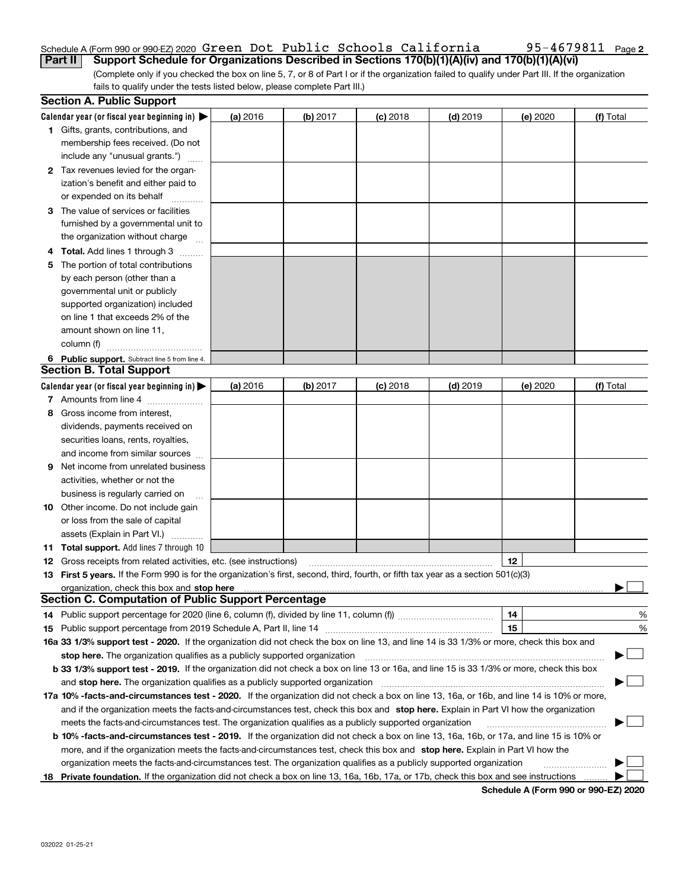Schedule A (Form 990 or 990-EZ) 2020 Green Dot Public Schools California 95-4679811 Page 2

## Part II Support Schedule for Organizations Described in Sections 170(b)(1)(A)(iv) and 170(b)(1)(A)(vi)

(Complete only if you checked the box on line 5, 7, or 8 of Part I or if the organization failed to qualify under Part III. If the organization fails to qualify under the tests listed below, please complete Part III.)

### Section A. Public Support

| Calendar year (or fiscal year beginning in) ▶ | (a) 2016 | (b) 2017 | (c) 2018 | (d) 2019 | (e) 2020 | (f) Total |
|---|---|---|---|---|---|---|
| 1 Gifts, grants, contributions, and membership fees received. (Do not include any "unusual grants.") | | | | | | |
| 2 Tax revenues levied for the organization's benefit and either paid to or expended on its behalf | | | | | | |
| 3 The value of services or facilities furnished by a governmental unit to the organization without charge | | | | | | |
| 4 Total. Add lines 1 through 3 | | | | | | |
| 5 The portion of total contributions by each person (other than a governmental unit or publicly supported organization) included on line 1 that exceeds 2% of the amount shown on line 11, column (f) | | | | | | |
| 6 Public support. Subtract line 5 from line 4. | | | | | | |

### Section B. Total Support

| Calendar year (or fiscal year beginning in) ▶ | (a) 2016 | (b) 2017 | (c) 2018 | (d) 2019 | (e) 2020 | (f) Total |
|---|---|---|---|---|---|---|
| 7 Amounts from line 4 | | | | | | |
| 8 Gross income from interest, dividends, payments received on securities loans, rents, royalties, and income from similar sources | | | | | | |
| 9 Net income from unrelated business activities, whether or not the business is regularly carried on | | | | | | |
| 10 Other income. Do not include gain or loss from the sale of capital assets (Explain in Part VI.) | | | | | | |
| 11 Total support. Add lines 7 through 10 | | | | | | |

12 Gross receipts from related activities, etc. (see instructions) | 12 |

13 **First 5 years.** If the Form 990 is for the organization's first, second, third, fourth, or fifth tax year as a section 501(c)(3) organization, check this box and **stop here** ▶ ☐

### Section C. Computation of Public Support Percentage

14 Public support percentage for 2020 (line 6, column (f), divided by line 11, column (f)) | 14 | %

15 Public support percentage from 2019 Schedule A, Part II, line 14 | 15 | %

**16a 33 1/3% support test - 2020.** If the organization did not check the box on line 13, and line 14 is 33 1/3% or more, check this box and **stop here.** The organization qualifies as a publicly supported organization ▶ ☐

**b 33 1/3% support test - 2019.** If the organization did not check a box on line 13 or 16a, and line 15 is 33 1/3% or more, check this box and **stop here.** The organization qualifies as a publicly supported organization ▶ ☐

**17a 10% -facts-and-circumstances test - 2020.** If the organization did not check a box on line 13, 16a, or 16b, and line 14 is 10% or more, and if the organization meets the facts-and-circumstances test, check this box and **stop here.** Explain in Part VI how the organization meets the facts-and-circumstances test. The organization qualifies as a publicly supported organization ▶ ☐

**b 10% -facts-and-circumstances test - 2019.** If the organization did not check a box on line 13, 16a, 16b, or 17a, and line 15 is 10% or more, and if the organization meets the facts-and-circumstances test, check this box and **stop here.** Explain in Part VI how the organization meets the facts-and-circumstances test. The organization qualifies as a publicly supported organization ▶ ☐

**18 Private foundation.** If the organization did not check a box on line 13, 16a, 16b, 17a, or 17b, check this box and see instructions ▶ ☐

**Schedule A (Form 990 or 990-EZ) 2020**

032022 01-25-21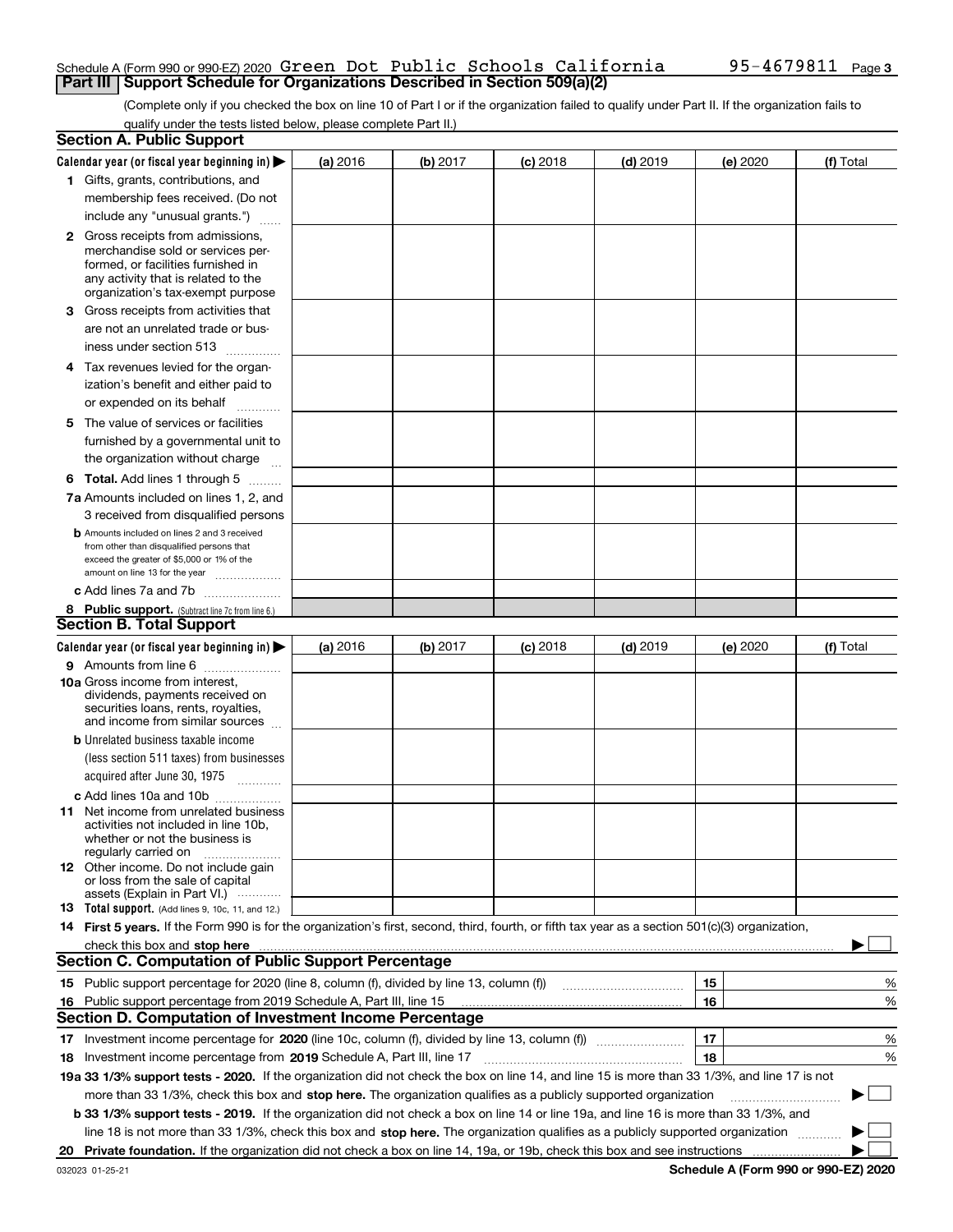Schedule A (Form 990 or 990-EZ) 2020 Green Dot Public Schools California 95-4679811 Page 3

## Part III Support Schedule for Organizations Described in Section 509(a)(2)

(Complete only if you checked the box on line 10 of Part I or if the organization failed to qualify under Part II. If the organization fails to qualify under the tests listed below, please complete Part II.)

### Section A. Public Support

| Calendar year (or fiscal year beginning in) ▶ | (a) 2016 | (b) 2017 | (c) 2018 | (d) 2019 | (e) 2020 | (f) Total |
|---|---|---|---|---|---|---|
| 1 Gifts, grants, contributions, and membership fees received. (Do not include any "unusual grants.") | | | | | | |
| 2 Gross receipts from admissions, merchandise sold or services performed, or facilities furnished in any activity that is related to the organization's tax-exempt purpose | | | | | | |
| 3 Gross receipts from activities that are not an unrelated trade or business under section 513 | | | | | | |
| 4 Tax revenues levied for the organization's benefit and either paid to or expended on its behalf | | | | | | |
| 5 The value of services or facilities furnished by a governmental unit to the organization without charge | | | | | | |
| 6 **Total.** Add lines 1 through 5 | | | | | | |
| 7a Amounts included on lines 1, 2, and 3 received from disqualified persons | | | | | | |
| b Amounts included on lines 2 and 3 received from other than disqualified persons that exceed the greater of $5,000 or 1% of the amount on line 13 for the year | | | | | | |
| c Add lines 7a and 7b | | | | | | |
| 8 **Public support.** (Subtract line 7c from line 6.) | | | | | | |

### Section B. Total Support

| Calendar year (or fiscal year beginning in) ▶ | (a) 2016 | (b) 2017 | (c) 2018 | (d) 2019 | (e) 2020 | (f) Total |
|---|---|---|---|---|---|---|
| 9 Amounts from line 6 | | | | | | |
| 10a Gross income from interest, dividends, payments received on securities loans, rents, royalties, and income from similar sources | | | | | | |
| b Unrelated business taxable income (less section 511 taxes) from businesses acquired after June 30, 1975 | | | | | | |
| c Add lines 10a and 10b | | | | | | |
| 11 Net income from unrelated business activities not included in line 10b, whether or not the business is regularly carried on | | | | | | |
| 12 Other income. Do not include gain or loss from the sale of capital assets (Explain in Part VI.) | | | | | | |
| 13 **Total support.** (Add lines 9, 10c, 11, and 12.) | | | | | | |

14 **First 5 years.** If the Form 990 is for the organization's first, second, third, fourth, or fifth tax year as a section 501(c)(3) organization, check this box and **stop here** ▶ ☐

### Section C. Computation of Public Support Percentage

| | | | |
|---|---|---|---|
| 15 | Public support percentage for 2020 (line 8, column (f), divided by line 13, column (f)) | 15 | % |
| 16 | Public support percentage from 2019 Schedule A, Part III, line 15 | 16 | % |

### Section D. Computation of Investment Income Percentage

| | | | |
|---|---|---|---|
| 17 | Investment income percentage for **2020** (line 10c, column (f), divided by line 13, column (f)) | 17 | % |
| 18 | Investment income percentage from **2019** Schedule A, Part III, line 17 | 18 | % |

**19a 33 1/3% support tests - 2020.** If the organization did not check the box on line 14, and line 15 is more than 33 1/3%, and line 17 is not more than 33 1/3%, check this box and **stop here.** The organization qualifies as a publicly supported organization ▶ ☐

**b 33 1/3% support tests - 2019.** If the organization did not check a box on line 14 or line 19a, and line 16 is more than 33 1/3%, and line 18 is not more than 33 1/3%, check this box and **stop here.** The organization qualifies as a publicly supported organization ▶ ☐

**20 Private foundation.** If the organization did not check a box on line 14, 19a, or 19b, check this box and see instructions ▶ ☐

032023 01-25-21 **Schedule A (Form 990 or 990-EZ) 2020**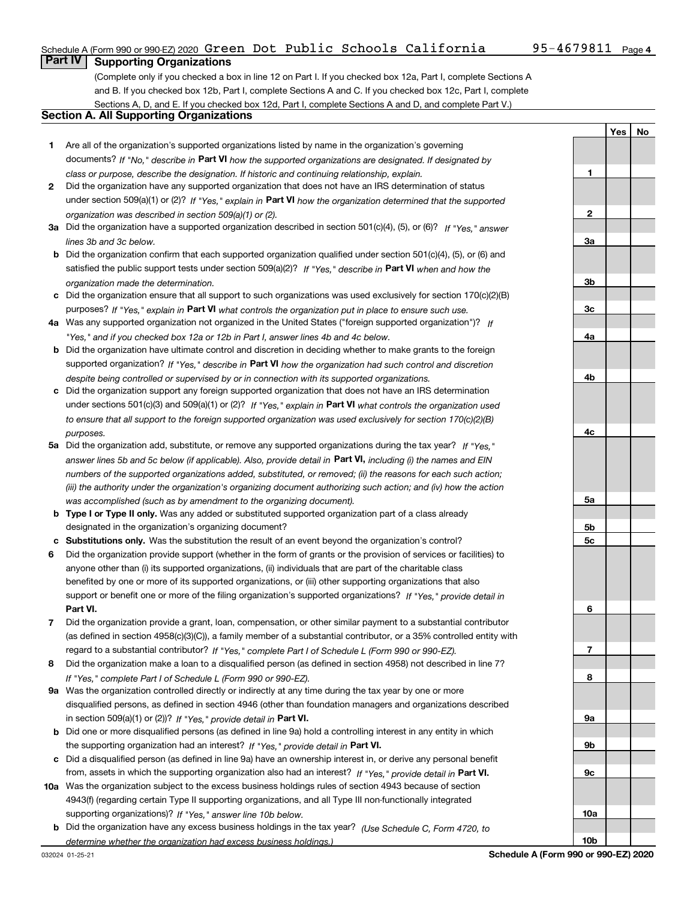Schedule A (Form 990 or 990-EZ) 2020 Green Dot Public Schools California 95-4679811 Page 4

## Part IV Supporting Organizations

(Complete only if you checked a box in line 12 on Part I. If you checked box 12a, Part I, complete Sections A and B. If you checked box 12b, Part I, complete Sections A and C. If you checked box 12c, Part I, complete Sections A, D, and E. If you checked box 12d, Part I, complete Sections A and D, and complete Part V.)

### Section A. All Supporting Organizations

| | | | Yes | No |
|---|---|---|---|---|
| **1** | Are all of the organization's supported organizations listed by name in the organization's governing documents? *If "No," describe in* **Part VI** *how the supported organizations are designated. If designated by class or purpose, describe the designation. If historic and continuing relationship, explain.* | **1** | | |
| **2** | Did the organization have any supported organization that does not have an IRS determination of status under section 509(a)(1) or (2)? *If "Yes," explain in* **Part VI** *how the organization determined that the supported organization was described in section 509(a)(1) or (2).* | **2** | | |
| **3a** | Did the organization have a supported organization described in section 501(c)(4), (5), or (6)? *If "Yes," answer lines 3b and 3c below.* | **3a** | | |
| **b** | Did the organization confirm that each supported organization qualified under section 501(c)(4), (5), or (6) and satisfied the public support tests under section 509(a)(2)? *If "Yes," describe in* **Part VI** *when and how the organization made the determination.* | **3b** | | |
| **c** | Did the organization ensure that all support to such organizations was used exclusively for section 170(c)(2)(B) purposes? *If "Yes," explain in* **Part VI** *what controls the organization put in place to ensure such use.* | **3c** | | |
| **4a** | Was any supported organization not organized in the United States ("foreign supported organization")? *If "Yes," and if you checked box 12a or 12b in Part I, answer lines 4b and 4c below.* | **4a** | | |
| **b** | Did the organization have ultimate control and discretion in deciding whether to make grants to the foreign supported organization? *If "Yes," describe in* **Part VI** *how the organization had such control and discretion despite being controlled or supervised by or in connection with its supported organizations.* | **4b** | | |
| **c** | Did the organization support any foreign supported organization that does not have an IRS determination under sections 501(c)(3) and 509(a)(1) or (2)? *If "Yes," explain in* **Part VI** *what controls the organization used to ensure that all support to the foreign supported organization was used exclusively for section 170(c)(2)(B) purposes.* | **4c** | | |
| **5a** | Did the organization add, substitute, or remove any supported organizations during the tax year? *If "Yes," answer lines 5b and 5c below (if applicable). Also, provide detail in* **Part VI,** *including (i) the names and EIN numbers of the supported organizations added, substituted, or removed; (ii) the reasons for each such action; (iii) the authority under the organization's organizing document authorizing such action; and (iv) how the action was accomplished (such as by amendment to the organizing document).* | **5a** | | |
| **b** | **Type I or Type II only.** Was any added or substituted supported organization part of a class already designated in the organization's organizing document? | **5b** | | |
| **c** | **Substitutions only.** Was the substitution the result of an event beyond the organization's control? | **5c** | | |
| **6** | Did the organization provide support (whether in the form of grants or the provision of services or facilities) to anyone other than (i) its supported organizations, (ii) individuals that are part of the charitable class benefited by one or more of its supported organizations, or (iii) other supporting organizations that also support or benefit one or more of the filing organization's supported organizations? *If "Yes," provide detail in* **Part VI.** | **6** | | |
| **7** | Did the organization provide a grant, loan, compensation, or other similar payment to a substantial contributor (as defined in section 4958(c)(3)(C)), a family member of a substantial contributor, or a 35% controlled entity with regard to a substantial contributor? *If "Yes," complete Part I of Schedule L (Form 990 or 990-EZ).* | **7** | | |
| **8** | Did the organization make a loan to a disqualified person (as defined in section 4958) not described in line 7? *If "Yes," complete Part I of Schedule L (Form 990 or 990-EZ).* | **8** | | |
| **9a** | Was the organization controlled directly or indirectly at any time during the tax year by one or more disqualified persons, as defined in section 4946 (other than foundation managers and organizations described in section 509(a)(1) or (2))? *If "Yes," provide detail in* **Part VI.** | **9a** | | |
| **b** | Did one or more disqualified persons (as defined in line 9a) hold a controlling interest in any entity in which the supporting organization had an interest? *If "Yes," provide detail in* **Part VI.** | **9b** | | |
| **c** | Did a disqualified person (as defined in line 9a) have an ownership interest in, or derive any personal benefit from, assets in which the supporting organization also had an interest? *If "Yes," provide detail in* **Part VI.** | **9c** | | |
| **10a** | Was the organization subject to the excess business holdings rules of section 4943 because of section 4943(f) (regarding certain Type II supporting organizations, and all Type III non-functionally integrated supporting organizations)? *If "Yes," answer line 10b below.* | **10a** | | |
| **b** | Did the organization have any excess business holdings in the tax year? *(Use Schedule C, Form 4720, to determine whether the organization had excess business holdings.)* | **10b** | | |

032024 01-25-21 **Schedule A (Form 990 or 990-EZ) 2020**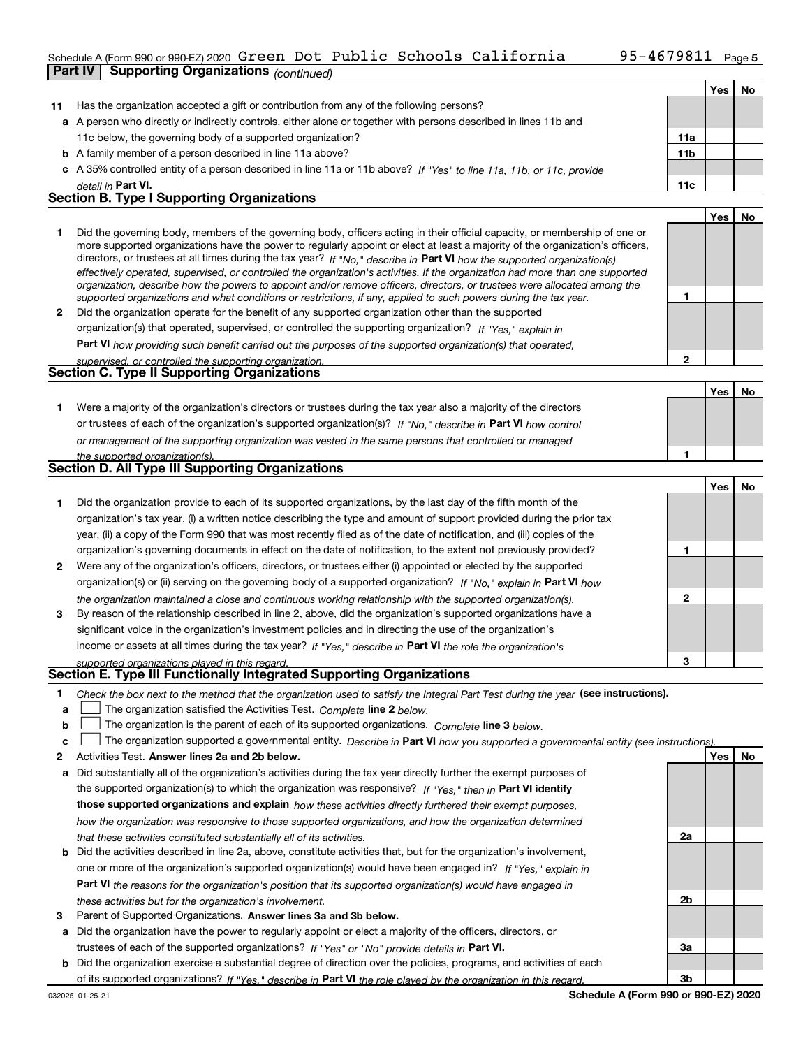Schedule A (Form 990 or 990-EZ) 2020 Green Dot Public Schools California 95-4679811

## Part IV Supporting Organizations *(continued)*

| | | | Yes | No |
|---|---|---|---|---|
| **11** | Has the organization accepted a gift or contribution from any of the following persons? | | | |
| **a** | A person who directly or indirectly controls, either alone or together with persons described in lines 11b and 11c below, the governing body of a supported organization? | 11a | | |
| **b** | A family member of a person described in line 11a above? | 11b | | |
| **c** | A 35% controlled entity of a person described in line 11a or 11b above? *If "Yes" to line 11a, 11b, or 11c, provide detail in* **Part VI.** | 11c | | |

### Section B. Type I Supporting Organizations

| | | | Yes | No |
|---|---|---|---|---|
| **1** | Did the governing body, members of the governing body, officers acting in their official capacity, or membership of one or more supported organizations have the power to regularly appoint or elect at least a majority of the organization's officers, directors, or trustees at all times during the tax year? *If "No," describe in* **Part VI** *how the supported organization(s) effectively operated, supervised, or controlled the organization's activities. If the organization had more than one supported organization, describe how the powers to appoint and/or remove officers, directors, or trustees were allocated among the supported organizations and what conditions or restrictions, if any, applied to such powers during the tax year.* | 1 | | |
| **2** | Did the organization operate for the benefit of any supported organization other than the supported organization(s) that operated, supervised, or controlled the supporting organization? *If "Yes," explain in* **Part VI** *how providing such benefit carried out the purposes of the supported organization(s) that operated, supervised, or controlled the supporting organization.* | 2 | | |

### Section C. Type II Supporting Organizations

| | | | Yes | No |
|---|---|---|---|---|
| **1** | Were a majority of the organization's directors or trustees during the tax year also a majority of the directors or trustees of each of the organization's supported organization(s)? *If "No," describe in* **Part VI** *how control or management of the supporting organization was vested in the same persons that controlled or managed the supported organization(s).* | 1 | | |

### Section D. All Type III Supporting Organizations

| | | | Yes | No |
|---|---|---|---|---|
| **1** | Did the organization provide to each of its supported organizations, by the last day of the fifth month of the organization's tax year, (i) a written notice describing the type and amount of support provided during the prior tax year, (ii) a copy of the Form 990 that was most recently filed as of the date of notification, and (iii) copies of the organization's governing documents in effect on the date of notification, to the extent not previously provided? | 1 | | |
| **2** | Were any of the organization's officers, directors, or trustees either (i) appointed or elected by the supported organization(s) or (ii) serving on the governing body of a supported organization? *If "No," explain in* **Part VI** *how the organization maintained a close and continuous working relationship with the supported organization(s).* | 2 | | |
| **3** | By reason of the relationship described in line 2, above, did the organization's supported organizations have a significant voice in the organization's investment policies and in directing the use of the organization's income or assets at all times during the tax year? *If "Yes," describe in* **Part VI** *the role the organization's supported organizations played in this regard.* | 3 | | |

### Section E. Type III Functionally Integrated Supporting Organizations

**1** *Check the box next to the method that the organization used to satisfy the Integral Part Test during the year* **(see instructions).**

**a** ☐ The organization satisfied the Activities Test. *Complete* **line 2** *below.*

**b** ☐ The organization is the parent of each of its supported organizations. *Complete* **line 3** *below.*

**c** ☐ The organization supported a governmental entity. *Describe in* **Part VI** *how you supported a governmental entity (see instructions).*

| | | | Yes | No |
|---|---|---|---|---|
| **2** | Activities Test. **Answer lines 2a and 2b below.** | | | |
| **a** | Did substantially all of the organization's activities during the tax year directly further the exempt purposes of the supported organization(s) to which the organization was responsive? *If "Yes," then in* **Part VI identify those supported organizations and explain** *how these activities directly furthered their exempt purposes, how the organization was responsive to those supported organizations, and how the organization determined that these activities constituted substantially all of its activities.* | 2a | | |
| **b** | Did the activities described in line 2a, above, constitute activities that, but for the organization's involvement, one or more of the organization's supported organization(s) would have been engaged in? *If "Yes," explain in* **Part VI** *the reasons for the organization's position that its supported organization(s) would have engaged in these activities but for the organization's involvement.* | 2b | | |
| **3** | Parent of Supported Organizations. **Answer lines 3a and 3b below.** | | | |
| **a** | Did the organization have the power to regularly appoint or elect a majority of the officers, directors, or trustees of each of the supported organizations? *If "Yes" or "No" provide details in* **Part VI.** | 3a | | |
| **b** | Did the organization exercise a substantial degree of direction over the policies, programs, and activities of each of its supported organizations? *If "Yes," describe in* **Part VI** *the role played by the organization in this regard.* | 3b | | |

Schedule A (Form 990 or 990-EZ) 2020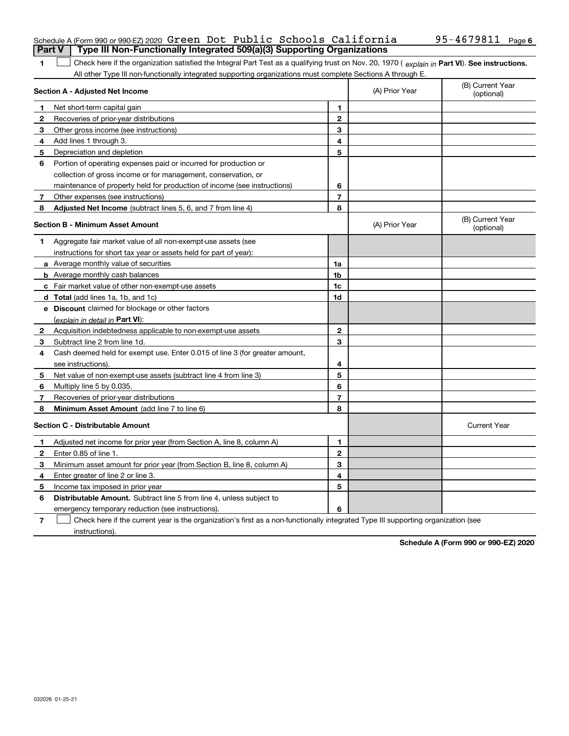Schedule A (Form 990 or 990-EZ) 2020 Green Dot Public Schools California 95-4679811 Page 6

## Part V | Type III Non-Functionally Integrated 509(a)(3) Supporting Organizations

**1** ☐ Check here if the organization satisfied the Integral Part Test as a qualifying trust on Nov. 20, 1970 ( *explain in* **Part VI**). **See instructions.** All other Type III non-functionally integrated supporting organizations must complete Sections A through E.

| **Section A - Adjusted Net Income** | | | (A) Prior Year | (B) Current Year (optional) |
|---|---|---|---|---|
| **1** | Net short-term capital gain | **1** | | |
| **2** | Recoveries of prior-year distributions | **2** | | |
| **3** | Other gross income (see instructions) | **3** | | |
| **4** | Add lines 1 through 3. | **4** | | |
| **5** | Depreciation and depletion | **5** | | |
| **6** | Portion of operating expenses paid or incurred for production or collection of gross income or for management, conservation, or maintenance of property held for production of income (see instructions) | **6** | | |
| **7** | Other expenses (see instructions) | **7** | | |
| **8** | **Adjusted Net Income** (subtract lines 5, 6, and 7 from line 4) | **8** | | |

| **Section B - Minimum Asset Amount** | | | (A) Prior Year | (B) Current Year (optional) |
|---|---|---|---|---|
| **1** | Aggregate fair market value of all non-exempt-use assets (see instructions for short tax year or assets held for part of year): | | | |
| **a** | Average monthly value of securities | **1a** | | |
| **b** | Average monthly cash balances | **1b** | | |
| **c** | Fair market value of other non-exempt-use assets | **1c** | | |
| **d** | **Total** (add lines 1a, 1b, and 1c) | **1d** | | |
| **e** | **Discount** claimed for blockage or other factors (*explain in detail in* **Part VI**): | | | |
| **2** | Acquisition indebtedness applicable to non-exempt-use assets | **2** | | |
| **3** | Subtract line 2 from line 1d. | **3** | | |
| **4** | Cash deemed held for exempt use. Enter 0.015 of line 3 (for greater amount, see instructions). | **4** | | |
| **5** | Net value of non-exempt-use assets (subtract line 4 from line 3) | **5** | | |
| **6** | Multiply line 5 by 0.035. | **6** | | |
| **7** | Recoveries of prior-year distributions | **7** | | |
| **8** | **Minimum Asset Amount** (add line 7 to line 6) | **8** | | |

| **Section C - Distributable Amount** | | | | Current Year |
|---|---|---|---|---|
| **1** | Adjusted net income for prior year (from Section A, line 8, column A) | **1** | | |
| **2** | Enter 0.85 of line 1. | **2** | | |
| **3** | Minimum asset amount for prior year (from Section B, line 8, column A) | **3** | | |
| **4** | Enter greater of line 2 or line 3. | **4** | | |
| **5** | Income tax imposed in prior year | **5** | | |
| **6** | **Distributable Amount.** Subtract line 5 from line 4, unless subject to emergency temporary reduction (see instructions). | **6** | | |

**7** ☐ Check here if the current year is the organization's first as a non-functionally integrated Type III supporting organization (see instructions).

**Schedule A (Form 990 or 990-EZ) 2020**

032026 01-25-21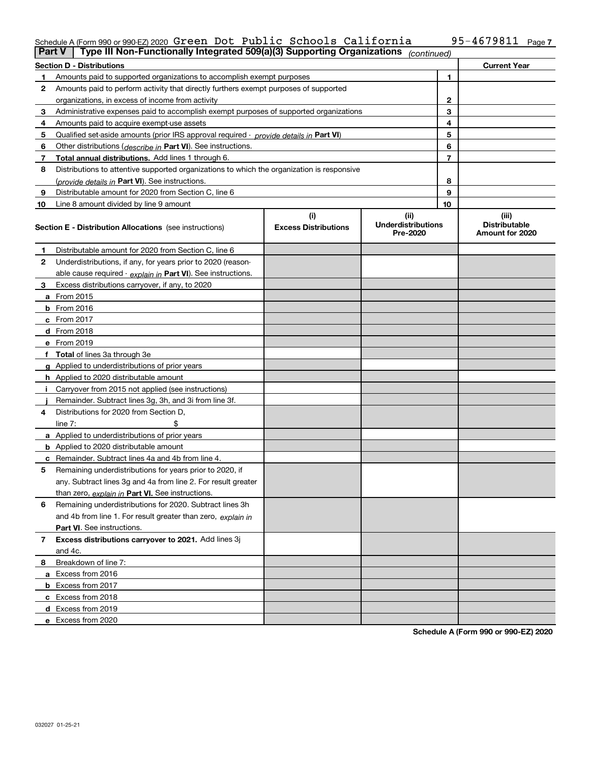Schedule A (Form 990 or 990-EZ) 2020 Green Dot Public Schools California 95-4679811 Page 7

**Part V | Type III Non-Functionally Integrated 509(a)(3) Supporting Organizations** *(continued)*

| Section D - Distributions | | Current Year |
|---|---|---|
| **1** Amounts paid to supported organizations to accomplish exempt purposes | 1 | |
| **2** Amounts paid to perform activity that directly furthers exempt purposes of supported organizations, in excess of income from activity | 2 | |
| **3** Administrative expenses paid to accomplish exempt purposes of supported organizations | 3 | |
| **4** Amounts paid to acquire exempt-use assets | 4 | |
| **5** Qualified set-aside amounts (prior IRS approval required - *provide details in* **Part VI**) | 5 | |
| **6** Other distributions (*describe in* **Part VI**). See instructions. | 6 | |
| **7** **Total annual distributions.** Add lines 1 through 6. | 7 | |
| **8** Distributions to attentive supported organizations to which the organization is responsive (*provide details in* **Part VI**). See instructions. | 8 | |
| **9** Distributable amount for 2020 from Section C, line 6 | 9 | |
| **10** Line 8 amount divided by line 9 amount | 10 | |

| **Section E - Distribution Allocations** (see instructions) | (i) Excess Distributions | (ii) Underdistributions Pre-2020 | (iii) Distributable Amount for 2020 |
|---|---|---|---|
| **1** Distributable amount for 2020 from Section C, line 6 | | | |
| **2** Underdistributions, if any, for years prior to 2020 (reasonable cause required - *explain in* **Part VI**). See instructions. | | | |
| **3** Excess distributions carryover, if any, to 2020 | | | |
| **a** From 2015 | | | |
| **b** From 2016 | | | |
| **c** From 2017 | | | |
| **d** From 2018 | | | |
| **e** From 2019 | | | |
| **f** **Total** of lines 3a through 3e | | | |
| **g** Applied to underdistributions of prior years | | | |
| **h** Applied to 2020 distributable amount | | | |
| **i** Carryover from 2015 not applied (see instructions) | | | |
| **j** Remainder. Subtract lines 3g, 3h, and 3i from line 3f. | | | |
| **4** Distributions for 2020 from Section D, line 7: $ | | | |
| **a** Applied to underdistributions of prior years | | | |
| **b** Applied to 2020 distributable amount | | | |
| **c** Remainder. Subtract lines 4a and 4b from line 4. | | | |
| **5** Remaining underdistributions for years prior to 2020, if any. Subtract lines 3g and 4a from line 2. For result greater than zero, *explain in* **Part VI.** See instructions. | | | |
| **6** Remaining underdistributions for 2020. Subtract lines 3h and 4b from line 1. For result greater than zero, *explain in* **Part VI**. See instructions. | | | |
| **7** **Excess distributions carryover to 2021.** Add lines 3j and 4c. | | | |
| **8** Breakdown of line 7: | | | |
| **a** Excess from 2016 | | | |
| **b** Excess from 2017 | | | |
| **c** Excess from 2018 | | | |
| **d** Excess from 2019 | | | |
| **e** Excess from 2020 | | | |

**Schedule A (Form 990 or 990-EZ) 2020**

032027 01-25-21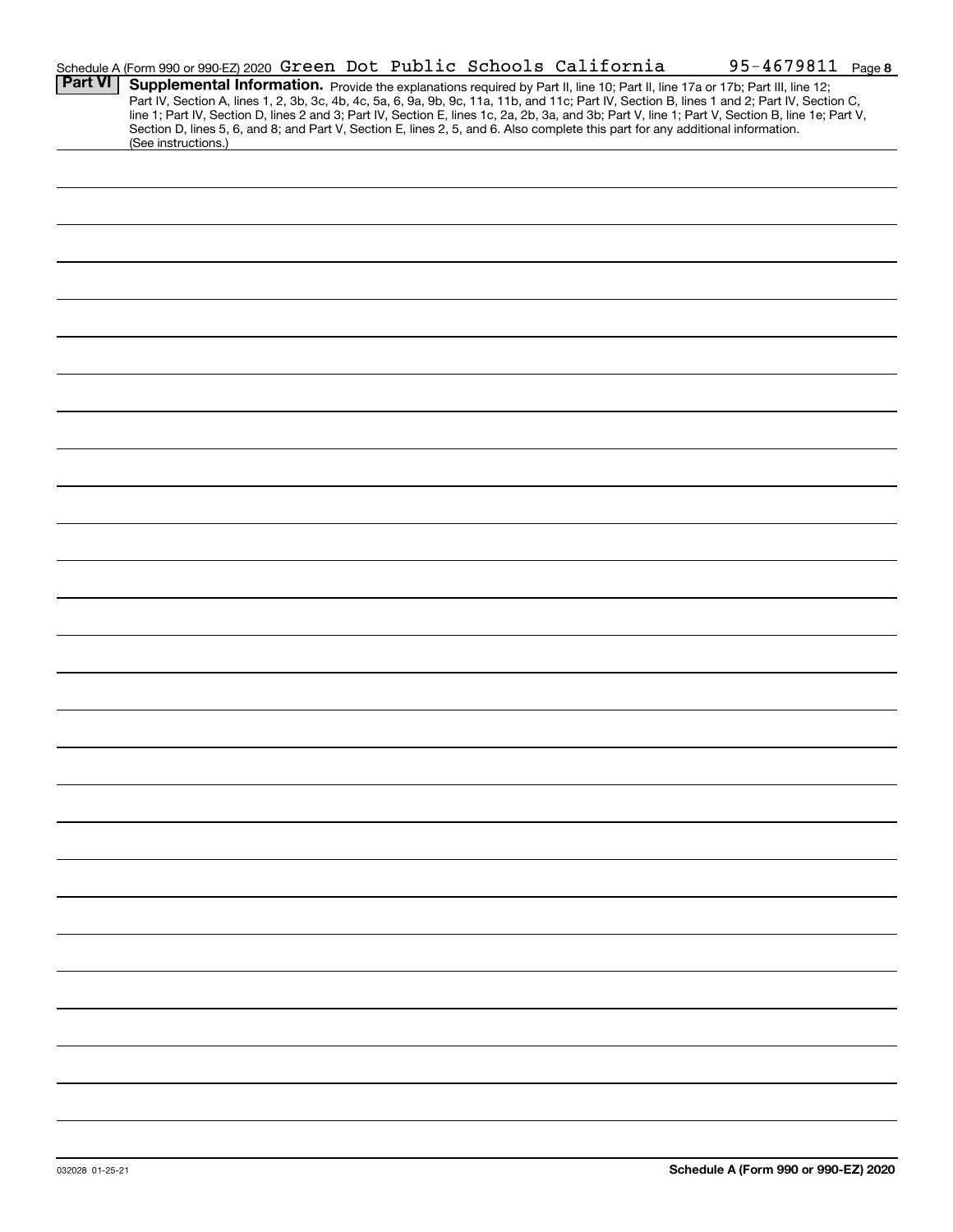Schedule A (Form 990 or 990-EZ) 2020 Green Dot Public Schools California 95-4679811 Page **8**

**Part VI** **Supplemental Information.** Provide the explanations required by Part II, line 10; Part II, line 17a or 17b; Part III, line 12; Part IV, Section A, lines 1, 2, 3b, 3c, 4b, 4c, 5a, 6, 9a, 9b, 9c, 11a, 11b, and 11c; Part IV, Section B, lines 1 and 2; Part IV, Section C, line 1; Part IV, Section D, lines 2 and 3; Part IV, Section E, lines 1c, 2a, 2b, 3a, and 3b; Part V, line 1; Part V, Section B, line 1e; Part V, Section D, lines 5, 6, and 8; and Part V, Section E, lines 2, 5, and 6. Also complete this part for any additional information. (See instructions.)

032028 01-25-21 **Schedule A (Form 990 or 990-EZ) 2020**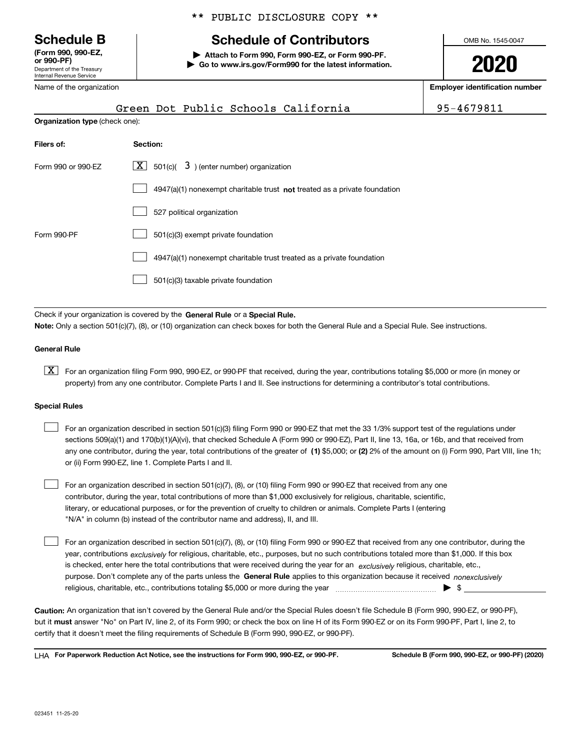** PUBLIC DISCLOSURE COPY **

**Schedule B**
**(Form 990, 990-EZ, or 990-PF)**
Department of the Treasury
Internal Revenue Service

# Schedule of Contributors

▶ **Attach to Form 990, Form 990-EZ, or Form 990-PF.**
▶ **Go to www.irs.gov/Form990 for the latest information.**

OMB No. 1545-0047

**2020**

Name of the organization: Green Dot Public Schools California

**Employer identification number:** 95-4679811

**Organization type** (check one):

| Filers of: | Section: |
|---|---|
| Form 990 or 990-EZ | [X] 501(c)( 3 ) (enter number) organization |
| | [ ] 4947(a)(1) nonexempt charitable trust **not** treated as a private foundation |
| | [ ] 527 political organization |
| Form 990-PF | [ ] 501(c)(3) exempt private foundation |
| | [ ] 4947(a)(1) nonexempt charitable trust treated as a private foundation |
| | [ ] 501(c)(3) taxable private foundation |

Check if your organization is covered by the **General Rule** or a **Special Rule.**

**Note:** Only a section 501(c)(7), (8), or (10) organization can check boxes for both the General Rule and a Special Rule. See instructions.

**General Rule**

[X] For an organization filing Form 990, 990-EZ, or 990-PF that received, during the year, contributions totaling $5,000 or more (in money or property) from any one contributor. Complete Parts I and II. See instructions for determining a contributor's total contributions.

**Special Rules**

[ ] For an organization described in section 501(c)(3) filing Form 990 or 990-EZ that met the 33 1/3% support test of the regulations under sections 509(a)(1) and 170(b)(1)(A)(vi), that checked Schedule A (Form 990 or 990-EZ), Part II, line 13, 16a, or 16b, and that received from any one contributor, during the year, total contributions of the greater of **(1)** $5,000; or **(2)** 2% of the amount on (i) Form 990, Part VIII, line 1h; or (ii) Form 990-EZ, line 1. Complete Parts I and II.

[ ] For an organization described in section 501(c)(7), (8), or (10) filing Form 990 or 990-EZ that received from any one contributor, during the year, total contributions of more than $1,000 exclusively for religious, charitable, scientific, literary, or educational purposes, or for the prevention of cruelty to children or animals. Complete Parts I (entering "N/A" in column (b) instead of the contributor name and address), II, and III.

[ ] For an organization described in section 501(c)(7), (8), or (10) filing Form 990 or 990-EZ that received from any one contributor, during the year, contributions *exclusively* for religious, charitable, etc., purposes, but no such contributions totaled more than $1,000. If this box is checked, enter here the total contributions that were received during the year for an *exclusively* religious, charitable, etc., purpose. Don't complete any of the parts unless the **General Rule** applies to this organization because it received *nonexclusively* religious, charitable, etc., contributions totaling $5,000 or more during the year ▶ $

**Caution:** An organization that isn't covered by the General Rule and/or the Special Rules doesn't file Schedule B (Form 990, 990-EZ, or 990-PF), but it **must** answer "No" on Part IV, line 2, of its Form 990; or check the box on line H of its Form 990-EZ or on its Form 990-PF, Part I, line 2, to certify that it doesn't meet the filing requirements of Schedule B (Form 990, 990-EZ, or 990-PF).

LHA **For Paperwork Reduction Act Notice, see the instructions for Form 990, 990-EZ, or 990-PF.** **Schedule B (Form 990, 990-EZ, or 990-PF) (2020)**

023451 11-25-20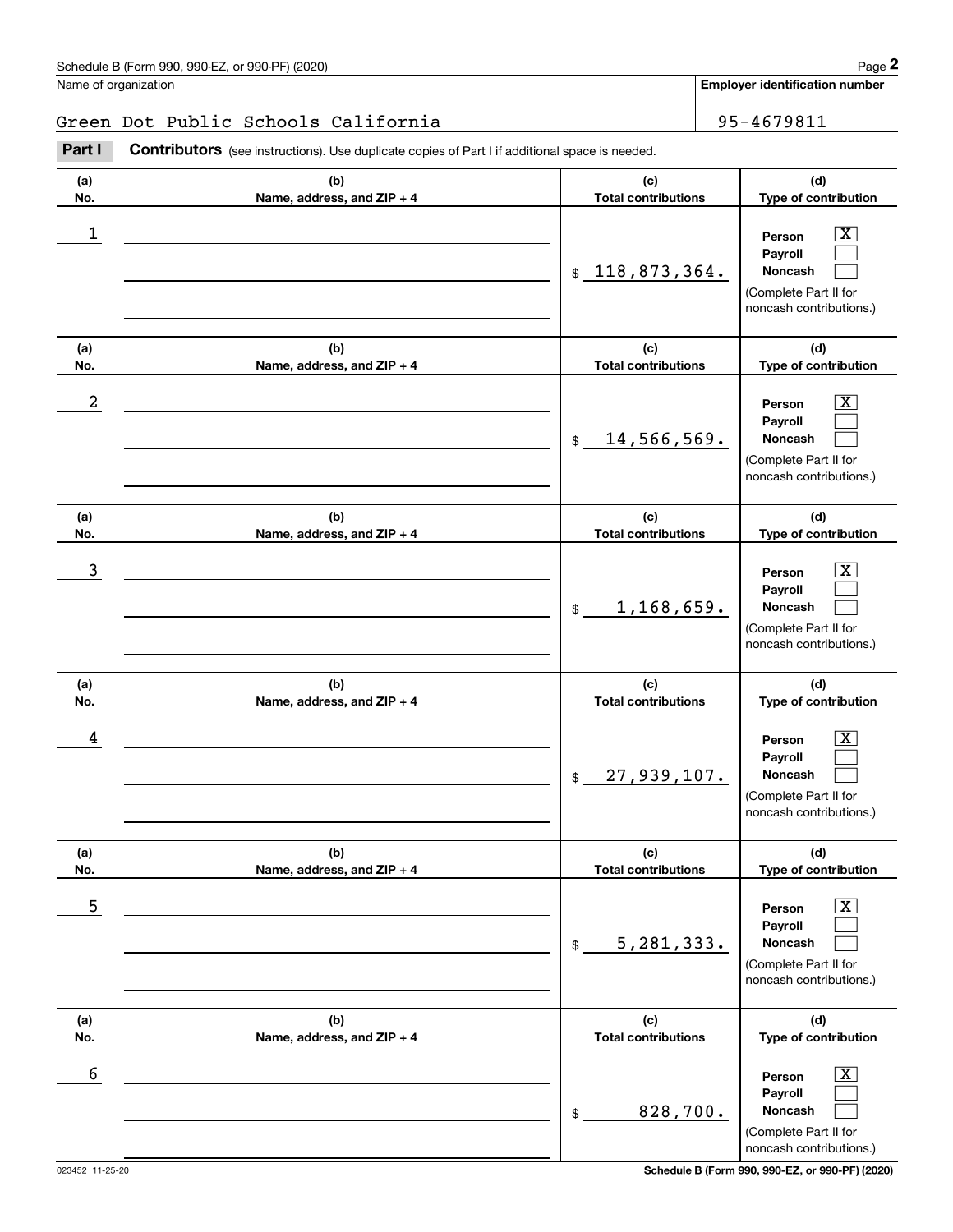Schedule B (Form 990, 990-EZ, or 990-PF) (2020)

Name of organization: Green Dot Public Schools California

**Employer identification number**: 95-4679811

**Part I** **Contributors** (see instructions). Use duplicate copies of Part I if additional space is needed.

| (a) No. | (b) Name, address, and ZIP + 4 | (c) Total contributions | (d) Type of contribution |
|---|---|---|---|
| 1 | | $ 118,873,364. | Person [X] Payroll [ ] Noncash [ ] (Complete Part II for noncash contributions.) |
| 2 | | $ 14,566,569. | Person [X] Payroll [ ] Noncash [ ] (Complete Part II for noncash contributions.) |
| 3 | | $ 1,168,659. | Person [X] Payroll [ ] Noncash [ ] (Complete Part II for noncash contributions.) |
| 4 | | $ 27,939,107. | Person [X] Payroll [ ] Noncash [ ] (Complete Part II for noncash contributions.) |
| 5 | | $ 5,281,333. | Person [X] Payroll [ ] Noncash [ ] (Complete Part II for noncash contributions.) |
| 6 | | $ 828,700. | Person [X] Payroll [ ] Noncash [ ] (Complete Part II for noncash contributions.) |

023452 11-25-20 Schedule B (Form 990, 990-EZ, or 990-PF) (2020)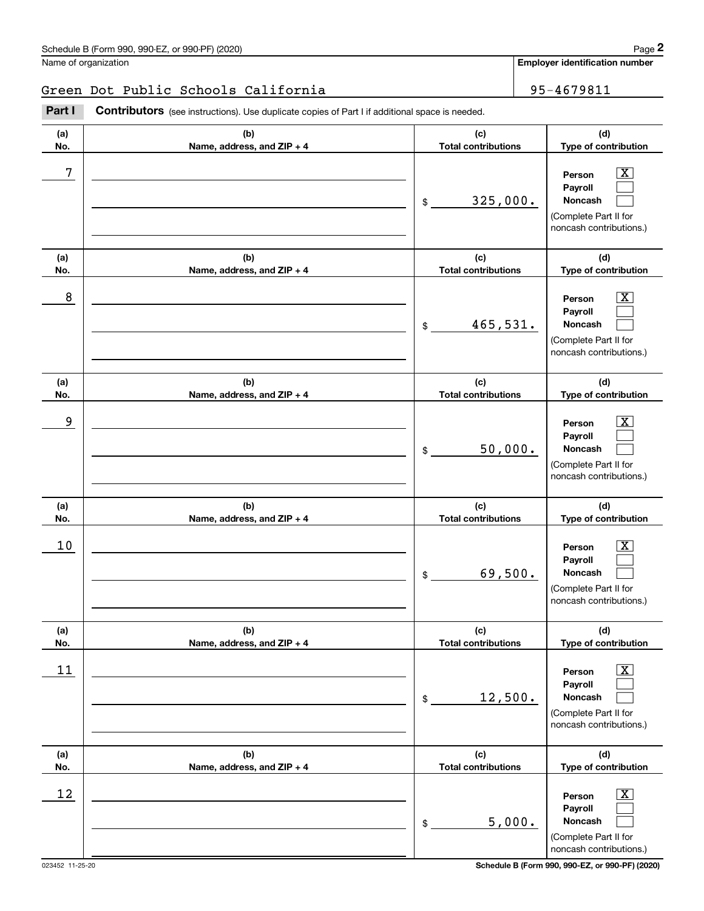Name of organization

Green Dot Public Schools California

**Employer identification number**

95-4679811

**Part I** **Contributors** (see instructions). Use duplicate copies of Part I if additional space is needed.

| (a) No. | (b) Name, address, and ZIP + 4 | (c) Total contributions | (d) Type of contribution |
|---|---|---|---|
| 7 | | $ 325,000. | Person [X] Payroll [ ] Noncash [ ] (Complete Part II for noncash contributions.) |
| 8 | | $ 465,531. | Person [X] Payroll [ ] Noncash [ ] (Complete Part II for noncash contributions.) |
| 9 | | $ 50,000. | Person [X] Payroll [ ] Noncash [ ] (Complete Part II for noncash contributions.) |
| 10 | | $ 69,500. | Person [X] Payroll [ ] Noncash [ ] (Complete Part II for noncash contributions.) |
| 11 | | $ 12,500. | Person [X] Payroll [ ] Noncash [ ] (Complete Part II for noncash contributions.) |
| 12 | | $ 5,000. | Person [X] Payroll [ ] Noncash [ ] (Complete Part II for noncash contributions.) |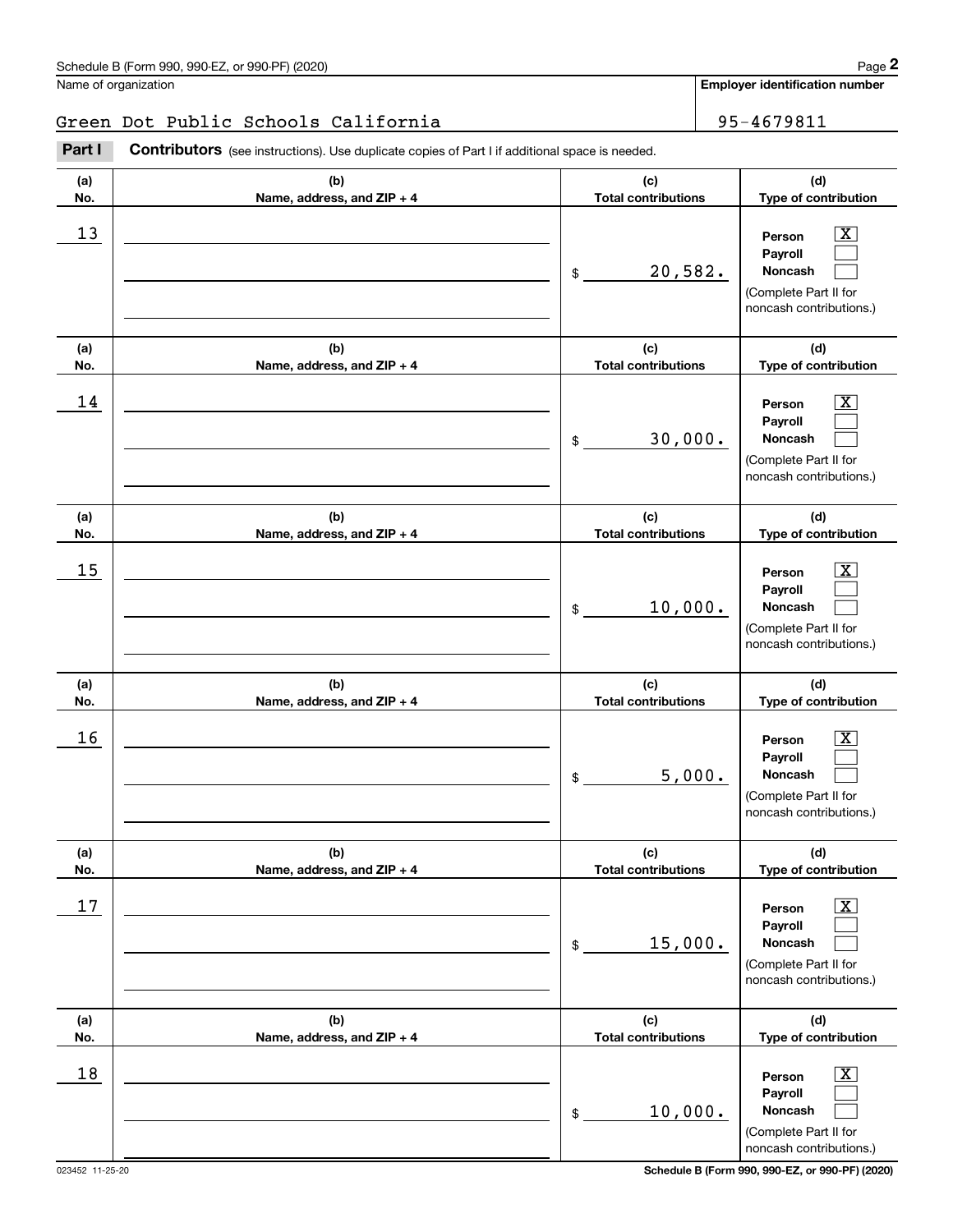Schedule B (Form 990, 990-EZ, or 990-PF) (2020)

Name of organization: Green Dot Public Schools California

Employer identification number: 95-4679811

**Part I** **Contributors** (see instructions). Use duplicate copies of Part I if additional space is needed.

| (a) No. | (b) Name, address, and ZIP + 4 | (c) Total contributions | (d) Type of contribution |
|---|---|---|---|
| 13 | | $ 20,582. | Person [X] Payroll [ ] Noncash [ ] (Complete Part II for noncash contributions.) |
| 14 | | $ 30,000. | Person [X] Payroll [ ] Noncash [ ] (Complete Part II for noncash contributions.) |
| 15 | | $ 10,000. | Person [X] Payroll [ ] Noncash [ ] (Complete Part II for noncash contributions.) |
| 16 | | $ 5,000. | Person [X] Payroll [ ] Noncash [ ] (Complete Part II for noncash contributions.) |
| 17 | | $ 15,000. | Person [X] Payroll [ ] Noncash [ ] (Complete Part II for noncash contributions.) |
| 18 | | $ 10,000. | Person [X] Payroll [ ] Noncash [ ] (Complete Part II for noncash contributions.) |

023452 11-25-20

Schedule B (Form 990, 990-EZ, or 990-PF) (2020)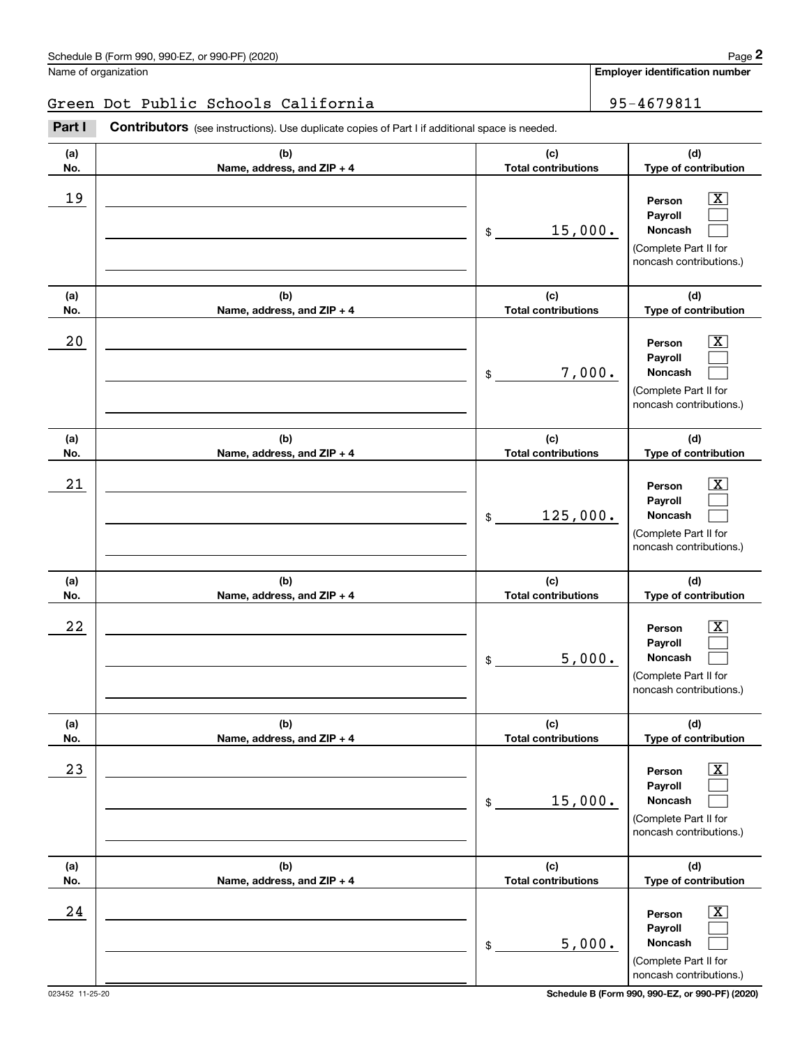Name of organization

Green Dot Public Schools California

**Employer identification number**

95-4679811

**Part I** **Contributors** (see instructions). Use duplicate copies of Part I if additional space is needed.

| (a) No. | (b) Name, address, and ZIP + 4 | (c) Total contributions | (d) Type of contribution |
|---|---|---|---|
| 19 | | $ 15,000. | Person [X] Payroll [ ] Noncash [ ] (Complete Part II for noncash contributions.) |
| 20 | | $ 7,000. | Person [X] Payroll [ ] Noncash [ ] (Complete Part II for noncash contributions.) |
| 21 | | $ 125,000. | Person [X] Payroll [ ] Noncash [ ] (Complete Part II for noncash contributions.) |
| 22 | | $ 5,000. | Person [X] Payroll [ ] Noncash [ ] (Complete Part II for noncash contributions.) |
| 23 | | $ 15,000. | Person [X] Payroll [ ] Noncash [ ] (Complete Part II for noncash contributions.) |
| 24 | | $ 5,000. | Person [X] Payroll [ ] Noncash [ ] (Complete Part II for noncash contributions.) |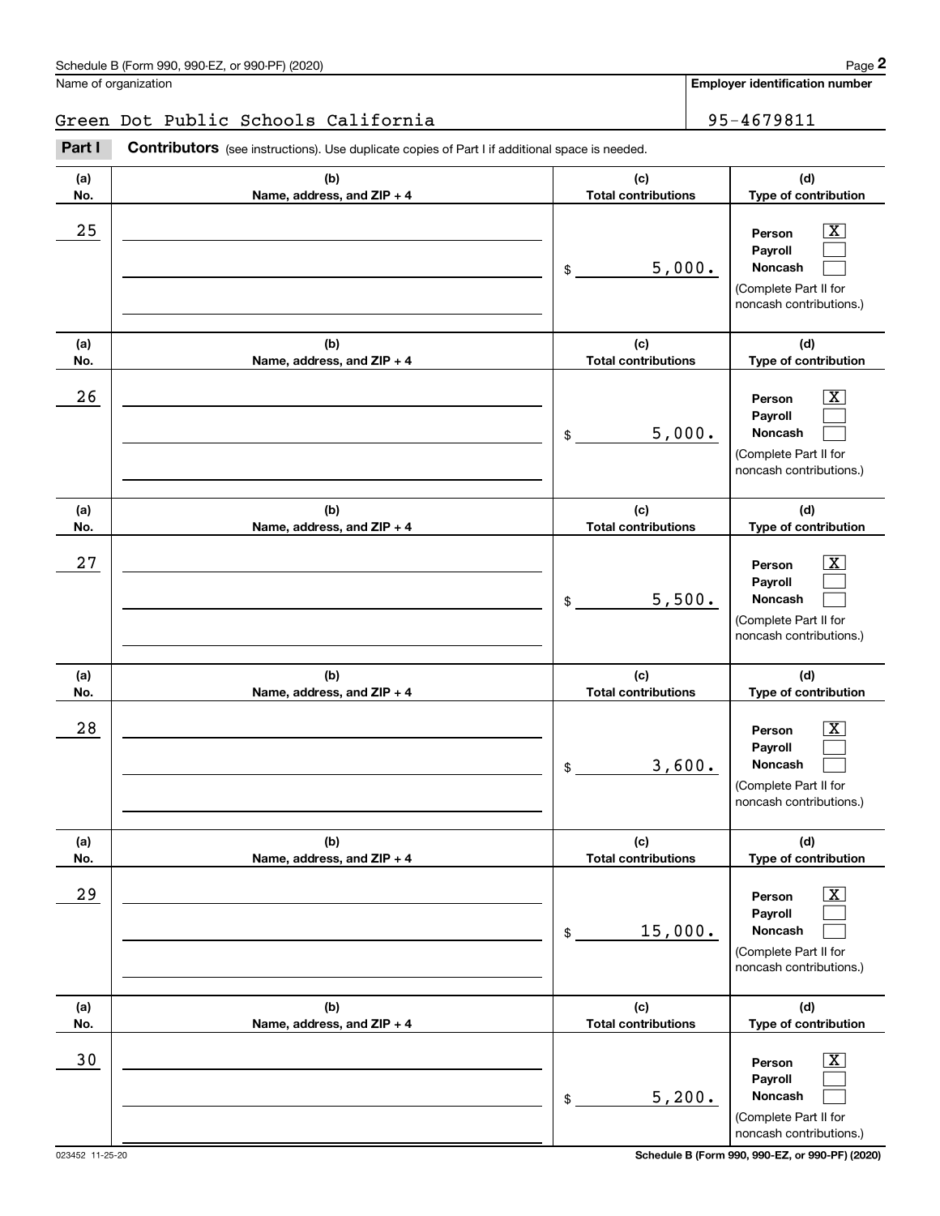Schedule B (Form 990, 990-EZ, or 990-PF) (2020)

Name of organization: Green Dot Public Schools California

Employer identification number: 95-4679811

**Part I** **Contributors** (see instructions). Use duplicate copies of Part I if additional space is needed.

| (a) No. | (b) Name, address, and ZIP + 4 | (c) Total contributions | (d) Type of contribution |
|---|---|---|---|
| 25 | | $ 5,000. | Person [X] Payroll [ ] Noncash [ ] (Complete Part II for noncash contributions.) |
| 26 | | $ 5,000. | Person [X] Payroll [ ] Noncash [ ] (Complete Part II for noncash contributions.) |
| 27 | | $ 5,500. | Person [X] Payroll [ ] Noncash [ ] (Complete Part II for noncash contributions.) |
| 28 | | $ 3,600. | Person [X] Payroll [ ] Noncash [ ] (Complete Part II for noncash contributions.) |
| 29 | | $ 15,000. | Person [X] Payroll [ ] Noncash [ ] (Complete Part II for noncash contributions.) |
| 30 | | $ 5,200. | Person [X] Payroll [ ] Noncash [ ] (Complete Part II for noncash contributions.) |

023452 11-25-20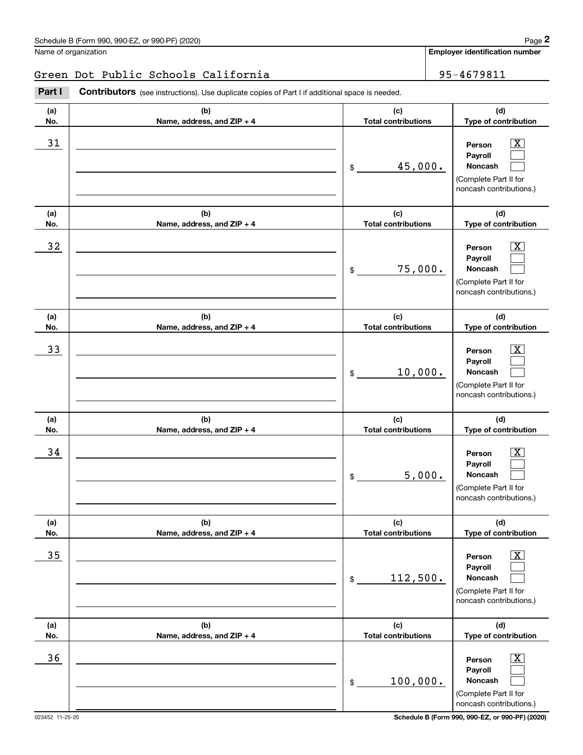Schedule B (Form 990, 990-EZ, or 990-PF) (2020)

Name of organization: Green Dot Public Schools California

**Employer identification number**: 95-4679811

**Part I** **Contributors** (see instructions). Use duplicate copies of Part I if additional space is needed.

| (a) No. | (b) Name, address, and ZIP + 4 | (c) Total contributions | (d) Type of contribution |
|---|---|---|---|
| 31 | | $ 45,000. | Person [X] Payroll [ ] Noncash [ ] (Complete Part II for noncash contributions.) |
| 32 | | $ 75,000. | Person [X] Payroll [ ] Noncash [ ] (Complete Part II for noncash contributions.) |
| 33 | | $ 10,000. | Person [X] Payroll [ ] Noncash [ ] (Complete Part II for noncash contributions.) |
| 34 | | $ 5,000. | Person [X] Payroll [ ] Noncash [ ] (Complete Part II for noncash contributions.) |
| 35 | | $ 112,500. | Person [X] Payroll [ ] Noncash [ ] (Complete Part II for noncash contributions.) |
| 36 | | $ 100,000. | Person [X] Payroll [ ] Noncash [ ] (Complete Part II for noncash contributions.) |

023452 11-25-20

Schedule B (Form 990, 990-EZ, or 990-PF) (2020)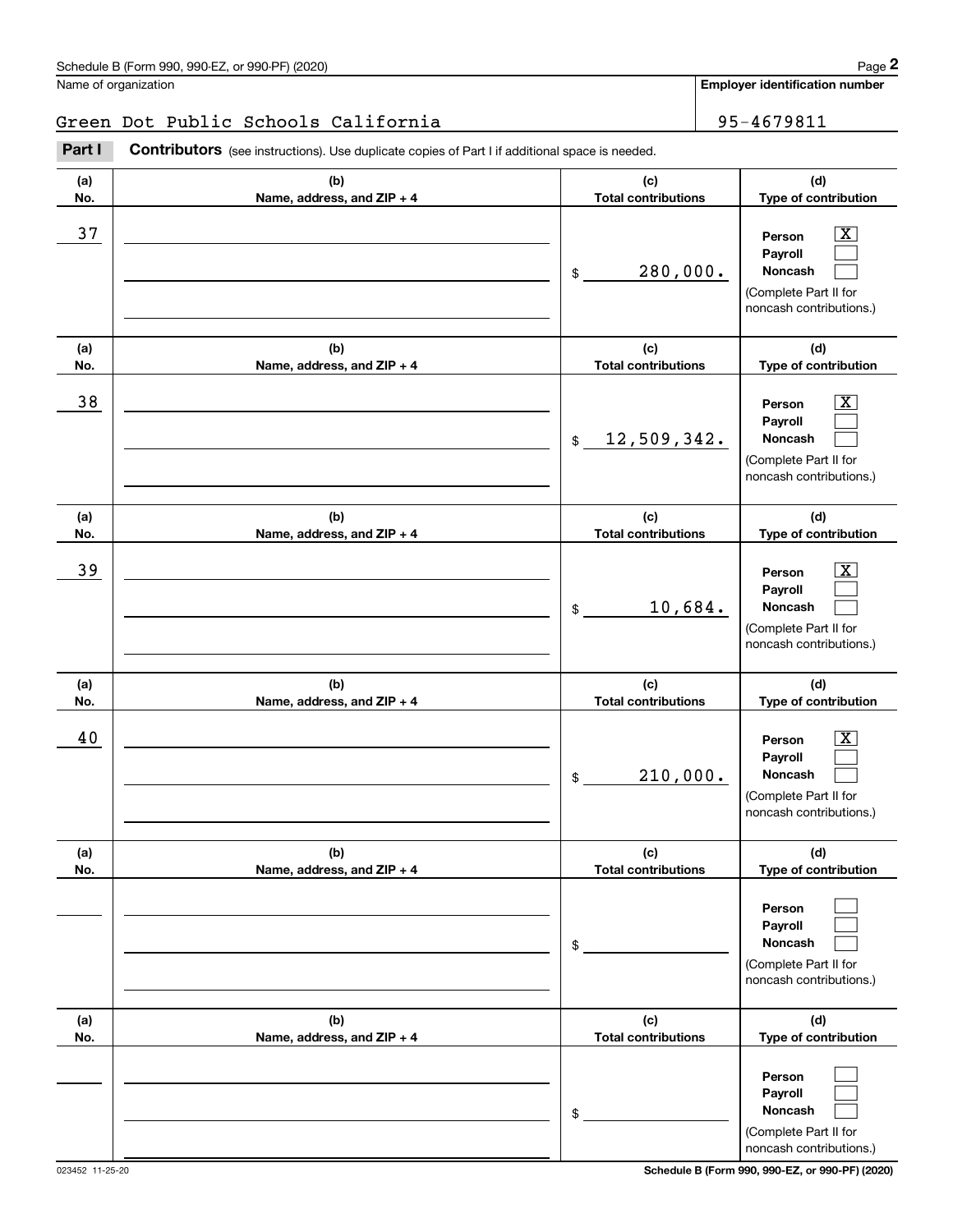Schedule B (Form 990, 990-EZ, or 990-PF) (2020)

Name of organization: Green Dot Public Schools California

Employer identification number: 95-4679811

**Part I** **Contributors** (see instructions). Use duplicate copies of Part I if additional space is needed.

| (a) No. | (b) Name, address, and ZIP + 4 | (c) Total contributions | (d) Type of contribution |
|---|---|---|---|
| 37 | | $ 280,000. | Person [X] Payroll [ ] Noncash [ ] (Complete Part II for noncash contributions.) |
| 38 | | $ 12,509,342. | Person [X] Payroll [ ] Noncash [ ] (Complete Part II for noncash contributions.) |
| 39 | | $ 10,684. | Person [X] Payroll [ ] Noncash [ ] (Complete Part II for noncash contributions.) |
| 40 | | $ 210,000. | Person [X] Payroll [ ] Noncash [ ] (Complete Part II for noncash contributions.) |
| | | $ | Person [ ] Payroll [ ] Noncash [ ] (Complete Part II for noncash contributions.) |
| | | $ | Person [ ] Payroll [ ] Noncash [ ] (Complete Part II for noncash contributions.) |

023452 11-25-20

Schedule B (Form 990, 990-EZ, or 990-PF) (2020)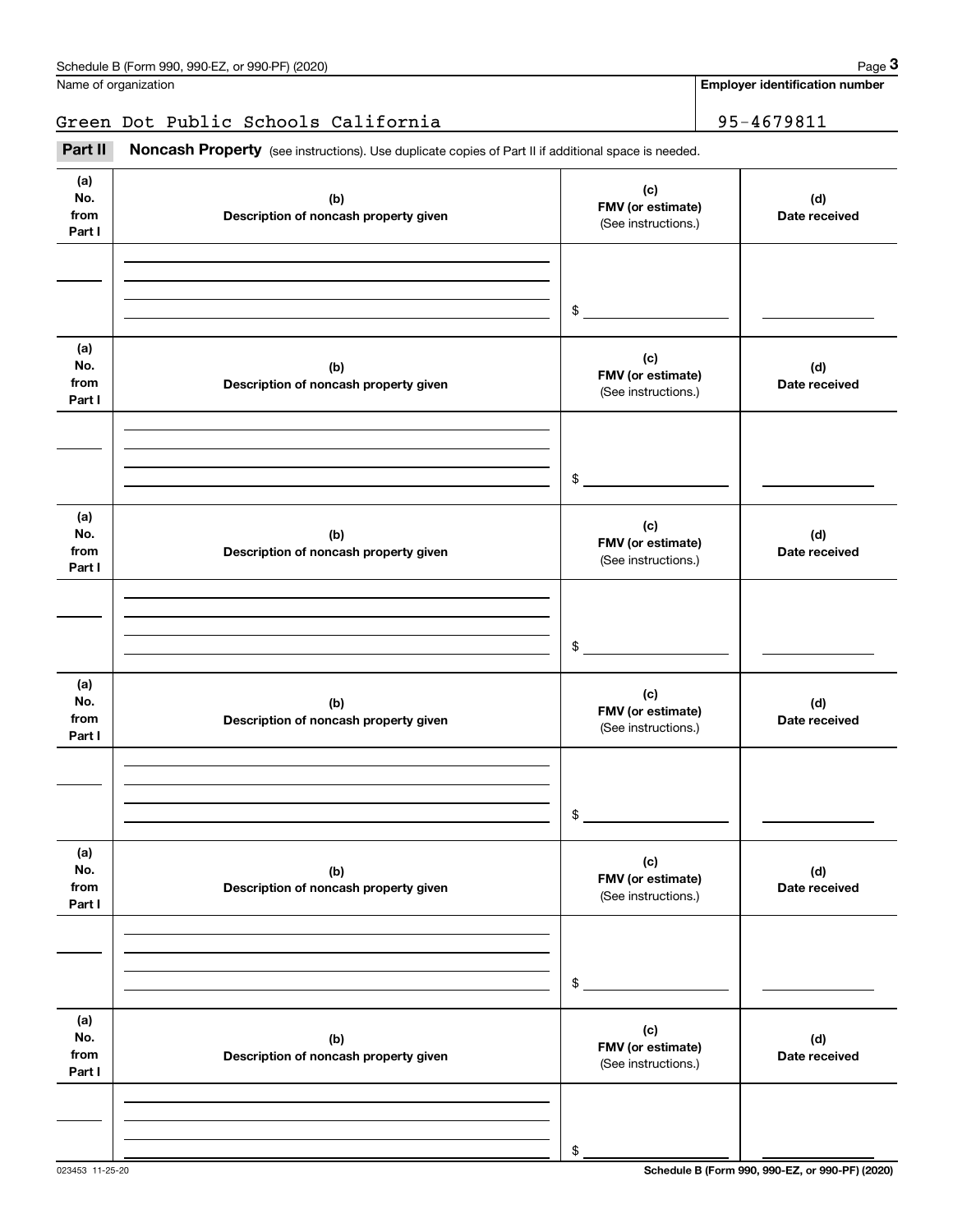Name of organization

Green Dot Public Schools California

**Employer identification number**

95-4679811

**Part II** **Noncash Property** (see instructions). Use duplicate copies of Part II if additional space is needed.

| (a) No. from Part I | (b) Description of noncash property given | (c) FMV (or estimate) (See instructions.) | (d) Date received |
|---|---|---|---|
| | | $ | |

| (a) No. from Part I | (b) Description of noncash property given | (c) FMV (or estimate) (See instructions.) | (d) Date received |
|---|---|---|---|
| | | $ | |

| (a) No. from Part I | (b) Description of noncash property given | (c) FMV (or estimate) (See instructions.) | (d) Date received |
|---|---|---|---|
| | | $ | |

| (a) No. from Part I | (b) Description of noncash property given | (c) FMV (or estimate) (See instructions.) | (d) Date received |
|---|---|---|---|
| | | $ | |

| (a) No. from Part I | (b) Description of noncash property given | (c) FMV (or estimate) (See instructions.) | (d) Date received |
|---|---|---|---|
| | | $ | |

| (a) No. from Part I | (b) Description of noncash property given | (c) FMV (or estimate) (See instructions.) | (d) Date received |
|---|---|---|---|
| | | $ | |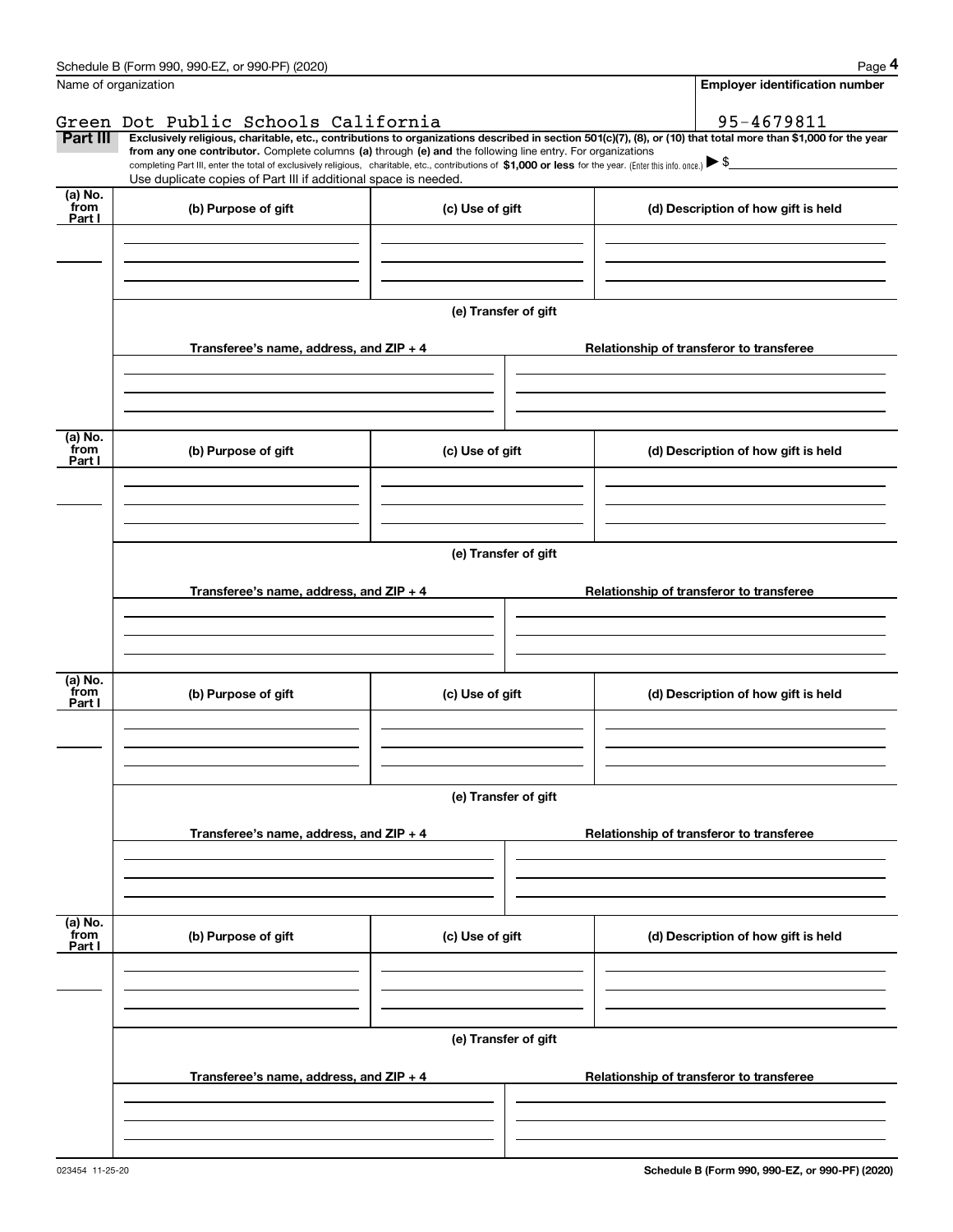Name of organization

**Employer identification number**

Green Dot Public Schools California

95-4679811

**Part III** **Exclusively religious, charitable, etc., contributions to organizations described in section 501(c)(7), (8), or (10) that total more than $1,000 for the year from any one contributor.** Complete columns **(a)** through **(e) and** the following line entry. For organizations completing Part III, enter the total of exclusively religious, charitable, etc., contributions of **$1,000 or less** for the year. (Enter this info. once.) ▶ $

Use duplicate copies of Part III if additional space is needed.

| (a) No. from Part I | (b) Purpose of gift | (c) Use of gift | (d) Description of how gift is held |
|---|---|---|---|
| | | | |

(e) Transfer of gift

| Transferee's name, address, and ZIP + 4 | Relationship of transferor to transferee |
|---|---|
| | |

| (a) No. from Part I | (b) Purpose of gift | (c) Use of gift | (d) Description of how gift is held |
|---|---|---|---|
| | | | |

(e) Transfer of gift

| Transferee's name, address, and ZIP + 4 | Relationship of transferor to transferee |
|---|---|
| | |

| (a) No. from Part I | (b) Purpose of gift | (c) Use of gift | (d) Description of how gift is held |
|---|---|---|---|
| | | | |

(e) Transfer of gift

| Transferee's name, address, and ZIP + 4 | Relationship of transferor to transferee |
|---|---|
| | |

| (a) No. from Part I | (b) Purpose of gift | (c) Use of gift | (d) Description of how gift is held |
|---|---|---|---|
| | | | |

(e) Transfer of gift

| Transferee's name, address, and ZIP + 4 | Relationship of transferor to transferee |
|---|---|
| | |

023454 11-25-20

**Schedule B (Form 990, 990-EZ, or 990-PF) (2020)**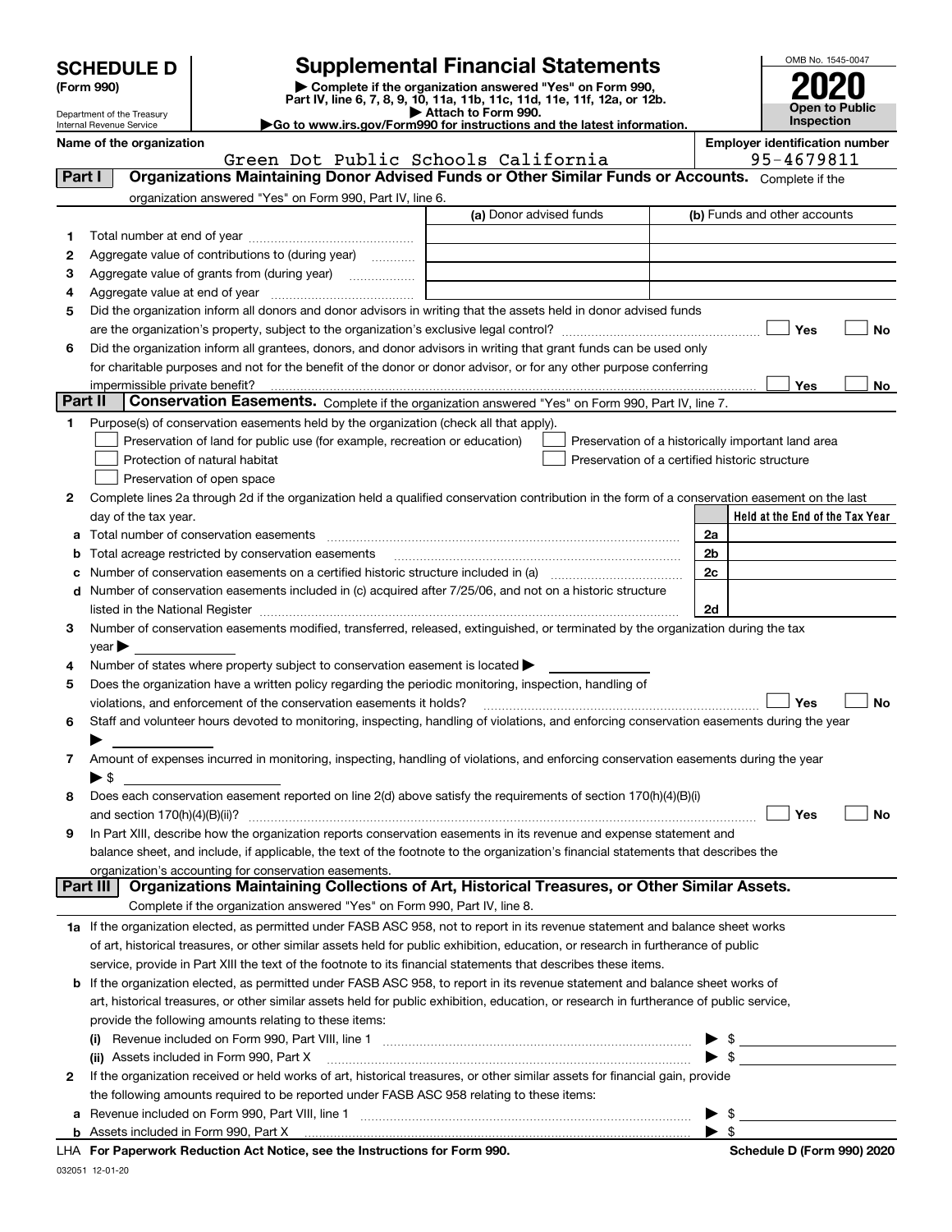# SCHEDULE D (Form 990)

Department of the Treasury
Internal Revenue Service

## Supplemental Financial Statements

▶ Complete if the organization answered "Yes" on Form 990, Part IV, line 6, 7, 8, 9, 10, 11a, 11b, 11c, 11d, 11e, 11f, 12a, or 12b.
▶ Attach to Form 990.
▶Go to www.irs.gov/Form990 for instructions and the latest information.

OMB No. 1545-0047

**2020**

**Open to Public Inspection**

Name of the organization: Green Dot Public Schools California

Employer identification number: 95-4679811

**Part I — Organizations Maintaining Donor Advised Funds or Other Similar Funds or Accounts.** Complete if the organization answered "Yes" on Form 990, Part IV, line 6.

| | | (a) Donor advised funds | (b) Funds and other accounts |
|---|---|---|---|
| 1 | Total number at end of year | | |
| 2 | Aggregate value of contributions to (during year) | | |
| 3 | Aggregate value of grants from (during year) | | |
| 4 | Aggregate value at end of year | | |

5 Did the organization inform all donors and donor advisors in writing that the assets held in donor advised funds are the organization's property, subject to the organization's exclusive legal control? ☐ Yes ☐ No

6 Did the organization inform all grantees, donors, and donor advisors in writing that grant funds can be used only for charitable purposes and not for the benefit of the donor or donor advisor, or for any other purpose conferring impermissible private benefit? ☐ Yes ☐ No

**Part II — Conservation Easements.** Complete if the organization answered "Yes" on Form 990, Part IV, line 7.

1 Purpose(s) of conservation easements held by the organization (check all that apply).

- ☐ Preservation of land for public use (for example, recreation or education)
- ☐ Protection of natural habitat
- ☐ Preservation of open space
- ☐ Preservation of a historically important land area
- ☐ Preservation of a certified historic structure

2 Complete lines 2a through 2d if the organization held a qualified conservation contribution in the form of a conservation easement on the last day of the tax year.

| | | | Held at the End of the Tax Year |
|---|---|---|---|
| a | Total number of conservation easements | 2a | |
| b | Total acreage restricted by conservation easements | 2b | |
| c | Number of conservation easements on a certified historic structure included in (a) | 2c | |
| d | Number of conservation easements included in (c) acquired after 7/25/06, and not on a historic structure listed in the National Register | 2d | |

3 Number of conservation easements modified, transferred, released, extinguished, or terminated by the organization during the tax year ▶

4 Number of states where property subject to conservation easement is located ▶

5 Does the organization have a written policy regarding the periodic monitoring, inspection, handling of violations, and enforcement of the conservation easements it holds? ☐ Yes ☐ No

6 Staff and volunteer hours devoted to monitoring, inspecting, handling of violations, and enforcing conservation easements during the year ▶

7 Amount of expenses incurred in monitoring, inspecting, handling of violations, and enforcing conservation easements during the year ▶ $

8 Does each conservation easement reported on line 2(d) above satisfy the requirements of section 170(h)(4)(B)(i) and section 170(h)(4)(B)(ii)? ☐ Yes ☐ No

9 In Part XIII, describe how the organization reports conservation easements in its revenue and expense statement and balance sheet, and include, if applicable, the text of the footnote to the organization's financial statements that describes the organization's accounting for conservation easements.

**Part III — Organizations Maintaining Collections of Art, Historical Treasures, or Other Similar Assets.** Complete if the organization answered "Yes" on Form 990, Part IV, line 8.

1a If the organization elected, as permitted under FASB ASC 958, not to report in its revenue statement and balance sheet works of art, historical treasures, or other similar assets held for public exhibition, education, or research in furtherance of public service, provide in Part XIII the text of the footnote to its financial statements that describes these items.

b If the organization elected, as permitted under FASB ASC 958, to report in its revenue statement and balance sheet works of art, historical treasures, or other similar assets held for public exhibition, education, or research in furtherance of public service, provide the following amounts relating to these items:

(i) Revenue included on Form 990, Part VIII, line 1 ▶ $

(ii) Assets included in Form 990, Part X ▶ $

2 If the organization received or held works of art, historical treasures, or other similar assets for financial gain, provide the following amounts required to be reported under FASB ASC 958 relating to these items:

a Revenue included on Form 990, Part VIII, line 1 ▶ $

b Assets included in Form 990, Part X ▶ $

LHA For Paperwork Reduction Act Notice, see the Instructions for Form 990. Schedule D (Form 990) 2020

032051 12-01-20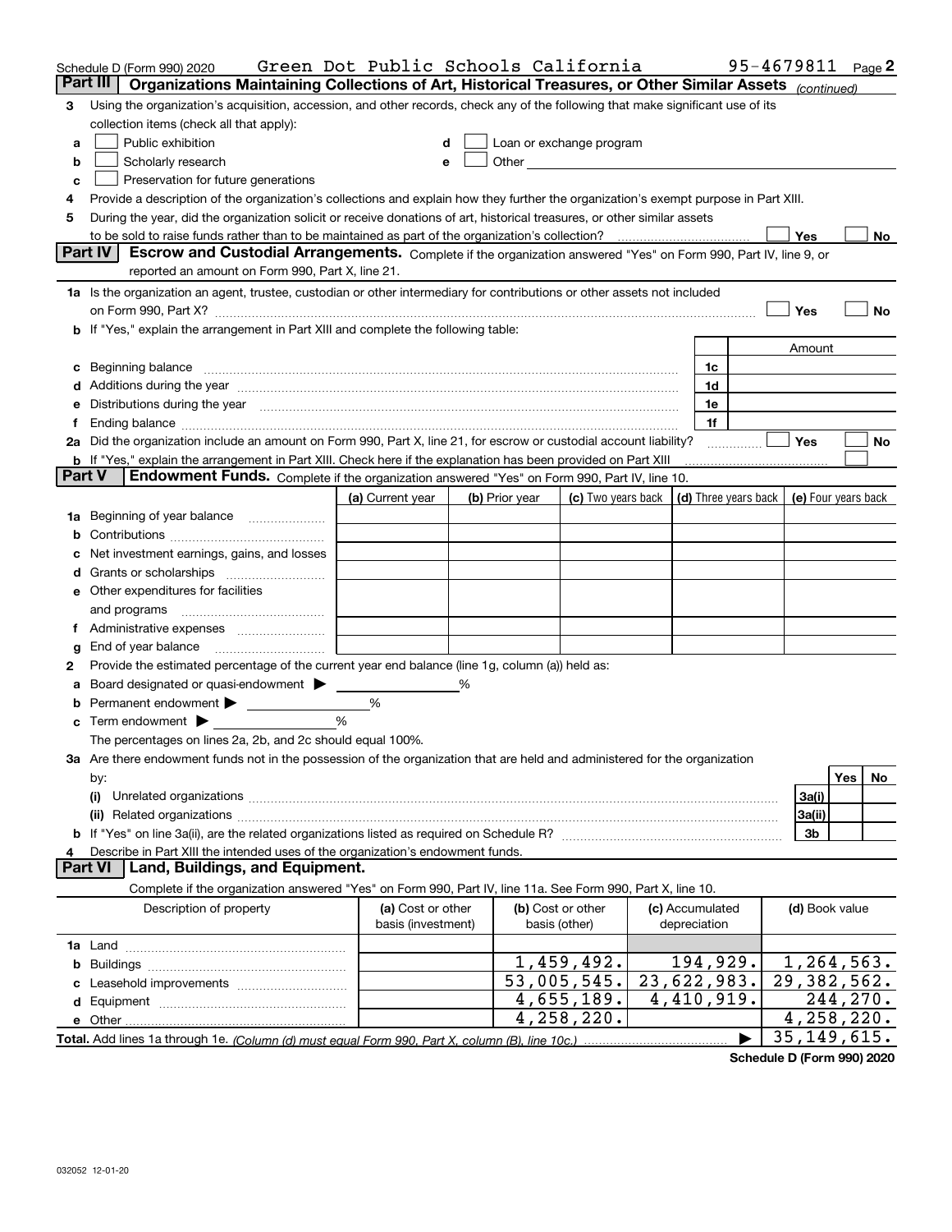Schedule D (Form 990) 2020 Green Dot Public Schools California 95-4679811 Page 2

## Part III Organizations Maintaining Collections of Art, Historical Treasures, or Other Similar Assets *(continued)*

**3** Using the organization's acquisition, accession, and other records, check any of the following that make significant use of its collection items (check all that apply):

- **a** ☐ Public exhibition
- **b** ☐ Scholarly research
- **c** ☐ Preservation for future generations
- **d** ☐ Loan or exchange program
- **e** ☐ Other

**4** Provide a description of the organization's collections and explain how they further the organization's exempt purpose in Part XIII.

**5** During the year, did the organization solicit or receive donations of art, historical treasures, or other similar assets to be sold to raise funds rather than to be maintained as part of the organization's collection? ☐ Yes ☐ No

## Part IV Escrow and Custodial Arrangements.

Complete if the organization answered "Yes" on Form 990, Part IV, line 9, or reported an amount on Form 990, Part X, line 21.

**1a** Is the organization an agent, trustee, custodian or other intermediary for contributions or other assets not included on Form 990, Part X? ☐ Yes ☐ No

**b** If "Yes," explain the arrangement in Part XIII and complete the following table:

| | | Amount |
|---|---|---|
| **c** Beginning balance | 1c | |
| **d** Additions during the year | 1d | |
| **e** Distributions during the year | 1e | |
| **f** Ending balance | 1f | |

**2a** Did the organization include an amount on Form 990, Part X, line 21, for escrow or custodial account liability? ☐ Yes ☐ No

**b** If "Yes," explain the arrangement in Part XIII. Check here if the explanation has been provided on Part XIII ☐

## Part V Endowment Funds.

Complete if the organization answered "Yes" on Form 990, Part IV, line 10.

| | (a) Current year | (b) Prior year | (c) Two years back | (d) Three years back | (e) Four years back |
|---|---|---|---|---|---|
| **1a** Beginning of year balance | | | | | |
| **b** Contributions | | | | | |
| **c** Net investment earnings, gains, and losses | | | | | |
| **d** Grants or scholarships | | | | | |
| **e** Other expenditures for facilities and programs | | | | | |
| **f** Administrative expenses | | | | | |
| **g** End of year balance | | | | | |

**2** Provide the estimated percentage of the current year end balance (line 1g, column (a)) held as:

- **a** Board designated or quasi-endowment ▶ ______ %
- **b** Permanent endowment ▶ ______ %
- **c** Term endowment ▶ ______ %

The percentages on lines 2a, 2b, and 2c should equal 100%.

**3a** Are there endowment funds not in the possession of the organization that are held and administered for the organization by:

| | | Yes | No |
|---|---|---|---|
| (i) Unrelated organizations | 3a(i) | | |
| (ii) Related organizations | 3a(ii) | | |
| **b** If "Yes" on line 3a(ii), are the related organizations listed as required on Schedule R? | 3b | | |

**4** Describe in Part XIII the intended uses of the organization's endowment funds.

## Part VI Land, Buildings, and Equipment.

Complete if the organization answered "Yes" on Form 990, Part IV, line 11a. See Form 990, Part X, line 10.

| Description of property | (a) Cost or other basis (investment) | (b) Cost or other basis (other) | (c) Accumulated depreciation | (d) Book value |
|---|---|---|---|---|
| **1a** Land | | | | |
| **b** Buildings | | 1,459,492. | 194,929. | 1,264,563. |
| **c** Leasehold improvements | | 53,005,545. | 23,622,983. | 29,382,562. |
| **d** Equipment | | 4,655,189. | 4,410,919. | 244,270. |
| **e** Other | | 4,258,220. | | 4,258,220. |
| **Total.** Add lines 1a through 1e. *(Column (d) must equal Form 990, Part X, column (B), line 10c.)* | | | ▶ | 35,149,615. |

Schedule D (Form 990) 2020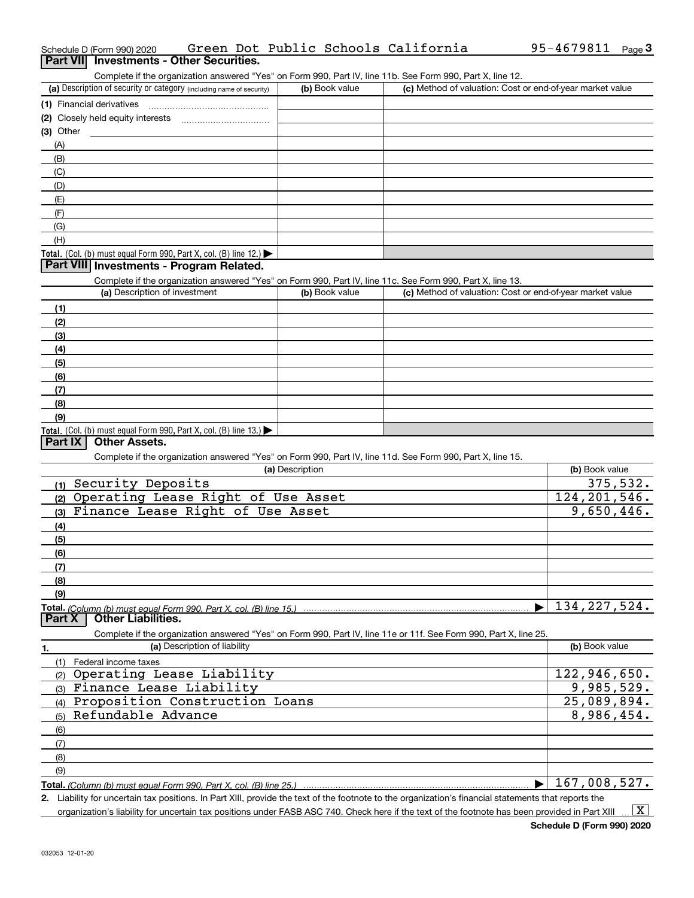Schedule D (Form 990) 2020 Green Dot Public Schools California 95-4679811 Page 3

## Part VII Investments - Other Securities.

Complete if the organization answered "Yes" on Form 990, Part IV, line 11b. See Form 990, Part X, line 12.

| (a) Description of security or category (including name of security) | (b) Book value | (c) Method of valuation: Cost or end-of-year market value |
|---|---|---|
| (1) Financial derivatives | | |
| (2) Closely held equity interests | | |
| (3) Other | | |
| (A) | | |
| (B) | | |
| (C) | | |
| (D) | | |
| (E) | | |
| (F) | | |
| (G) | | |
| (H) | | |
| **Total.** (Col. (b) must equal Form 990, Part X, col. (B) line 12.) | | |

## Part VIII Investments - Program Related.

Complete if the organization answered "Yes" on Form 990, Part IV, line 11c. See Form 990, Part X, line 13.

| (a) Description of investment | (b) Book value | (c) Method of valuation: Cost or end-of-year market value |
|---|---|---|
| (1) | | |
| (2) | | |
| (3) | | |
| (4) | | |
| (5) | | |
| (6) | | |
| (7) | | |
| (8) | | |
| (9) | | |
| **Total.** (Col. (b) must equal Form 990, Part X, col. (B) line 13.) | | |

## Part IX Other Assets.

Complete if the organization answered "Yes" on Form 990, Part IV, line 11d. See Form 990, Part X, line 15.

| (a) Description | (b) Book value |
|---|---|
| (1) Security Deposits | 375,532. |
| (2) Operating Lease Right of Use Asset | 124,201,546. |
| (3) Finance Lease Right of Use Asset | 9,650,446. |
| (4) | |
| (5) | |
| (6) | |
| (7) | |
| (8) | |
| (9) | |
| **Total.** *(Column (b) must equal Form 990, Part X, col. (B) line 15.)* | 134,227,524. |

## Part X Other Liabilities.

Complete if the organization answered "Yes" on Form 990, Part IV, line 11e or 11f. See Form 990, Part X, line 25.

| 1. (a) Description of liability | (b) Book value |
|---|---|
| (1) Federal income taxes | |
| (2) Operating Lease Liability | 122,946,650. |
| (3) Finance Lease Liability | 9,985,529. |
| (4) Proposition Construction Loans | 25,089,894. |
| (5) Refundable Advance | 8,986,454. |
| (6) | |
| (7) | |
| (8) | |
| (9) | |
| **Total.** *(Column (b) must equal Form 990, Part X, col. (B) line 25.)* | 167,008,527. |

**2.** Liability for uncertain tax positions. In Part XIII, provide the text of the footnote to the organization's financial statements that reports the organization's liability for uncertain tax positions under FASB ASC 740. Check here if the text of the footnote has been provided in Part XIII [X]

**Schedule D (Form 990) 2020**

032053 12-01-20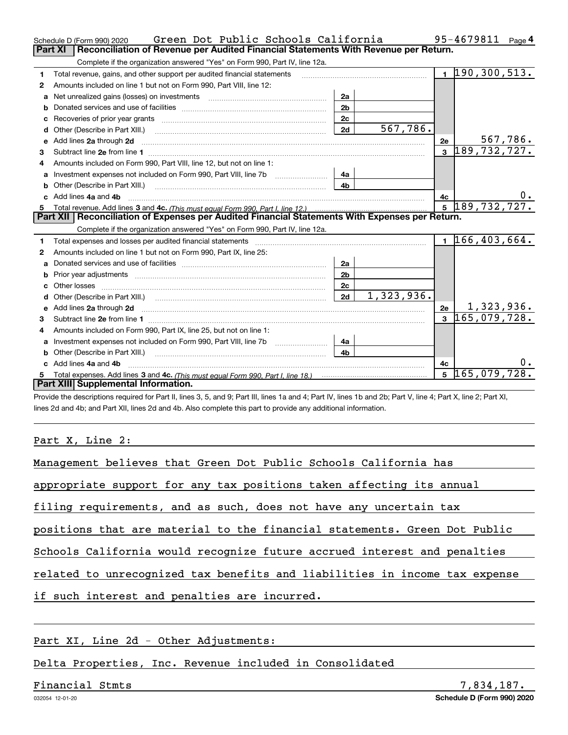Schedule D (Form 990) 2020 Green Dot Public Schools California 95-4679811 Page 4

## Part XI Reconciliation of Revenue per Audited Financial Statements With Revenue per Return.

Complete if the organization answered "Yes" on Form 990, Part IV, line 12a.

| | | | | | |
|---|---|---|---|---|---|
| 1 | Total revenue, gains, and other support per audited financial statements | | | 1 | 190,300,513. |
| 2 | Amounts included on line 1 but not on Form 990, Part VIII, line 12: | | | | |
| a | Net unrealized gains (losses) on investments | 2a | | | |
| b | Donated services and use of facilities | 2b | | | |
| c | Recoveries of prior year grants | 2c | | | |
| d | Other (Describe in Part XIII.) | 2d | 567,786. | | |
| e | Add lines 2a through 2d | | | 2e | 567,786. |
| 3 | Subtract line 2e from line 1 | | | 3 | 189,732,727. |
| 4 | Amounts included on Form 990, Part VIII, line 12, but not on line 1: | | | | |
| a | Investment expenses not included on Form 990, Part VIII, line 7b | 4a | | | |
| b | Other (Describe in Part XIII.) | 4b | | | |
| c | Add lines 4a and 4b | | | 4c | 0. |
| 5 | Total revenue. Add lines 3 and 4c. *(This must equal Form 990, Part I, line 12.)* | | | 5 | 189,732,727. |

## Part XII Reconciliation of Expenses per Audited Financial Statements With Expenses per Return.

Complete if the organization answered "Yes" on Form 990, Part IV, line 12a.

| | | | | | |
|---|---|---|---|---|---|
| 1 | Total expenses and losses per audited financial statements | | | 1 | 166,403,664. |
| 2 | Amounts included on line 1 but not on Form 990, Part IX, line 25: | | | | |
| a | Donated services and use of facilities | 2a | | | |
| b | Prior year adjustments | 2b | | | |
| c | Other losses | 2c | | | |
| d | Other (Describe in Part XIII.) | 2d | 1,323,936. | | |
| e | Add lines 2a through 2d | | | 2e | 1,323,936. |
| 3 | Subtract line 2e from line 1 | | | 3 | 165,079,728. |
| 4 | Amounts included on Form 990, Part IX, line 25, but not on line 1: | | | | |
| a | Investment expenses not included on Form 990, Part VIII, line 7b | 4a | | | |
| b | Other (Describe in Part XIII.) | 4b | | | |
| c | Add lines 4a and 4b | | | 4c | 0. |
| 5 | Total expenses. Add lines 3 and 4c. *(This must equal Form 990, Part I, line 18.)* | | | 5 | 165,079,728. |

## Part XIII Supplemental Information.

Provide the descriptions required for Part II, lines 3, 5, and 9; Part III, lines 1a and 4; Part IV, lines 1b and 2b; Part V, line 4; Part X, line 2; Part XI, lines 2d and 4b; and Part XII, lines 2d and 4b. Also complete this part to provide any additional information.

Part X, Line 2:

Management believes that Green Dot Public Schools California has appropriate support for any tax positions taken affecting its annual filing requirements, and as such, does not have any uncertain tax positions that are material to the financial statements. Green Dot Public Schools California would recognize future accrued interest and penalties related to unrecognized tax benefits and liabilities in income tax expense if such interest and penalties are incurred.

Part XI, Line 2d - Other Adjustments:

Delta Properties, Inc. Revenue included in Consolidated Financial Stmts 7,834,187.

032054 12-01-20 Schedule D (Form 990) 2020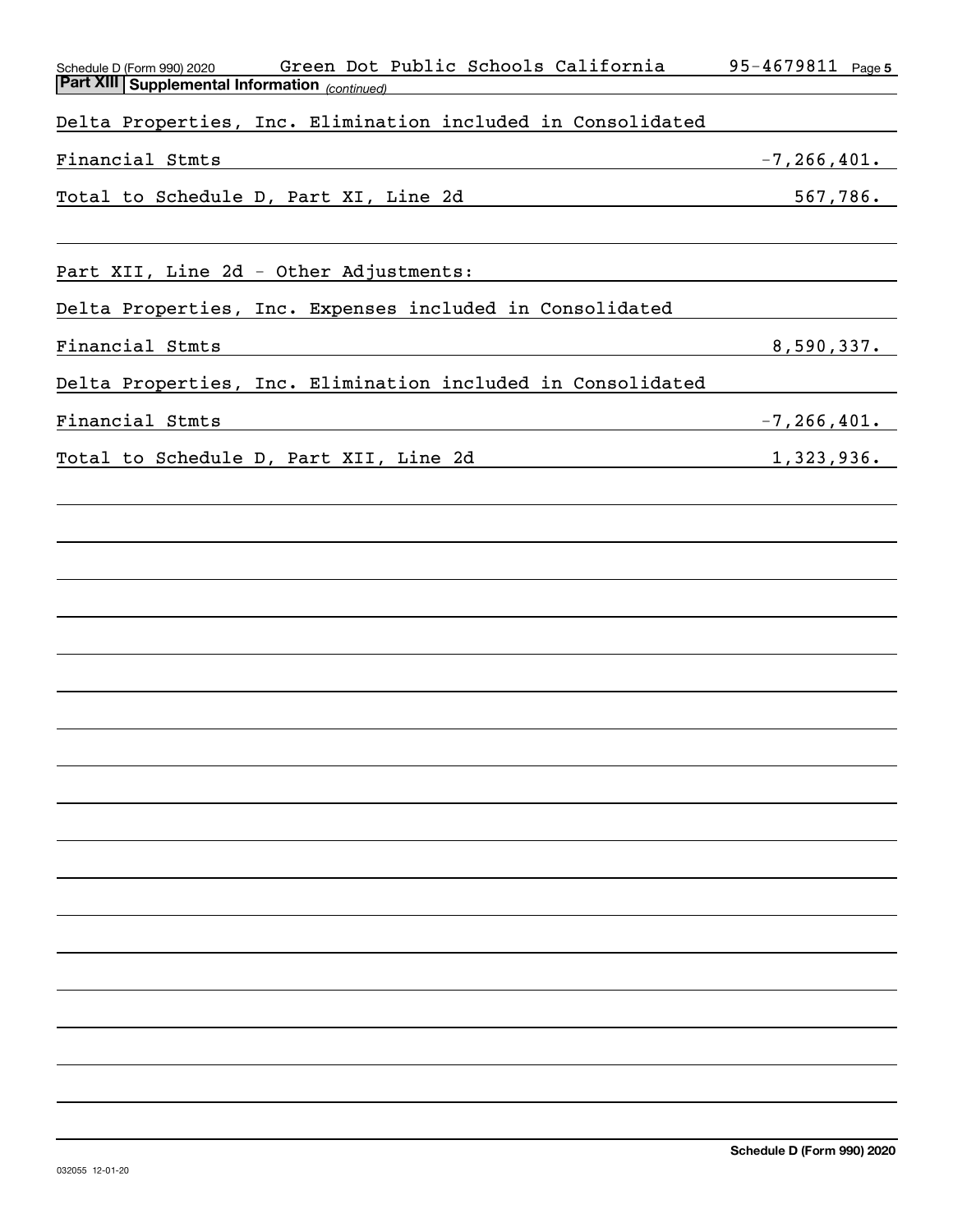Schedule D (Form 990) 2020 Green Dot Public Schools California 95-4679811 Page 5

**Part XIII Supplemental Information** *(continued)*

| | |
|---|---|
| Delta Properties, Inc. Elimination included in Consolidated | |
| Financial Stmts | -7,266,401. |
| Total to Schedule D, Part XI, Line 2d | 567,786. |
| | |
| Part XII, Line 2d - Other Adjustments: | |
| Delta Properties, Inc. Expenses included in Consolidated | |
| Financial Stmts | 8,590,337. |
| Delta Properties, Inc. Elimination included in Consolidated | |
| Financial Stmts | -7,266,401. |
| Total to Schedule D, Part XII, Line 2d | 1,323,936. |

**Schedule D (Form 990) 2020**

032055 12-01-20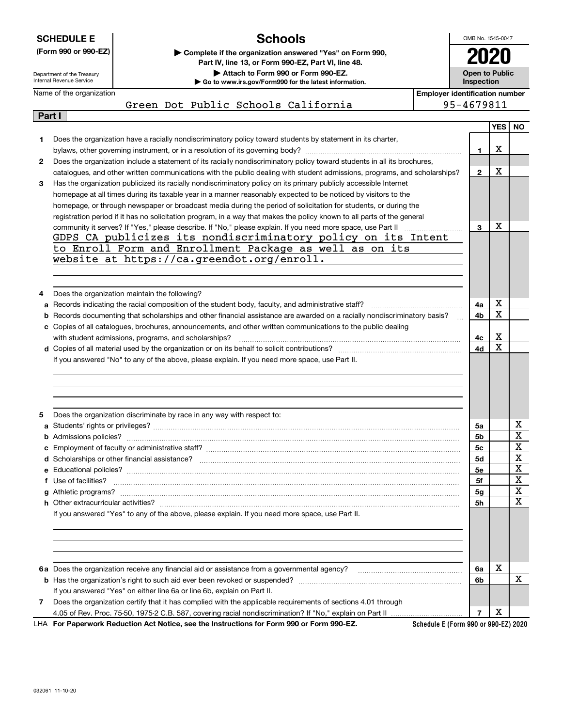**SCHEDULE E**
**(Form 990 or 990-EZ)**

Department of the Treasury
Internal Revenue Service

# Schools

▶ **Complete if the organization answered "Yes" on Form 990, Part IV, line 13, or Form 990-EZ, Part VI, line 48.**
▶ **Attach to Form 990 or Form 990-EZ.**
▶ **Go to www.irs.gov/Form990 for the latest information.**

OMB No. 1545-0047

**2020**

**Open to Public Inspection**

Name of the organization: Green Dot Public Schools California

**Employer identification number**: 95-4679811

**Part I**

| | | | YES | NO |
|---|---|---|---|---|
| 1 | Does the organization have a racially nondiscriminatory policy toward students by statement in its charter, bylaws, other governing instrument, or in a resolution of its governing body? | 1 | X | |
| 2 | Does the organization include a statement of its racially nondiscriminatory policy toward students in all its brochures, catalogues, and other written communications with the public dealing with student admissions, programs, and scholarships? | 2 | X | |
| 3 | Has the organization publicized its racially nondiscriminatory policy on its primary publicly accessible Internet homepage at all times during its taxable year in a manner reasonably expected to be noticed by visitors to the homepage, or through newspaper or broadcast media during the period of solicitation for students, or during the registration period if it has no solicitation program, in a way that makes the policy known to all parts of the general community it serves? If "Yes," please describe. If "No," please explain. If you need more space, use Part II | 3 | X | |
| | GDPS CA publicizes its nondiscriminatory policy on its Intent to Enroll Form and Enrollment Package as well as on its website at https://ca.greendot.org/enroll. | | | |
| 4 | Does the organization maintain the following? | | | |
| a | Records indicating the racial composition of the student body, faculty, and administrative staff? | 4a | X | |
| b | Records documenting that scholarships and other financial assistance are awarded on a racially nondiscriminatory basis? | 4b | X | |
| c | Copies of all catalogues, brochures, announcements, and other written communications to the public dealing with student admissions, programs, and scholarships? | 4c | X | |
| d | Copies of all material used by the organization or on its behalf to solicit contributions? | 4d | X | |
| | If you answered "No" to any of the above, please explain. If you need more space, use Part II. | | | |
| 5 | Does the organization discriminate by race in any way with respect to: | | | |
| a | Students' rights or privileges? | 5a | | X |
| b | Admissions policies? | 5b | | X |
| c | Employment of faculty or administrative staff? | 5c | | X |
| d | Scholarships or other financial assistance? | 5d | | X |
| e | Educational policies? | 5e | | X |
| f | Use of facilities? | 5f | | X |
| g | Athletic programs? | 5g | | X |
| h | Other extracurricular activities? | 5h | | X |
| | If you answered "Yes" to any of the above, please explain. If you need more space, use Part II. | | | |
| 6a | Does the organization receive any financial aid or assistance from a governmental agency? | 6a | X | |
| b | Has the organization's right to such aid ever been revoked or suspended? | 6b | | X |
| | If you answered "Yes" on either line 6a or line 6b, explain on Part II. | | | |
| 7 | Does the organization certify that it has complied with the applicable requirements of sections 4.01 through 4.05 of Rev. Proc. 75-50, 1975-2 C.B. 587, covering racial nondiscrimination? If "No," explain on Part II | 7 | X | |

LHA **For Paperwork Reduction Act Notice, see the Instructions for Form 990 or Form 990-EZ.** **Schedule E (Form 990 or 990-EZ) 2020**

032061 11-10-20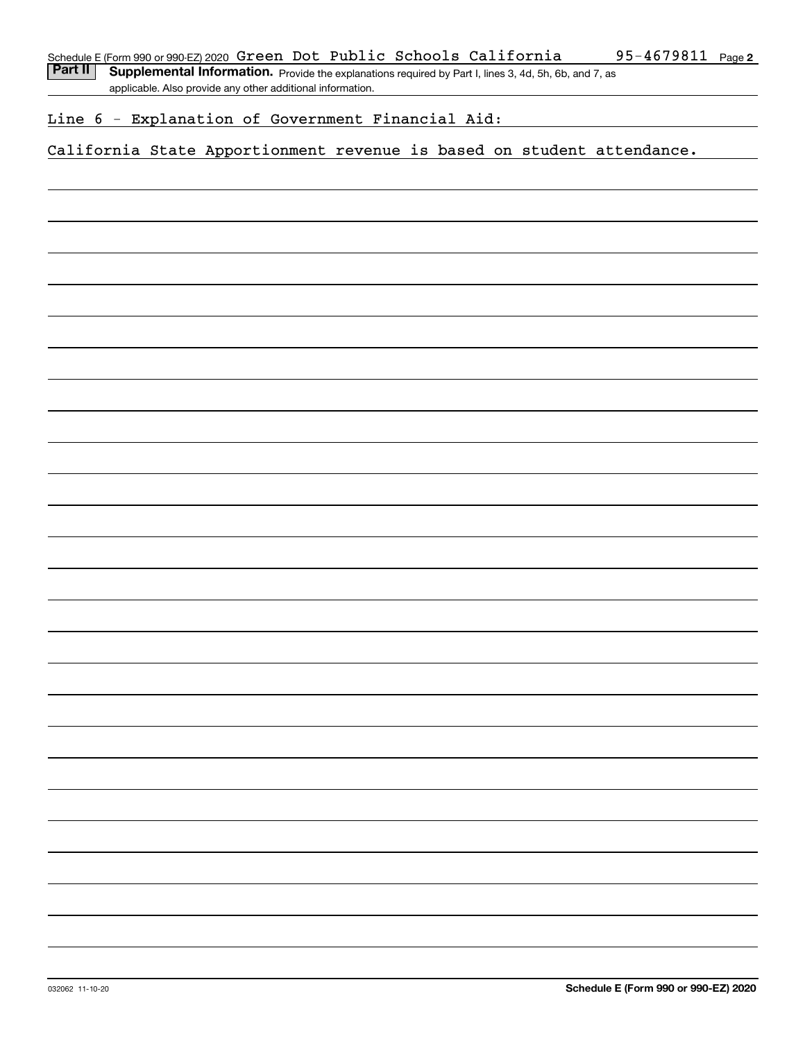Schedule E (Form 990 or 990-EZ) 2020 Green Dot Public Schools California 95-4679811 Page 2

**Part II** **Supplemental Information.** Provide the explanations required by Part I, lines 3, 4d, 5h, 6b, and 7, as applicable. Also provide any other additional information.

Line 6 - Explanation of Government Financial Aid:

California State Apportionment revenue is based on student attendance.

032062 11-10-20 **Schedule E (Form 990 or 990-EZ) 2020**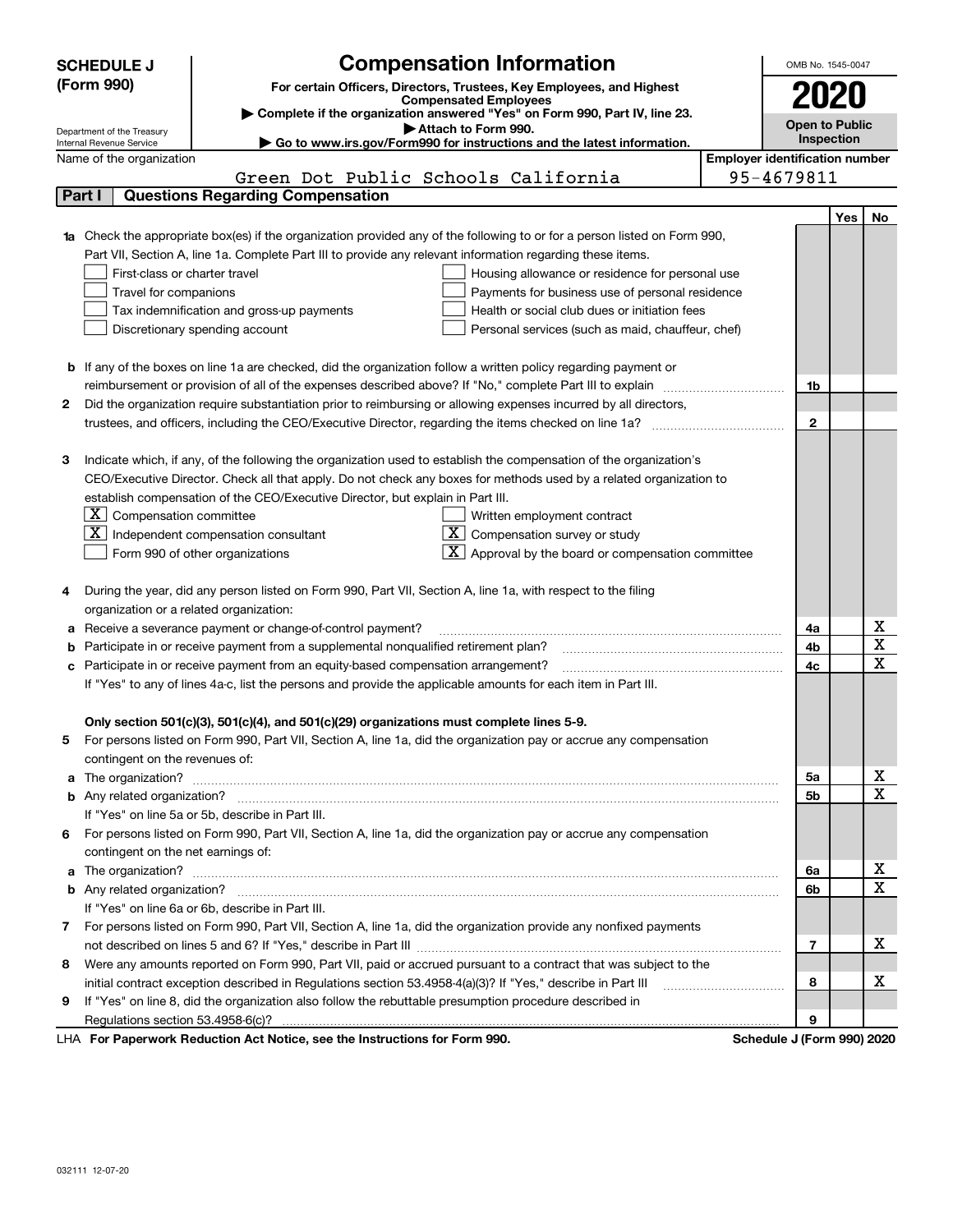**SCHEDULE J (Form 990)**

Department of the Treasury
Internal Revenue Service

# Compensation Information

**For certain Officers, Directors, Trustees, Key Employees, and Highest Compensated Employees**

▶ Complete if the organization answered "Yes" on Form 990, Part IV, line 23.
▶ Attach to Form 990.
▶ Go to www.irs.gov/Form990 for instructions and the latest information.

OMB No. 1545-0047

**2020**

**Open to Public Inspection**

Name of the organization: Green Dot Public Schools California

Employer identification number: 95-4679811

## Part I Questions Regarding Compensation

| | | | Yes | No |
|---|---|---|---|---|
| **1a** | Check the appropriate box(es) if the organization provided any of the following to or for a person listed on Form 990, Part VII, Section A, line 1a. Complete Part III to provide any relevant information regarding these items.<br>☐ First-class or charter travel ☐ Housing allowance or residence for personal use<br>☐ Travel for companions ☐ Payments for business use of personal residence<br>☐ Tax indemnification and gross-up payments ☐ Health or social club dues or initiation fees<br>☐ Discretionary spending account ☐ Personal services (such as maid, chauffeur, chef) | | | |
| **b** | If any of the boxes on line 1a are checked, did the organization follow a written policy regarding payment or reimbursement or provision of all of the expenses described above? If "No," complete Part III to explain | 1b | | |
| **2** | Did the organization require substantiation prior to reimbursing or allowing expenses incurred by all directors, trustees, and officers, including the CEO/Executive Director, regarding the items checked on line 1a? | 2 | | |
| **3** | Indicate which, if any, of the following the organization used to establish the compensation of the organization's CEO/Executive Director. Check all that apply. Do not check any boxes for methods used by a related organization to establish compensation of the CEO/Executive Director, but explain in Part III.<br>☒ Compensation committee ☐ Written employment contract<br>☒ Independent compensation consultant ☒ Compensation survey or study<br>☐ Form 990 of other organizations ☒ Approval by the board or compensation committee | | | |
| **4** | During the year, did any person listed on Form 990, Part VII, Section A, line 1a, with respect to the filing organization or a related organization: | | | |
| **a** | Receive a severance payment or change-of-control payment? | 4a | | X |
| **b** | Participate in or receive payment from a supplemental nonqualified retirement plan? | 4b | | X |
| **c** | Participate in or receive payment from an equity-based compensation arrangement? | 4c | | X |
| | If "Yes" to any of lines 4a-c, list the persons and provide the applicable amounts for each item in Part III. | | | |
| | **Only section 501(c)(3), 501(c)(4), and 501(c)(29) organizations must complete lines 5-9.** | | | |
| **5** | For persons listed on Form 990, Part VII, Section A, line 1a, did the organization pay or accrue any compensation contingent on the revenues of: | | | |
| **a** | The organization? | 5a | | X |
| **b** | Any related organization? | 5b | | X |
| | If "Yes" on line 5a or 5b, describe in Part III. | | | |
| **6** | For persons listed on Form 990, Part VII, Section A, line 1a, did the organization pay or accrue any compensation contingent on the net earnings of: | | | |
| **a** | The organization? | 6a | | X |
| **b** | Any related organization? | 6b | | X |
| | If "Yes" on line 6a or 6b, describe in Part III. | | | |
| **7** | For persons listed on Form 990, Part VII, Section A, line 1a, did the organization provide any nonfixed payments not described on lines 5 and 6? If "Yes," describe in Part III | 7 | | X |
| **8** | Were any amounts reported on Form 990, Part VII, paid or accrued pursuant to a contract that was subject to the initial contract exception described in Regulations section 53.4958-4(a)(3)? If "Yes," describe in Part III | 8 | | X |
| **9** | If "Yes" on line 8, did the organization also follow the rebuttable presumption procedure described in Regulations section 53.4958-6(c)? | 9 | | |

LHA **For Paperwork Reduction Act Notice, see the Instructions for Form 990.** **Schedule J (Form 990) 2020**

032111 12-07-20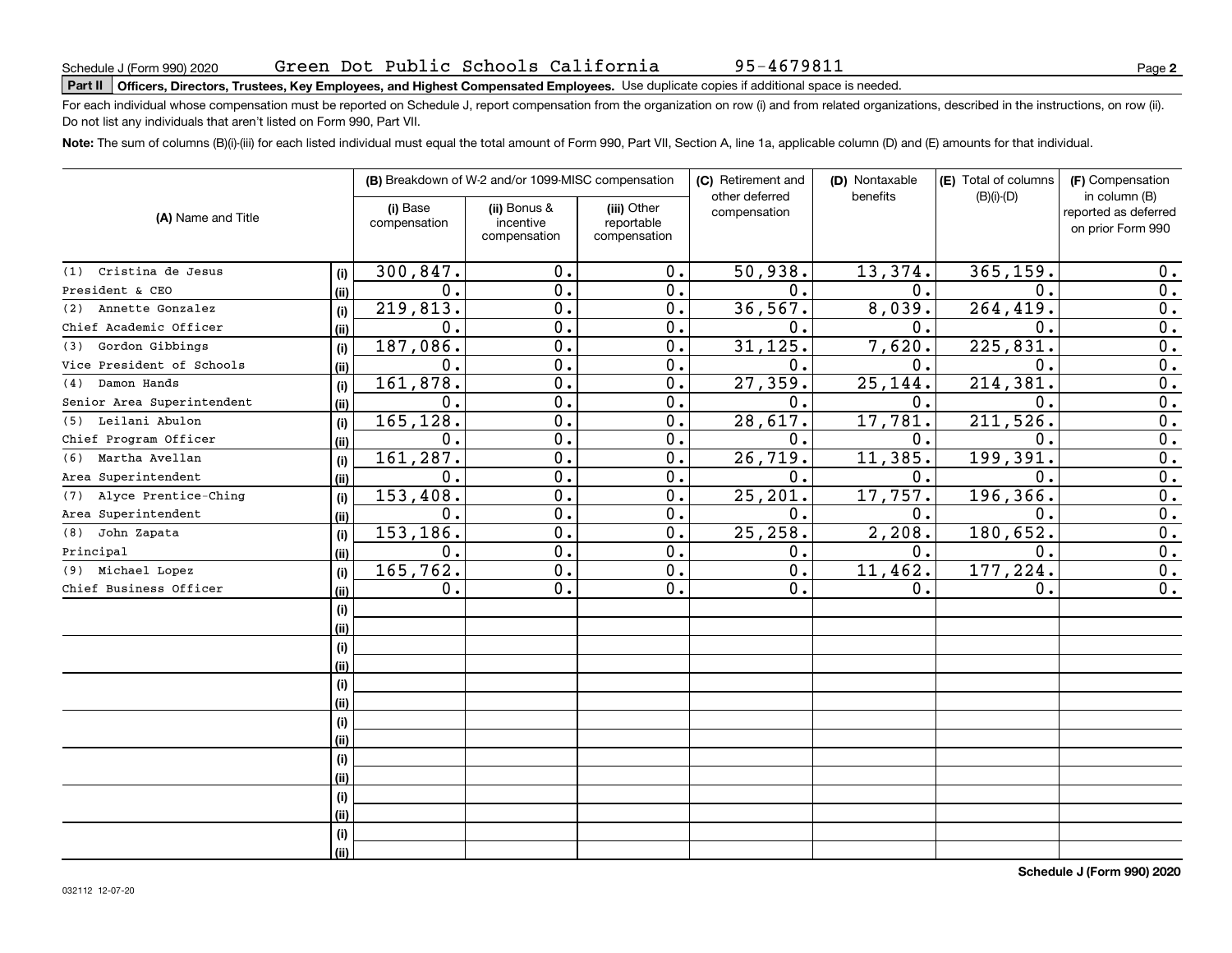Schedule J (Form 990) 2020 Green Dot Public Schools California 95-4679811

**Part II** **Officers, Directors, Trustees, Key Employees, and Highest Compensated Employees.** Use duplicate copies if additional space is needed.

For each individual whose compensation must be reported on Schedule J, report compensation from the organization on row (i) and from related organizations, described in the instructions, on row (ii). Do not list any individuals that aren't listed on Form 990, Part VII.

**Note:** The sum of columns (B)(i)-(iii) for each listed individual must equal the total amount of Form 990, Part VII, Section A, line 1a, applicable column (D) and (E) amounts for that individual.

| (A) Name and Title | | (B) Breakdown of W-2 and/or 1099-MISC compensation | | | (C) Retirement and other deferred compensation | (D) Nontaxable benefits | (E) Total of columns (B)(i)-(D) | (F) Compensation in column (B) reported as deferred on prior Form 990 |
|---|---|---|---|---|---|---|---|---|
| | | (i) Base compensation | (ii) Bonus & incentive compensation | (iii) Other reportable compensation | | | | |
| (1) Cristina de Jesus | (i) | 300,847. | 0. | 0. | 50,938. | 13,374. | 365,159. | 0. |
| President & CEO | (ii) | 0. | 0. | 0. | 0. | 0. | 0. | 0. |
| (2) Annette Gonzalez | (i) | 219,813. | 0. | 0. | 36,567. | 8,039. | 264,419. | 0. |
| Chief Academic Officer | (ii) | 0. | 0. | 0. | 0. | 0. | 0. | 0. |
| (3) Gordon Gibbings | (i) | 187,086. | 0. | 0. | 31,125. | 7,620. | 225,831. | 0. |
| Vice President of Schools | (ii) | 0. | 0. | 0. | 0. | 0. | 0. | 0. |
| (4) Damon Hands | (i) | 161,878. | 0. | 0. | 27,359. | 25,144. | 214,381. | 0. |
| Senior Area Superintendent | (ii) | 0. | 0. | 0. | 0. | 0. | 0. | 0. |
| (5) Leilani Abulon | (i) | 165,128. | 0. | 0. | 28,617. | 17,781. | 211,526. | 0. |
| Chief Program Officer | (ii) | 0. | 0. | 0. | 0. | 0. | 0. | 0. |
| (6) Martha Avellan | (i) | 161,287. | 0. | 0. | 26,719. | 11,385. | 199,391. | 0. |
| Area Superintendent | (ii) | 0. | 0. | 0. | 0. | 0. | 0. | 0. |
| (7) Alyce Prentice-Ching | (i) | 153,408. | 0. | 0. | 25,201. | 17,757. | 196,366. | 0. |
| Area Superintendent | (ii) | 0. | 0. | 0. | 0. | 0. | 0. | 0. |
| (8) John Zapata | (i) | 153,186. | 0. | 0. | 25,258. | 2,208. | 180,652. | 0. |
| Principal | (ii) | 0. | 0. | 0. | 0. | 0. | 0. | 0. |
| (9) Michael Lopez | (i) | 165,762. | 0. | 0. | 0. | 11,462. | 177,224. | 0. |
| Chief Business Officer | (ii) | 0. | 0. | 0. | 0. | 0. | 0. | 0. |
| | (i) | | | | | | | |
| | (ii) | | | | | | | |
| | (i) | | | | | | | |
| | (ii) | | | | | | | |
| | (i) | | | | | | | |
| | (ii) | | | | | | | |
| | (i) | | | | | | | |
| | (ii) | | | | | | | |
| | (i) | | | | | | | |
| | (ii) | | | | | | | |
| | (i) | | | | | | | |
| | (ii) | | | | | | | |
| | (i) | | | | | | | |
| | (ii) | | | | | | | |

**Schedule J (Form 990) 2020**

032112 12-07-20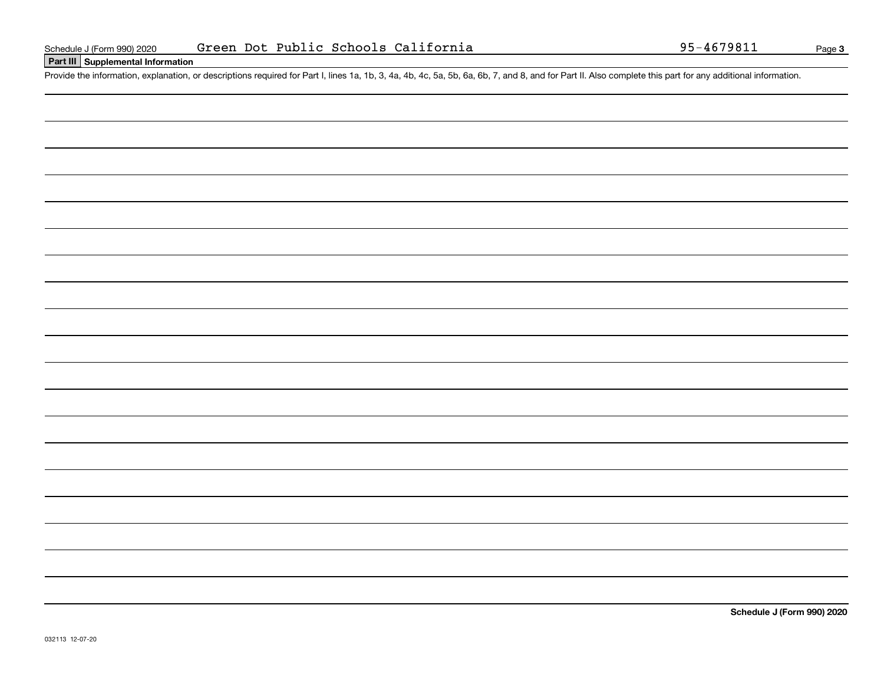## Part III Supplemental Information

Provide the information, explanation, or descriptions required for Part I, lines 1a, 1b, 3, 4a, 4b, 4c, 5a, 5b, 6a, 6b, 7, and 8, and for Part II. Also complete this part for any additional information.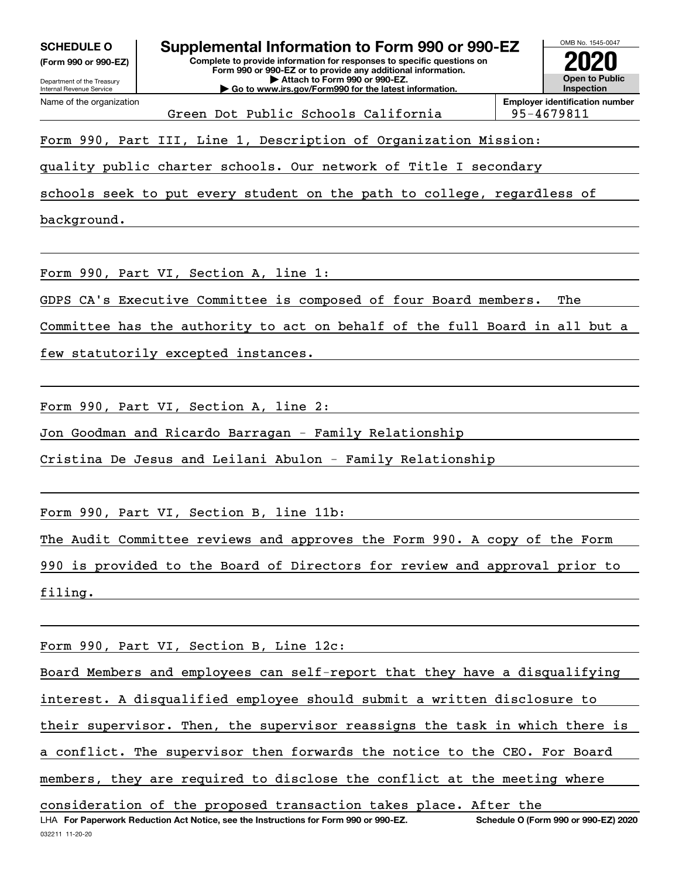**SCHEDULE O**
**(Form 990 or 990-EZ)**

Department of the Treasury
Internal Revenue Service

# Supplemental Information to Form 990 or 990-EZ

**Complete to provide information for responses to specific questions on Form 990 or 990-EZ or to provide any additional information.**
**▶ Attach to Form 990 or 990-EZ.**
**▶ Go to www.irs.gov/Form990 for the latest information.**

OMB No. 1545-0047
**2020**
**Open to Public Inspection**

| Name of the organization | Employer identification number |
|---|---|
| Green Dot Public Schools California | 95-4679811 |

Form 990, Part III, Line 1, Description of Organization Mission:

quality public charter schools. Our network of Title I secondary schools seek to put every student on the path to college, regardless of background.

Form 990, Part VI, Section A, line 1:

GDPS CA's Executive Committee is composed of four Board members. The Committee has the authority to act on behalf of the full Board in all but a few statutorily excepted instances.

Form 990, Part VI, Section A, line 2:

Jon Goodman and Ricardo Barragan - Family Relationship

Cristina De Jesus and Leilani Abulon - Family Relationship

Form 990, Part VI, Section B, line 11b:

The Audit Committee reviews and approves the Form 990. A copy of the Form 990 is provided to the Board of Directors for review and approval prior to filing.

Form 990, Part VI, Section B, Line 12c:

Board Members and employees can self-report that they have a disqualifying interest. A disqualified employee should submit a written disclosure to their supervisor. Then, the supervisor reassigns the task in which there is a conflict. The supervisor then forwards the notice to the CEO. For Board members, they are required to disclose the conflict at the meeting where consideration of the proposed transaction takes place. After the

LHA **For Paperwork Reduction Act Notice, see the Instructions for Form 990 or 990-EZ.** **Schedule O (Form 990 or 990-EZ) 2020**
032211 11-20-20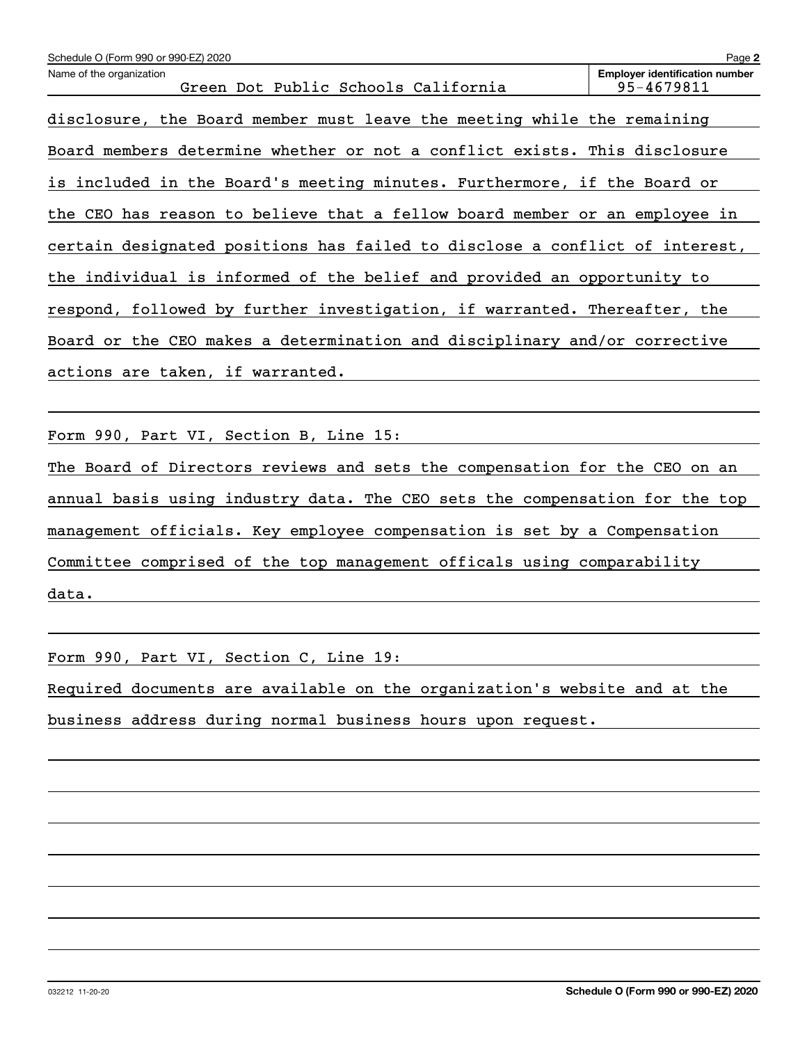Name of the organization: Green Dot Public Schools California

Employer identification number: 95-4679811

disclosure, the Board member must leave the meeting while the remaining Board members determine whether or not a conflict exists. This disclosure is included in the Board's meeting minutes. Furthermore, if the Board or the CEO has reason to believe that a fellow board member or an employee in certain designated positions has failed to disclose a conflict of interest, the individual is informed of the belief and provided an opportunity to respond, followed by further investigation, if warranted. Thereafter, the Board or the CEO makes a determination and disciplinary and/or corrective actions are taken, if warranted.

Form 990, Part VI, Section B, Line 15:

The Board of Directors reviews and sets the compensation for the CEO on an annual basis using industry data. The CEO sets the compensation for the top management officials. Key employee compensation is set by a Compensation Committee comprised of the top management officals using comparability data.

Form 990, Part VI, Section C, Line 19:

Required documents are available on the organization's website and at the business address during normal business hours upon request.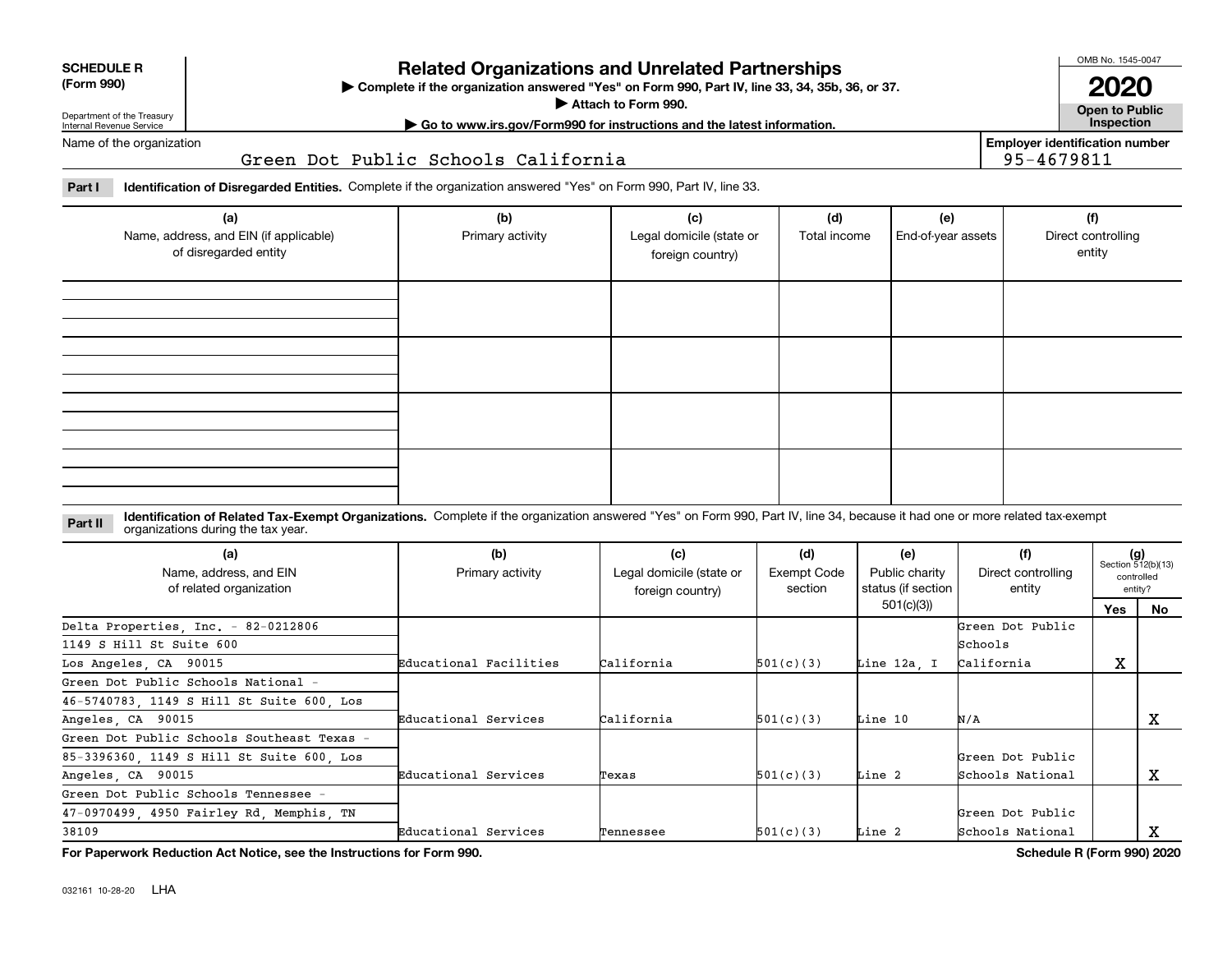**SCHEDULE R (Form 990)**

Department of the Treasury
Internal Revenue Service

# Related Organizations and Unrelated Partnerships

▶ Complete if the organization answered "Yes" on Form 990, Part IV, line 33, 34, 35b, 36, or 37.
▶ Attach to Form 990.
▶ Go to www.irs.gov/Form990 for instructions and the latest information.

OMB No. 1545-0047

**2020**

**Open to Public Inspection**

Name of the organization: Green Dot Public Schools California

Employer identification number: 95-4679811

**Part I** **Identification of Disregarded Entities.** Complete if the organization answered "Yes" on Form 990, Part IV, line 33.

| (a) Name, address, and EIN (if applicable) of disregarded entity | (b) Primary activity | (c) Legal domicile (state or foreign country) | (d) Total income | (e) End-of-year assets | (f) Direct controlling entity |
|---|---|---|---|---|---|
| | | | | | |
| | | | | | |
| | | | | | |
| | | | | | |

**Part II** **Identification of Related Tax-Exempt Organizations.** Complete if the organization answered "Yes" on Form 990, Part IV, line 34, because it had one or more related tax-exempt organizations during the tax year.

| (a) Name, address, and EIN of related organization | (b) Primary activity | (c) Legal domicile (state or foreign country) | (d) Exempt Code section | (e) Public charity status (if section 501(c)(3)) | (f) Direct controlling entity | (g) Section 512(b)(13) controlled entity? Yes | No |
|---|---|---|---|---|---|---|---|
| Delta Properties, Inc. - 82-0212806, 1149 S Hill St Suite 600, Los Angeles, CA 90015 | Educational Facilities | California | 501(c)(3) | Line 12a, I | Green Dot Public Schools California | X | |
| Green Dot Public Schools National - 46-5740783, 1149 S Hill St Suite 600, Los Angeles, CA 90015 | Educational Services | California | 501(c)(3) | Line 10 | N/A | | X |
| Green Dot Public Schools Southeast Texas - 85-3396360, 1149 S Hill St Suite 600, Los Angeles, CA 90015 | Educational Services | Texas | 501(c)(3) | Line 2 | Green Dot Public Schools National | | X |
| Green Dot Public Schools Tennessee - 47-0970499, 4950 Fairley Rd, Memphis, TN 38109 | Educational Services | Tennessee | 501(c)(3) | Line 2 | Green Dot Public Schools National | | X |

**For Paperwork Reduction Act Notice, see the Instructions for Form 990.**

**Schedule R (Form 990) 2020**

032161 10-28-20 LHA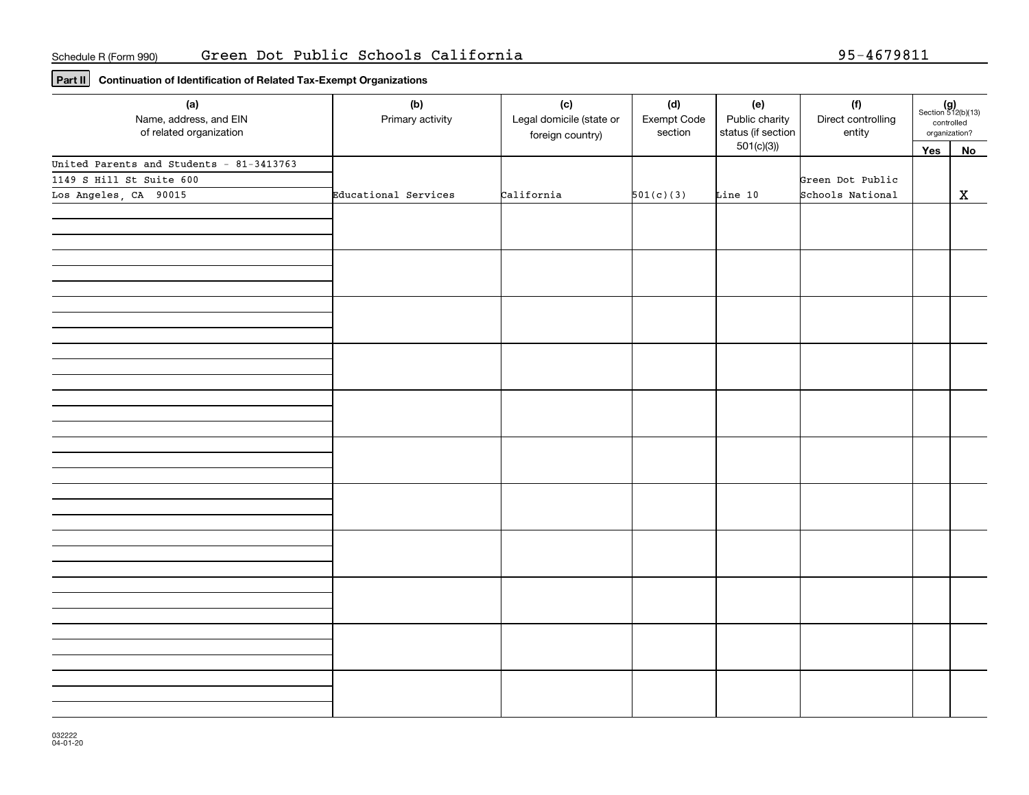Schedule R (Form 990) Green Dot Public Schools California 95-4679811

**Part II** **Continuation of Identification of Related Tax-Exempt Organizations**

| (a) Name, address, and EIN of related organization | (b) Primary activity | (c) Legal domicile (state or foreign country) | (d) Exempt Code section | (e) Public charity status (if section 501(c)(3)) | (f) Direct controlling entity | (g) Section 512(b)(13) controlled organization? Yes | No |
|---|---|---|---|---|---|---|---|
| United Parents and Students - 81-3413763<br>1149 S Hill St Suite 600<br>Los Angeles, CA 90015 | Educational Services | California | 501(c)(3) | Line 10 | Green Dot Public Schools National | | X |
| | | | | | | | |
| | | | | | | | |
| | | | | | | | |
| | | | | | | | |
| | | | | | | | |
| | | | | | | | |
| | | | | | | | |
| | | | | | | | |
| | | | | | | | |
| | | | | | | | |
| | | | | | | | |

032222 04-01-20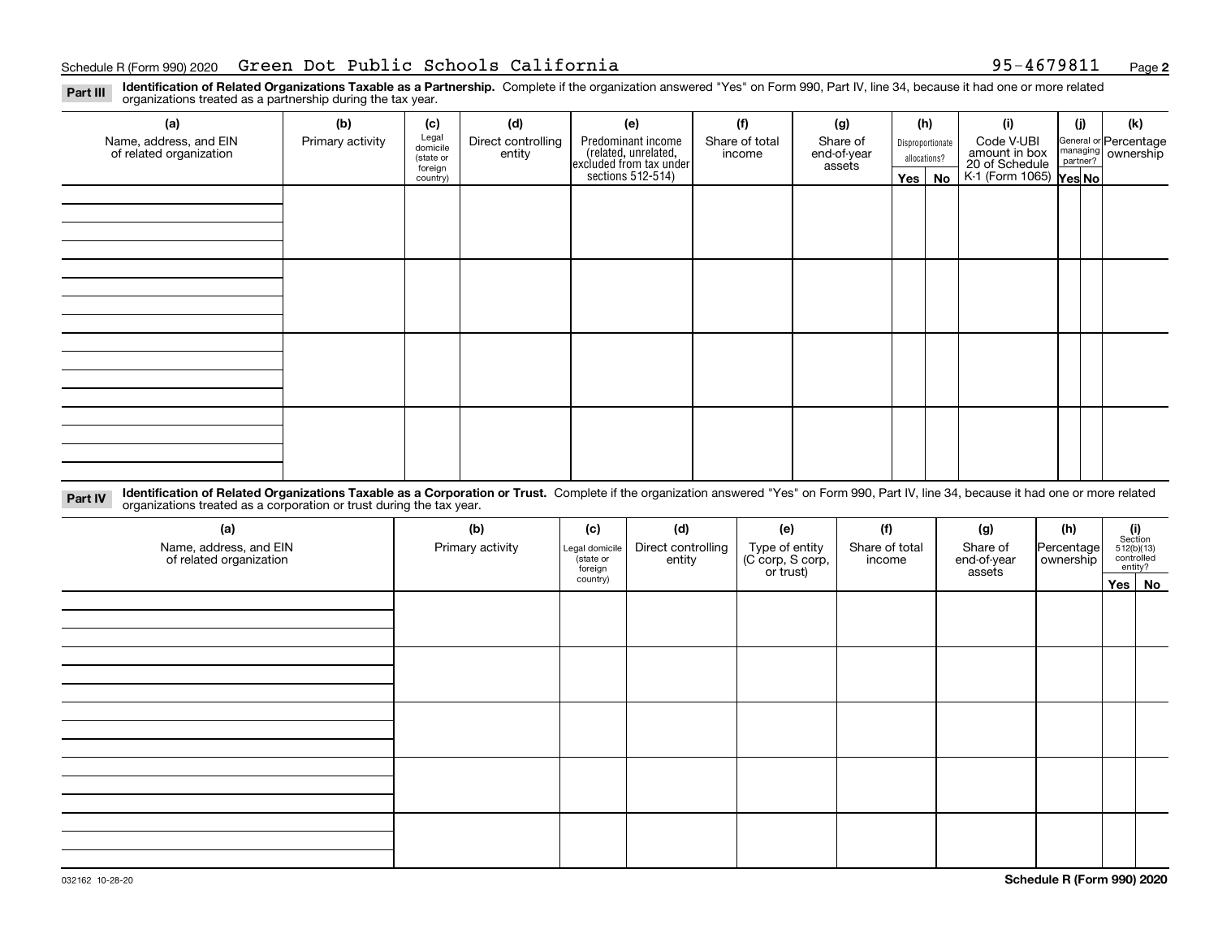Schedule R (Form 990) 2020 Green Dot Public Schools California 95-4679811

**Part III** **Identification of Related Organizations Taxable as a Partnership.** Complete if the organization answered "Yes" on Form 990, Part IV, line 34, because it had one or more related organizations treated as a partnership during the tax year.

| (a) Name, address, and EIN of related organization | (b) Primary activity | (c) Legal domicile (state or foreign country) | (d) Direct controlling entity | (e) Predominant income (related, unrelated, excluded from tax under sections 512-514) | (f) Share of total income | (g) Share of end-of-year assets | (h) Disproportionate allocations? | | (i) Code V-UBI amount in box 20 of Schedule K-1 (Form 1065) | (j) General or managing partner? | | (k) Percentage ownership |
|---|---|---|---|---|---|---|---|---|---|---|---|---|
| | | | | | | | Yes | No | | Yes | No | |
| | | | | | | | | | | | | |
| | | | | | | | | | | | | |
| | | | | | | | | | | | | |
| | | | | | | | | | | | | |

**Part IV** **Identification of Related Organizations Taxable as a Corporation or Trust.** Complete if the organization answered "Yes" on Form 990, Part IV, line 34, because it had one or more related organizations treated as a corporation or trust during the tax year.

| (a) Name, address, and EIN of related organization | (b) Primary activity | (c) Legal domicile (state or foreign country) | (d) Direct controlling entity | (e) Type of entity (C corp, S corp, or trust) | (f) Share of total income | (g) Share of end-of-year assets | (h) Percentage ownership | (i) Section 512(b)(13) controlled entity? | |
|---|---|---|---|---|---|---|---|---|---|
| | | | | | | | | Yes | No |
| | | | | | | | | | |
| | | | | | | | | | |
| | | | | | | | | | |
| | | | | | | | | | |
| | | | | | | | | | |

032162 10-28-20

**Schedule R (Form 990) 2020**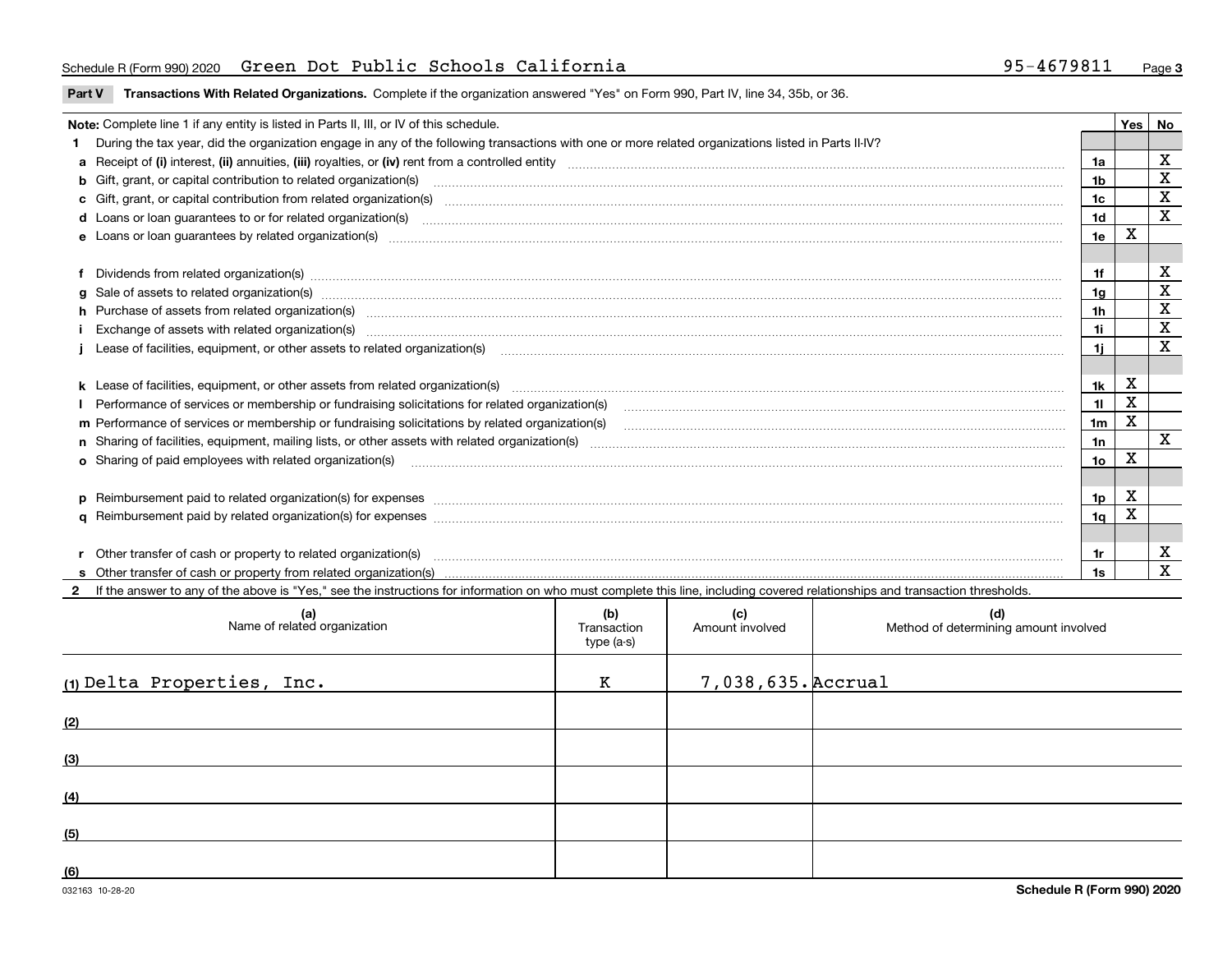Schedule R (Form 990) 2020 Green Dot Public Schools California 95-4679811

## Part V Transactions With Related Organizations.

Complete if the organization answered "Yes" on Form 990, Part IV, line 34, 35b, or 36.

**Note:** Complete line 1 if any entity is listed in Parts II, III, or IV of this schedule.

| | | | Yes | No |
|---|---|---|---|---|
| **1** | During the tax year, did the organization engage in any of the following transactions with one or more related organizations listed in Parts II-IV? | | | |
| **a** | Receipt of **(i)** interest, **(ii)** annuities, **(iii)** royalties, or **(iv)** rent from a controlled entity | 1a | | X |
| **b** | Gift, grant, or capital contribution to related organization(s) | 1b | | X |
| **c** | Gift, grant, or capital contribution from related organization(s) | 1c | | X |
| **d** | Loans or loan guarantees to or for related organization(s) | 1d | | X |
| **e** | Loans or loan guarantees by related organization(s) | 1e | X | |
| **f** | Dividends from related organization(s) | 1f | | X |
| **g** | Sale of assets to related organization(s) | 1g | | X |
| **h** | Purchase of assets from related organization(s) | 1h | | X |
| **i** | Exchange of assets with related organization(s) | 1i | | X |
| **j** | Lease of facilities, equipment, or other assets to related organization(s) | 1j | | X |
| **k** | Lease of facilities, equipment, or other assets from related organization(s) | 1k | X | |
| **l** | Performance of services or membership or fundraising solicitations for related organization(s) | 1l | X | |
| **m** | Performance of services or membership or fundraising solicitations by related organization(s) | 1m | X | |
| **n** | Sharing of facilities, equipment, mailing lists, or other assets with related organization(s) | 1n | | X |
| **o** | Sharing of paid employees with related organization(s) | 1o | X | |
| **p** | Reimbursement paid to related organization(s) for expenses | 1p | X | |
| **q** | Reimbursement paid by related organization(s) for expenses | 1q | X | |
| **r** | Other transfer of cash or property to related organization(s) | 1r | | X |
| **s** | Other transfer of cash or property from related organization(s) | 1s | | X |

**2** If the answer to any of the above is "Yes," see the instructions for information on who must complete this line, including covered relationships and transaction thresholds.

| | (a) Name of related organization | (b) Transaction type (a-s) | (c) Amount involved | (d) Method of determining amount involved |
|---|---|---|---|---|
| (1) | Delta Properties, Inc. | K | 7,038,635. | Accrual |
| (2) | | | | |
| (3) | | | | |
| (4) | | | | |
| (5) | | | | |
| (6) | | | | |

032163 10-28-20 Schedule R (Form 990) 2020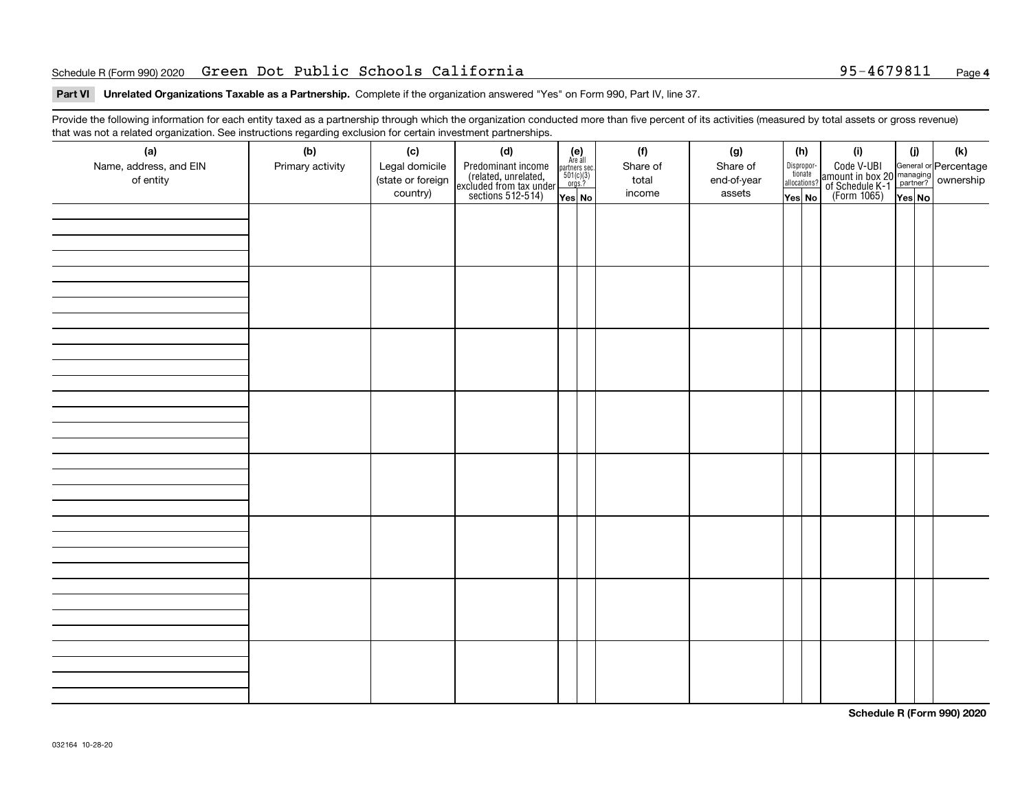Schedule R (Form 990) 2020 Green Dot Public Schools California 95-4679811 Page **4**

**Part VI Unrelated Organizations Taxable as a Partnership.** Complete if the organization answered "Yes" on Form 990, Part IV, line 37.

Provide the following information for each entity taxed as a partnership through which the organization conducted more than five percent of its activities (measured by total assets or gross revenue) that was not a related organization. See instructions regarding exclusion for certain investment partnerships.

| (a) Name, address, and EIN of entity | (b) Primary activity | (c) Legal domicile (state or foreign country) | (d) Predominant income (related, unrelated, excluded from tax under sections 512-514) | (e) Are all partners sec. 501(c)(3) orgs.? Yes | (e) No | (f) Share of total income | (g) Share of end-of-year assets | (h) Disproportionate allocations? Yes | (h) No | (i) Code V-UBI amount in box 20 of Schedule K-1 (Form 1065) | (j) General or managing partner? Yes | (j) No | (k) Percentage ownership |
|---|---|---|---|---|---|---|---|---|---|---|---|---|---|
| | | | | | | | | | | | | | |
| | | | | | | | | | | | | | |
| | | | | | | | | | | | | | |
| | | | | | | | | | | | | | |
| | | | | | | | | | | | | | |
| | | | | | | | | | | | | | |
| | | | | | | | | | | | | | |
| | | | | | | | | | | | | | |

**Schedule R (Form 990) 2020**

032164 10-28-20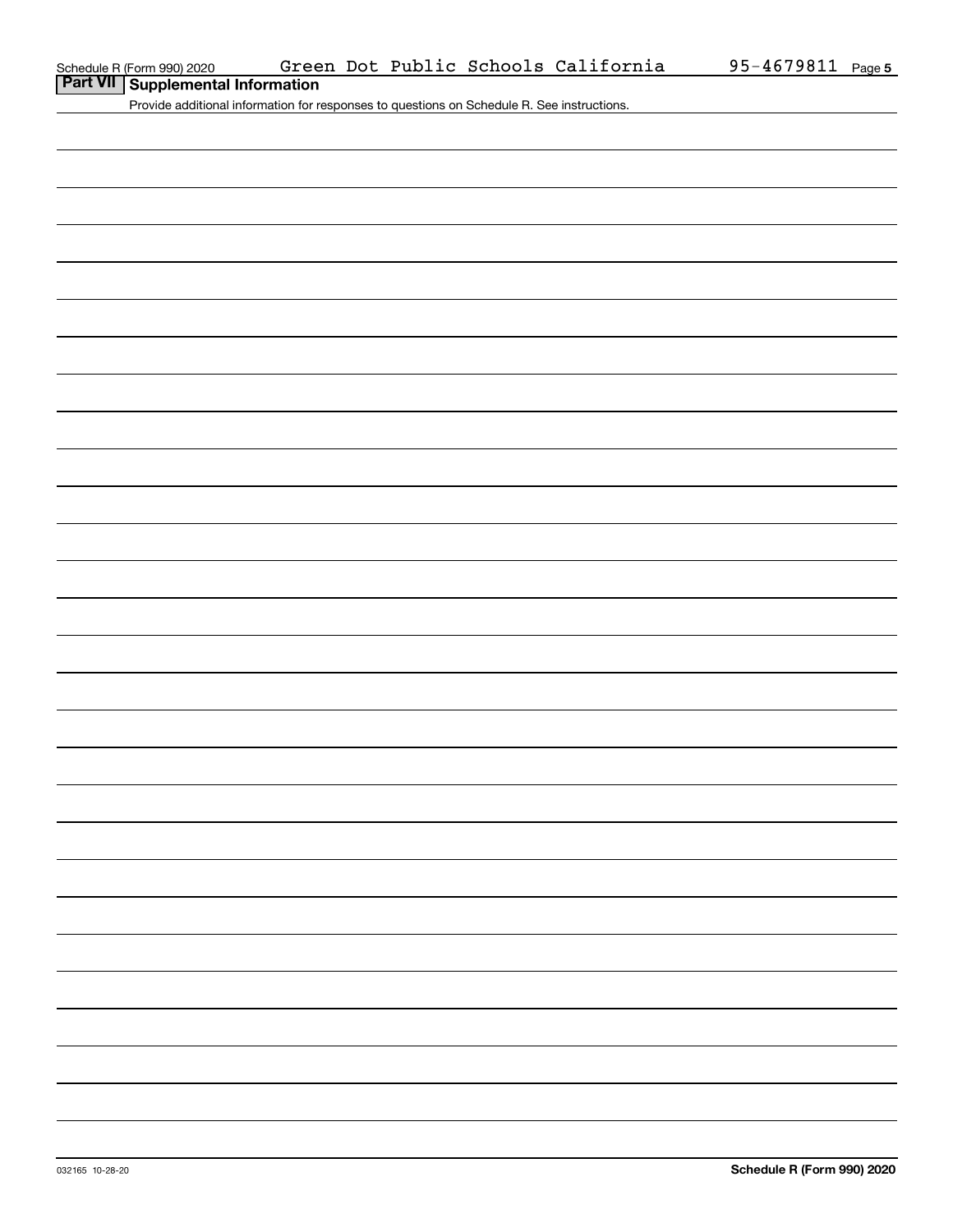Schedule R (Form 990) 2020 Green Dot Public Schools California 95-4679811 Page 5

## Part VII Supplemental Information

Provide additional information for responses to questions on Schedule R. See instructions.

032165 10-28-20 **Schedule R (Form 990) 2020**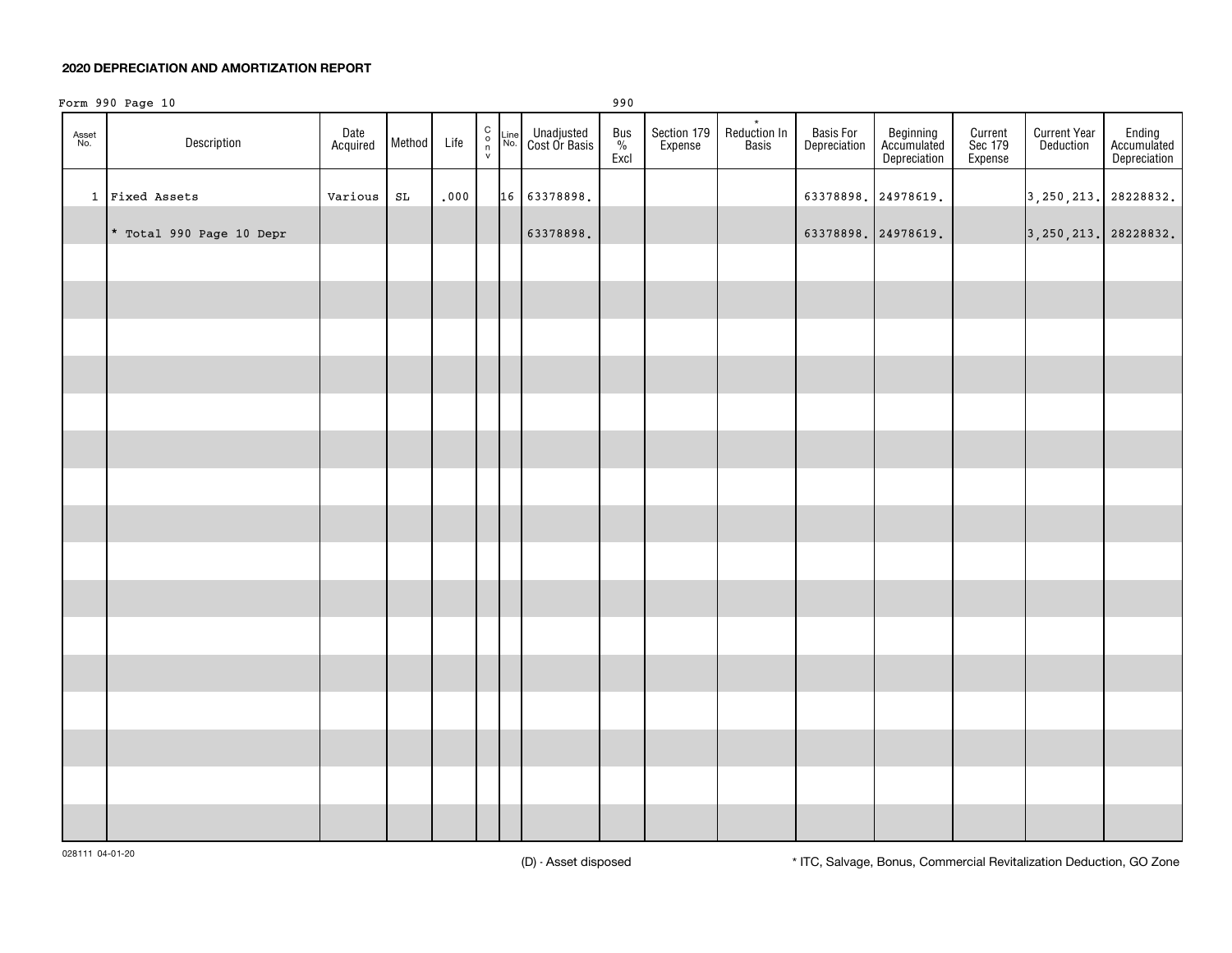## 2020 DEPRECIATION AND AMORTIZATION REPORT

Form 990 Page 10 990

| Asset No. | Description | Date Acquired | Method | Life | Conv | Line No. | Unadjusted Cost Or Basis | Bus % Excl | Section 179 Expense | * Reduction In Basis | Basis For Depreciation | Beginning Accumulated Depreciation | Current Sec 179 Expense | Current Year Deduction | Ending Accumulated Depreciation |
|---|---|---|---|---|---|---|---|---|---|---|---|---|---|---|---|
| 1 | Fixed Assets | Various | SL | .000 | | 16 | 63378898. | | | | 63378898. | 24978619. | | 3,250,213. | 28228832. |
| | * Total 990 Page 10 Depr | | | | | | 63378898. | | | | 63378898. | 24978619. | | 3,250,213. | 28228832. |

028111 04-01-20

(D) - Asset disposed

* ITC, Salvage, Bonus, Commercial Revitalization Deduction, GO Zone